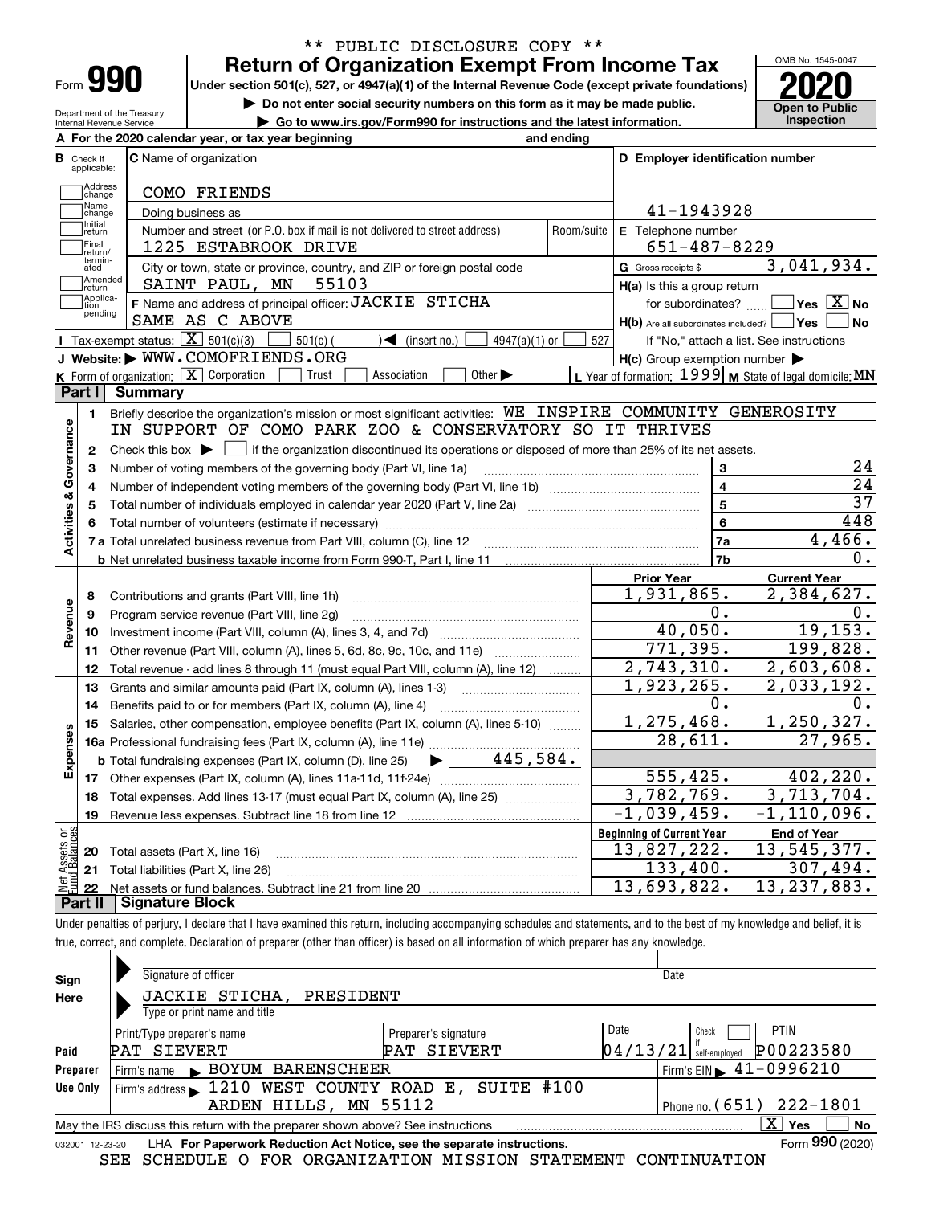\*\* PUBLIC DISCLOSURE COPY \*\*

# Form 990 — Return of Organization Exempt From Income Tax

Under section 501(c), 527, or 4947(a)(1) of the Internal Revenue Code (except private foundations)

▶ Do not enter social security numbers on this form as it may be made public.

▶ Go to www.irs.gov/Form990 for instructions and the latest information.

Department of the Treasury, Internal Revenue Service

OMB No. 1545-0047 — **2020** — Open to Public Inspection

**A** For the 2020 calendar year, or tax year beginning and ending

**B** Check if applicable: Address change, Name change, Initial return, Final return/terminated, Amended return, Application pending

**C** Name of organization: COMO FRIENDS

Doing business as

Number and street (or P.O. box if mail is not delivered to street address): 1225 ESTABROOK DRIVE — Room/suite

City or town, state or province, country, and ZIP or foreign postal code: SAINT PAUL, MN 55103

**D** Employer identification number: 41-1943928

**E** Telephone number: 651-487-8229

**G** Gross receipts $ 3,041,934.

**F** Name and address of principal officer: JACKIE STICHA, SAME AS C ABOVE

**H(a)** Is this a group return for subordinates? Yes [ ] No [X]

**H(b)** Are all subordinates included? Yes [ ] No [ ] — If "No," attach a list. See instructions

**H(c)** Group exemption number ▶

**I** Tax-exempt status: [X] 501(c)(3) [ ] 501(c) ( ) ◀ (insert no.) [ ] 4947(a)(1) or [ ] 527

**J** Website: ▶ WWW.COMOFRIENDS.ORG

**K** Form of organization: [X] Corporation [ ] Trust [ ] Association [ ] Other ▶

**L** Year of formation: 1999 **M** State of legal domicile: MN

## Part I Summary

**Activities & Governance**

1. Briefly describe the organization's mission or most significant activities: WE INSPIRE COMMUNITY GENEROSITY IN SUPPORT OF COMO PARK ZOO & CONSERVATORY SO IT THRIVES
2. Check this box ▶ [ ] if the organization discontinued its operations or disposed of more than 25% of its net assets.

| Line | Description | No. | Value |
|---|---|---|---|
| 3 | Number of voting members of the governing body (Part VI, line 1a) | 3 | 24 |
| 4 | Number of independent voting members of the governing body (Part VI, line 1b) | 4 | 24 |
| 5 | Total number of individuals employed in calendar year 2020 (Part V, line 2a) | 5 | 37 |
| 6 | Total number of volunteers (estimate if necessary) | 6 | 448 |
| 7a | Total unrelated business revenue from Part VIII, column (C), line 12 | 7a | 4,466. |
| 7b | Net unrelated business taxable income from Form 990-T, Part I, line 11 | 7b | 0. |

| Line | Description | Prior Year | Current Year |
|---|---|---|---|
| **Revenue** | | | |
| 8 | Contributions and grants (Part VIII, line 1h) | 1,931,865. | 2,384,627. |
| 9 | Program service revenue (Part VIII, line 2g) | 0. | 0. |
| 10 | Investment income (Part VIII, column (A), lines 3, 4, and 7d) | 40,050. | 19,153. |
| 11 | Other revenue (Part VIII, column (A), lines 5, 6d, 8c, 9c, 10c, and 11e) | 771,395. | 199,828. |
| 12 | Total revenue - add lines 8 through 11 (must equal Part VIII, column (A), line 12) | 2,743,310. | 2,603,608. |
| **Expenses** | | | |
| 13 | Grants and similar amounts paid (Part IX, column (A), lines 1-3) | 1,923,265. | 2,033,192. |
| 14 | Benefits paid to or for members (Part IX, column (A), line 4) | 0. | 0. |
| 15 | Salaries, other compensation, employee benefits (Part IX, column (A), lines 5-10) | 1,275,468. | 1,250,327. |
| 16a | Professional fundraising fees (Part IX, column (A), line 11e) | 28,611. | 27,965. |
| b | Total fundraising expenses (Part IX, column (D), line 25) ▶ 445,584. | | |
| 17 | Other expenses (Part IX, column (A), lines 11a-11d, 11f-24e) | 555,425. | 402,220. |
| 18 | Total expenses. Add lines 13-17 (must equal Part IX, column (A), line 25) | 3,782,769. | 3,713,704. |
| 19 | Revenue less expenses. Subtract line 18 from line 12 | -1,039,459. | -1,110,096. |

| Line | Net Assets or Fund Balances | Beginning of Current Year | End of Year |
|---|---|---|---|
| 20 | Total assets (Part X, line 16) | 13,827,222. | 13,545,377. |
| 21 | Total liabilities (Part X, line 26) | 133,400. | 307,494. |
| 22 | Net assets or fund balances. Subtract line 21 from line 20 | 13,693,822. | 13,237,883. |

## Part II Signature Block

Under penalties of perjury, I declare that I have examined this return, including accompanying schedules and statements, and to the best of my knowledge and belief, it is true, correct, and complete. Declaration of preparer (other than officer) is based on all information of which preparer has any knowledge.

**Sign Here**

Signature of officer — Date

JACKIE STICHA, PRESIDENT

Type or print name and title

**Paid Preparer Use Only**

| Print/Type preparer's name | Preparer's signature | Date | Check if self-employed | PTIN |
|---|---|---|---|---|
| PAT SIEVERT | PAT SIEVERT | 04/13/21 | [ ] | P00223580 |

Firm's name ▶ BOYUM BARENSCHEER — Firm's EIN ▶ 41-0996210

Firm's address ▶ 1210 WEST COUNTY ROAD E, SUITE #100, ARDEN HILLS, MN 55112 — Phone no. (651) 222-1801

May the IRS discuss this return with the preparer shown above? See instructions [X] Yes [ ] No

032001 12-23-20 LHA For Paperwork Reduction Act Notice, see the separate instructions. Form **990** (2020)

SEE SCHEDULE O FOR ORGANIZATION MISSION STATEMENT CONTINUATION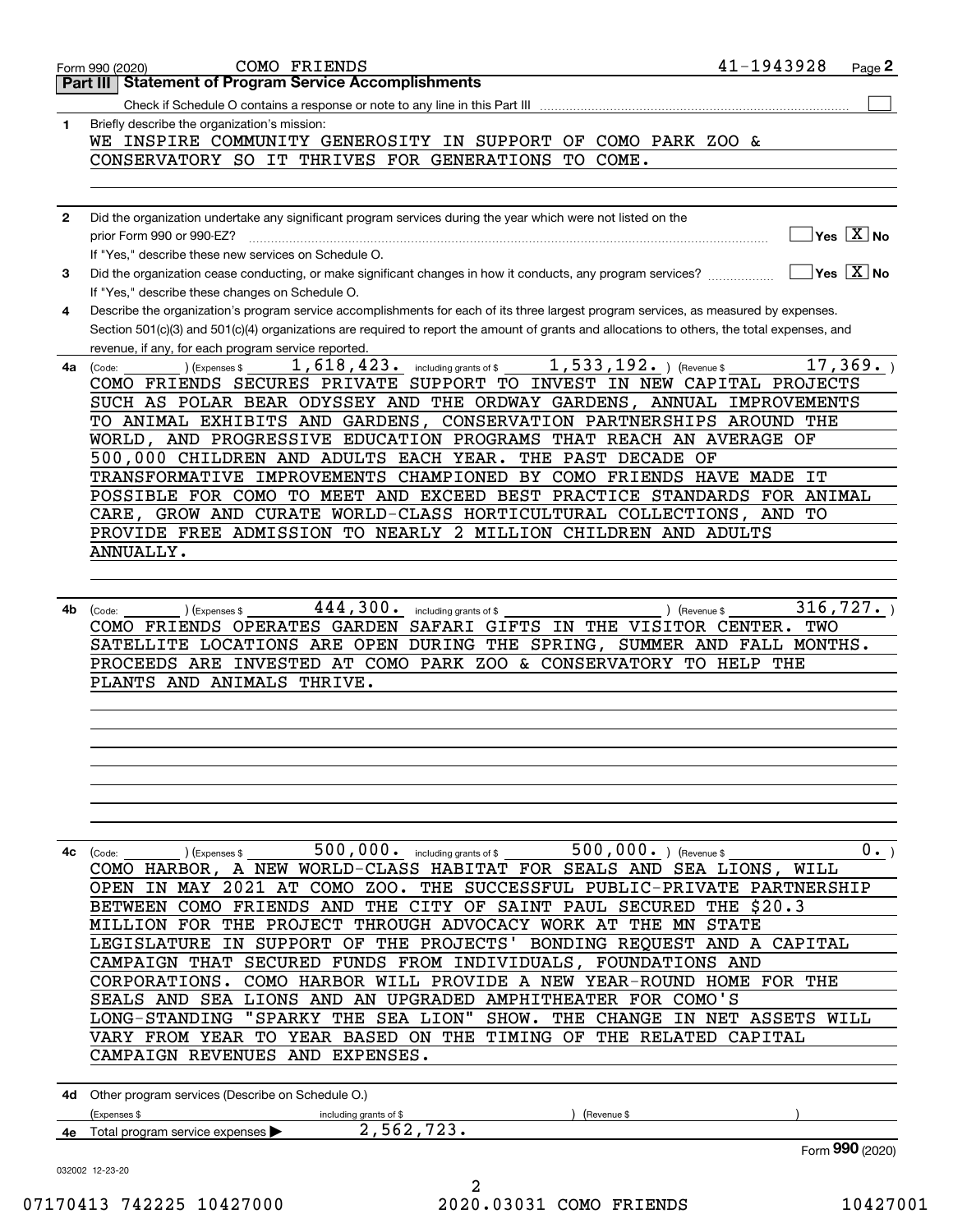Form 990 (2020) COMO FRIENDS 41-1943928 Page **2**

## Part III | Statement of Program Service Accomplishments

Check if Schedule O contains a response or note to any line in this Part III ☐

**1** Briefly describe the organization's mission:

WE INSPIRE COMMUNITY GENEROSITY IN SUPPORT OF COMO PARK ZOO & CONSERVATORY SO IT THRIVES FOR GENERATIONS TO COME.

**2** Did the organization undertake any significant program services during the year which were not listed on the prior Form 990 or 990-EZ? ☐ Yes ☒ No

If "Yes," describe these new services on Schedule O.

**3** Did the organization cease conducting, or make significant changes in how it conducts, any program services? ☐ Yes ☒ No

If "Yes," describe these changes on Schedule O.

**4** Describe the organization's program service accomplishments for each of its three largest program services, as measured by expenses. Section 501(c)(3) and 501(c)(4) organizations are required to report the amount of grants and allocations to others, the total expenses, and revenue, if any, for each program service reported.

**4a** (Code: ) (Expenses $ 1,618,423. including grants of $ 1,533,192. ) (Revenue $ 17,369. )

COMO FRIENDS SECURES PRIVATE SUPPORT TO INVEST IN NEW CAPITAL PROJECTS SUCH AS POLAR BEAR ODYSSEY AND THE ORDWAY GARDENS, ANNUAL IMPROVEMENTS TO ANIMAL EXHIBITS AND GARDENS, CONSERVATION PARTNERSHIPS AROUND THE WORLD, AND PROGRESSIVE EDUCATION PROGRAMS THAT REACH AN AVERAGE OF 500,000 CHILDREN AND ADULTS EACH YEAR. THE PAST DECADE OF TRANSFORMATIVE IMPROVEMENTS CHAMPIONED BY COMO FRIENDS HAVE MADE IT POSSIBLE FOR COMO TO MEET AND EXCEED BEST PRACTICE STANDARDS FOR ANIMAL CARE, GROW AND CURATE WORLD-CLASS HORTICULTURAL COLLECTIONS, AND TO PROVIDE FREE ADMISSION TO NEARLY 2 MILLION CHILDREN AND ADULTS ANNUALLY.

**4b** (Code: ) (Expenses $ 444,300. including grants of $ ) (Revenue $ 316,727. )

COMO FRIENDS OPERATES GARDEN SAFARI GIFTS IN THE VISITOR CENTER. TWO SATELLITE LOCATIONS ARE OPEN DURING THE SPRING, SUMMER AND FALL MONTHS. PROCEEDS ARE INVESTED AT COMO PARK ZOO & CONSERVATORY TO HELP THE PLANTS AND ANIMALS THRIVE.

**4c** (Code: ) (Expenses $ 500,000. including grants of $ 500,000. ) (Revenue $ 0. )

COMO HARBOR, A NEW WORLD-CLASS HABITAT FOR SEALS AND SEA LIONS, WILL OPEN IN MAY 2021 AT COMO ZOO. THE SUCCESSFUL PUBLIC-PRIVATE PARTNERSHIP BETWEEN COMO FRIENDS AND THE CITY OF SAINT PAUL SECURED THE $20.3 MILLION FOR THE PROJECT THROUGH ADVOCACY WORK AT THE MN STATE LEGISLATURE IN SUPPORT OF THE PROJECTS' BONDING REQUEST AND A CAPITAL CAMPAIGN THAT SECURED FUNDS FROM INDIVIDUALS, FOUNDATIONS AND CORPORATIONS. COMO HARBOR WILL PROVIDE A NEW YEAR-ROUND HOME FOR THE SEALS AND SEA LIONS AND AN UPGRADED AMPHITHEATER FOR COMO'S LONG-STANDING "SPARKY THE SEA LION" SHOW. THE CHANGE IN NET ASSETS WILL VARY FROM YEAR TO YEAR BASED ON THE TIMING OF THE RELATED CAPITAL CAMPAIGN REVENUES AND EXPENSES.

**4d** Other program services (Describe on Schedule O.)

(Expenses $ including grants of $ ) (Revenue $ )

**4e** Total program service expenses ▶ 2,562,723.

Form **990** (2020)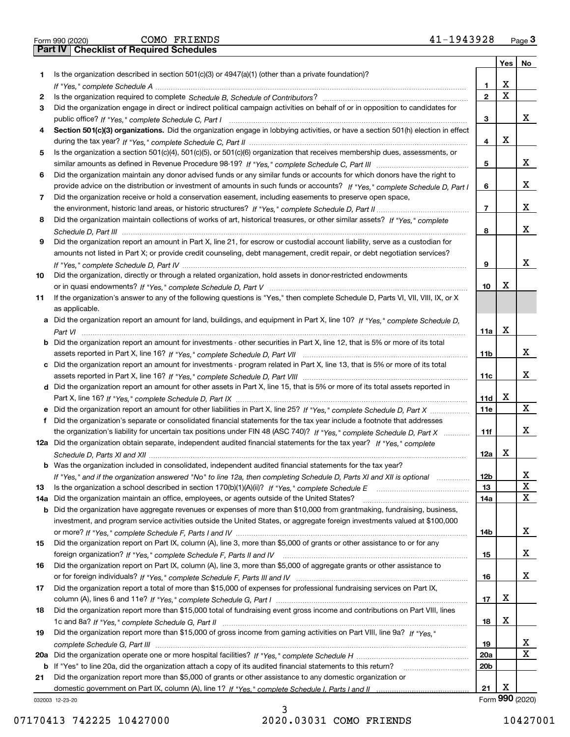Form 990 (2020) COMO FRIENDS 41-1943928

## Part IV Checklist of Required Schedules

| | | | Yes | No |
|---|---|---|---|---|
| 1 | Is the organization described in section 501(c)(3) or 4947(a)(1) (other than a private foundation)? *If "Yes," complete Schedule A* | 1 | X | |
| 2 | Is the organization required to complete *Schedule B, Schedule of Contributors*? | 2 | X | |
| 3 | Did the organization engage in direct or indirect political campaign activities on behalf of or in opposition to candidates for public office? *If "Yes," complete Schedule C, Part I* | 3 | | X |
| 4 | **Section 501(c)(3) organizations.** Did the organization engage in lobbying activities, or have a section 501(h) election in effect during the tax year? *If "Yes," complete Schedule C, Part II* | 4 | X | |
| 5 | Is the organization a section 501(c)(4), 501(c)(5), or 501(c)(6) organization that receives membership dues, assessments, or similar amounts as defined in Revenue Procedure 98-19? *If "Yes," complete Schedule C, Part III* | 5 | | X |
| 6 | Did the organization maintain any donor advised funds or any similar funds or accounts for which donors have the right to provide advice on the distribution or investment of amounts in such funds or accounts? *If "Yes," complete Schedule D, Part I* | 6 | | X |
| 7 | Did the organization receive or hold a conservation easement, including easements to preserve open space, the environment, historic land areas, or historic structures? *If "Yes," complete Schedule D, Part II* | 7 | | X |
| 8 | Did the organization maintain collections of works of art, historical treasures, or other similar assets? *If "Yes," complete Schedule D, Part III* | 8 | | X |
| 9 | Did the organization report an amount in Part X, line 21, for escrow or custodial account liability, serve as a custodian for amounts not listed in Part X; or provide credit counseling, debt management, credit repair, or debt negotiation services? *If "Yes," complete Schedule D, Part IV* | 9 | | X |
| 10 | Did the organization, directly or through a related organization, hold assets in donor-restricted endowments or in quasi endowments? *If "Yes," complete Schedule D, Part V* | 10 | X | |
| 11 | If the organization's answer to any of the following questions is "Yes," then complete Schedule D, Parts VI, VII, VIII, IX, or X as applicable. | | | |
| a | Did the organization report an amount for land, buildings, and equipment in Part X, line 10? *If "Yes," complete Schedule D, Part VI* | 11a | X | |
| b | Did the organization report an amount for investments - other securities in Part X, line 12, that is 5% or more of its total assets reported in Part X, line 16? *If "Yes," complete Schedule D, Part VII* | 11b | | X |
| c | Did the organization report an amount for investments - program related in Part X, line 13, that is 5% or more of its total assets reported in Part X, line 16? *If "Yes," complete Schedule D, Part VIII* | 11c | | X |
| d | Did the organization report an amount for other assets in Part X, line 15, that is 5% or more of its total assets reported in Part X, line 16? *If "Yes," complete Schedule D, Part IX* | 11d | X | |
| e | Did the organization report an amount for other liabilities in Part X, line 25? *If "Yes," complete Schedule D, Part X* | 11e | | X |
| f | Did the organization's separate or consolidated financial statements for the tax year include a footnote that addresses the organization's liability for uncertain tax positions under FIN 48 (ASC 740)? *If "Yes," complete Schedule D, Part X* | 11f | | X |
| 12a | Did the organization obtain separate, independent audited financial statements for the tax year? *If "Yes," complete Schedule D, Parts XI and XII* | 12a | X | |
| b | Was the organization included in consolidated, independent audited financial statements for the tax year? *If "Yes," and if the organization answered "No" to line 12a, then completing Schedule D, Parts XI and XII is optional* | 12b | | X |
| 13 | Is the organization a school described in section 170(b)(1)(A)(ii)? *If "Yes," complete Schedule E* | 13 | | X |
| 14a | Did the organization maintain an office, employees, or agents outside of the United States? | 14a | | X |
| b | Did the organization have aggregate revenues or expenses of more than $10,000 from grantmaking, fundraising, business, investment, and program service activities outside the United States, or aggregate foreign investments valued at $100,000 or more? *If "Yes," complete Schedule F, Parts I and IV* | 14b | | X |
| 15 | Did the organization report on Part IX, column (A), line 3, more than $5,000 of grants or other assistance to or for any foreign organization? *If "Yes," complete Schedule F, Parts II and IV* | 15 | | X |
| 16 | Did the organization report on Part IX, column (A), line 3, more than $5,000 of aggregate grants or other assistance to or for foreign individuals? *If "Yes," complete Schedule F, Parts III and IV* | 16 | | X |
| 17 | Did the organization report a total of more than $15,000 of expenses for professional fundraising services on Part IX, column (A), lines 6 and 11e? *If "Yes," complete Schedule G, Part I* | 17 | X | |
| 18 | Did the organization report more than $15,000 total of fundraising event gross income and contributions on Part VIII, lines 1c and 8a? *If "Yes," complete Schedule G, Part II* | 18 | X | |
| 19 | Did the organization report more than $15,000 of gross income from gaming activities on Part VIII, line 9a? *If "Yes," complete Schedule G, Part III* | 19 | | X |
| 20a | Did the organization operate one or more hospital facilities? *If "Yes," complete Schedule H* | 20a | | X |
| b | If "Yes" to line 20a, did the organization attach a copy of its audited financial statements to this return? | 20b | | |
| 21 | Did the organization report more than $5,000 of grants or other assistance to any domestic organization or domestic government on Part IX, column (A), line 1? *If "Yes," complete Schedule I, Parts I and II* | 21 | X | |

032003 12-23-20 Form **990** (2020)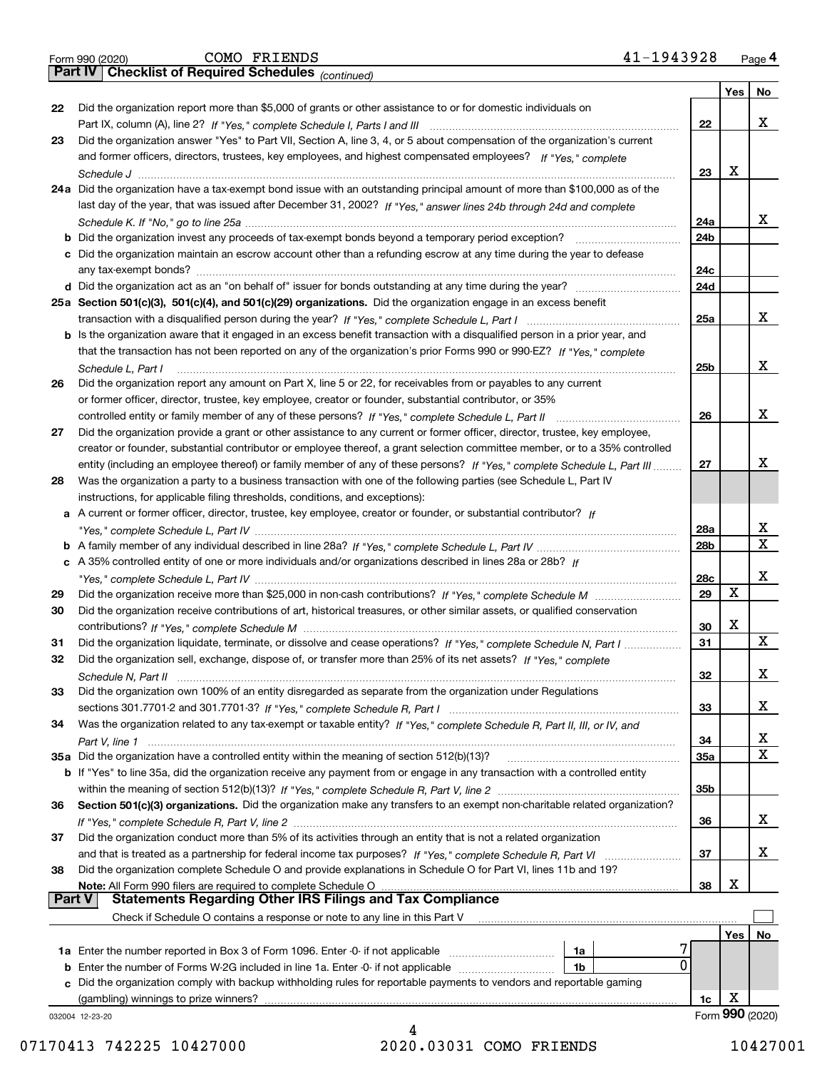Form 990 (2020) COMO FRIENDS 41-1943928 Page 4

## Part IV Checklist of Required Schedules *(continued)*

| | | | Yes | No |
|---|---|---|---|---|
| 22 | Did the organization report more than $5,000 of grants or other assistance to or for domestic individuals on Part IX, column (A), line 2? *If "Yes," complete Schedule I, Parts I and III* | 22 | | X |
| 23 | Did the organization answer "Yes" to Part VII, Section A, line 3, 4, or 5 about compensation of the organization's current and former officers, directors, trustees, key employees, and highest compensated employees? *If "Yes," complete Schedule J* | 23 | X | |
| 24a | Did the organization have a tax-exempt bond issue with an outstanding principal amount of more than $100,000 as of the last day of the year, that was issued after December 31, 2002? *If "Yes," answer lines 24b through 24d and complete Schedule K. If "No," go to line 25a* | 24a | | X |
| b | Did the organization invest any proceeds of tax-exempt bonds beyond a temporary period exception? | 24b | | |
| c | Did the organization maintain an escrow account other than a refunding escrow at any time during the year to defease any tax-exempt bonds? | 24c | | |
| d | Did the organization act as an "on behalf of" issuer for bonds outstanding at any time during the year? | 24d | | |
| 25a | **Section 501(c)(3), 501(c)(4), and 501(c)(29) organizations.** Did the organization engage in an excess benefit transaction with a disqualified person during the year? *If "Yes," complete Schedule L, Part I* | 25a | | X |
| b | Is the organization aware that it engaged in an excess benefit transaction with a disqualified person in a prior year, and that the transaction has not been reported on any of the organization's prior Forms 990 or 990-EZ? *If "Yes," complete Schedule L, Part I* | 25b | | X |
| 26 | Did the organization report any amount on Part X, line 5 or 22, for receivables from or payables to any current or former officer, director, trustee, key employee, creator or founder, substantial contributor, or 35% controlled entity or family member of any of these persons? *If "Yes," complete Schedule L, Part II* | 26 | | X |
| 27 | Did the organization provide a grant or other assistance to any current or former officer, director, trustee, key employee, creator or founder, substantial contributor or employee thereof, a grant selection committee member, or to a 35% controlled entity (including an employee thereof) or family member of any of these persons? *If "Yes," complete Schedule L, Part III* | 27 | | X |
| 28 | Was the organization a party to a business transaction with one of the following parties (see Schedule L, Part IV instructions, for applicable filing thresholds, conditions, and exceptions): | | | |
| a | A current or former officer, director, trustee, key employee, creator or founder, or substantial contributor? *If "Yes," complete Schedule L, Part IV* | 28a | | X |
| b | A family member of any individual described in line 28a? *If "Yes," complete Schedule L, Part IV* | 28b | | X |
| c | A 35% controlled entity of one or more individuals and/or organizations described in lines 28a or 28b? *If "Yes," complete Schedule L, Part IV* | 28c | | X |
| 29 | Did the organization receive more than $25,000 in non-cash contributions? *If "Yes," complete Schedule M* | 29 | X | |
| 30 | Did the organization receive contributions of art, historical treasures, or other similar assets, or qualified conservation contributions? *If "Yes," complete Schedule M* | 30 | X | |
| 31 | Did the organization liquidate, terminate, or dissolve and cease operations? *If "Yes," complete Schedule N, Part I* | 31 | | X |
| 32 | Did the organization sell, exchange, dispose of, or transfer more than 25% of its net assets? *If "Yes," complete Schedule N, Part II* | 32 | | X |
| 33 | Did the organization own 100% of an entity disregarded as separate from the organization under Regulations sections 301.7701-2 and 301.7701-3? *If "Yes," complete Schedule R, Part I* | 33 | | X |
| 34 | Was the organization related to any tax-exempt or taxable entity? *If "Yes," complete Schedule R, Part II, III, or IV, and Part V, line 1* | 34 | | X |
| 35a | Did the organization have a controlled entity within the meaning of section 512(b)(13)? | 35a | | X |
| b | If "Yes" to line 35a, did the organization receive any payment from or engage in any transaction with a controlled entity within the meaning of section 512(b)(13)? *If "Yes," complete Schedule R, Part V, line 2* | 35b | | |
| 36 | **Section 501(c)(3) organizations.** Did the organization make any transfers to an exempt non-charitable related organization? *If "Yes," complete Schedule R, Part V, line 2* | 36 | | X |
| 37 | Did the organization conduct more than 5% of its activities through an entity that is not a related organization and that is treated as a partnership for federal income tax purposes? *If "Yes," complete Schedule R, Part VI* | 37 | | X |
| 38 | Did the organization complete Schedule O and provide explanations in Schedule O for Part VI, lines 11b and 19? **Note:** All Form 990 filers are required to complete Schedule O | 38 | X | |

## Part V Statements Regarding Other IRS Filings and Tax Compliance

Check if Schedule O contains a response or note to any line in this Part V ☐

| | | | | | Yes | No |
|---|---|---|---|---|---|---|
| 1a | Enter the number reported in Box 3 of Form 1096. Enter -0- if not applicable | 1a | 7 | | | |
| b | Enter the number of Forms W-2G included in line 1a. Enter -0- if not applicable | 1b | 0 | | | |
| c | Did the organization comply with backup withholding rules for reportable payments to vendors and reportable gaming (gambling) winnings to prize winners? | | | 1c | X | |

032004 12-23-20 Form **990** (2020)

07170413 742225 10427000 2020.03031 COMO FRIENDS 10427001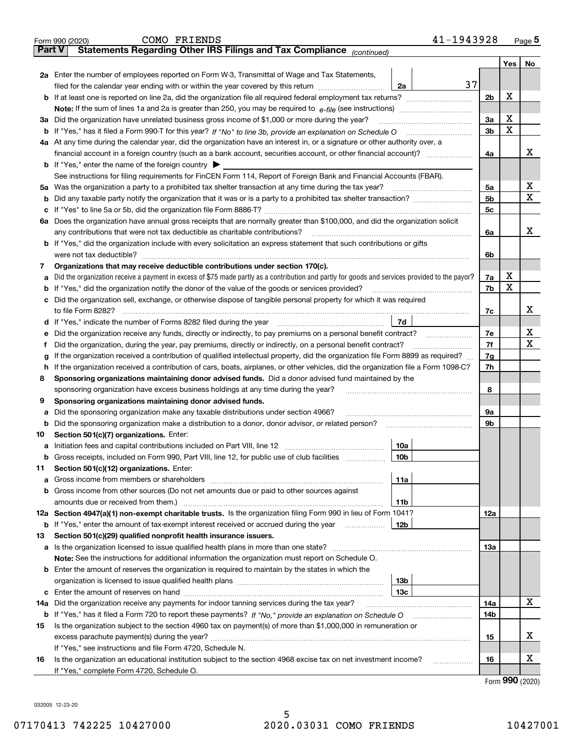Form 990 (2020) COMO FRIENDS 41-1943928 Page 5

**Part V Statements Regarding Other IRS Filings and Tax Compliance** *(continued)*

| | | | | Line | Yes | No |
|---|---|---|---|---|---|---|
| **2a** | Enter the number of employees reported on Form W-3, Transmittal of Wage and Tax Statements, filed for the calendar year ending with or within the year covered by this return | 2a | 37 | | | |
| **b** | If at least one is reported on line 2a, did the organization file all required federal employment tax returns? | | | 2b | X | |
| | **Note:** If the sum of lines 1a and 2a is greater than 250, you may be required to *e-file* (see instructions) | | | | | |
| **3a** | Did the organization have unrelated business gross income of $1,000 or more during the year? | | | 3a | X | |
| **b** | If "Yes," has it filed a Form 990-T for this year? *If "No" to line 3b, provide an explanation on Schedule O* | | | 3b | X | |
| **4a** | At any time during the calendar year, did the organization have an interest in, or a signature or other authority over, a financial account in a foreign country (such as a bank account, securities account, or other financial account)? | | | 4a | | X |
| **b** | If "Yes," enter the name of the foreign country ▶ | | | | | |
| | See instructions for filing requirements for FinCEN Form 114, Report of Foreign Bank and Financial Accounts (FBAR). | | | | | |
| **5a** | Was the organization a party to a prohibited tax shelter transaction at any time during the tax year? | | | 5a | | X |
| **b** | Did any taxable party notify the organization that it was or is a party to a prohibited tax shelter transaction? | | | 5b | | X |
| **c** | If "Yes" to line 5a or 5b, did the organization file Form 8886-T? | | | 5c | | |
| **6a** | Does the organization have annual gross receipts that are normally greater than $100,000, and did the organization solicit any contributions that were not tax deductible as charitable contributions? | | | 6a | | X |
| **b** | If "Yes," did the organization include with every solicitation an express statement that such contributions or gifts were not tax deductible? | | | 6b | | |
| **7** | **Organizations that may receive deductible contributions under section 170(c).** | | | | | |
| **a** | Did the organization receive a payment in excess of $75 made partly as a contribution and partly for goods and services provided to the payor? | | | 7a | X | |
| **b** | If "Yes," did the organization notify the donor of the value of the goods or services provided? | | | 7b | X | |
| **c** | Did the organization sell, exchange, or otherwise dispose of tangible personal property for which it was required to file Form 8282? | | | 7c | | X |
| **d** | If "Yes," indicate the number of Forms 8282 filed during the year | 7d | | | | |
| **e** | Did the organization receive any funds, directly or indirectly, to pay premiums on a personal benefit contract? | | | 7e | | X |
| **f** | Did the organization, during the year, pay premiums, directly or indirectly, on a personal benefit contract? | | | 7f | | X |
| **g** | If the organization received a contribution of qualified intellectual property, did the organization file Form 8899 as required? | | | 7g | | |
| **h** | If the organization received a contribution of cars, boats, airplanes, or other vehicles, did the organization file a Form 1098-C? | | | 7h | | |
| **8** | **Sponsoring organizations maintaining donor advised funds.** Did a donor advised fund maintained by the sponsoring organization have excess business holdings at any time during the year? | | | 8 | | |
| **9** | **Sponsoring organizations maintaining donor advised funds.** | | | | | |
| **a** | Did the sponsoring organization make any taxable distributions under section 4966? | | | 9a | | |
| **b** | Did the sponsoring organization make a distribution to a donor, donor advisor, or related person? | | | 9b | | |
| **10** | **Section 501(c)(7) organizations.** Enter: | | | | | |
| **a** | Initiation fees and capital contributions included on Part VIII, line 12 | 10a | | | | |
| **b** | Gross receipts, included on Form 990, Part VIII, line 12, for public use of club facilities | 10b | | | | |
| **11** | **Section 501(c)(12) organizations.** Enter: | | | | | |
| **a** | Gross income from members or shareholders | 11a | | | | |
| **b** | Gross income from other sources (Do not net amounts due or paid to other sources against amounts due or received from them.) | 11b | | | | |
| **12a** | **Section 4947(a)(1) non-exempt charitable trusts.** Is the organization filing Form 990 in lieu of Form 1041? | | | 12a | | |
| **b** | If "Yes," enter the amount of tax-exempt interest received or accrued during the year | 12b | | | | |
| **13** | **Section 501(c)(29) qualified nonprofit health insurance issuers.** | | | | | |
| **a** | Is the organization licensed to issue qualified health plans in more than one state? | | | 13a | | |
| | **Note:** See the instructions for additional information the organization must report on Schedule O. | | | | | |
| **b** | Enter the amount of reserves the organization is required to maintain by the states in which the organization is licensed to issue qualified health plans | 13b | | | | |
| **c** | Enter the amount of reserves on hand | 13c | | | | |
| **14a** | Did the organization receive any payments for indoor tanning services during the tax year? | | | 14a | | X |
| **b** | If "Yes," has it filed a Form 720 to report these payments? *If "No," provide an explanation on Schedule O* | | | 14b | | |
| **15** | Is the organization subject to the section 4960 tax on payment(s) of more than $1,000,000 in remuneration or excess parachute payment(s) during the year? | | | 15 | | X |
| | If "Yes," see instructions and file Form 4720, Schedule N. | | | | | |
| **16** | Is the organization an educational institution subject to the section 4968 excise tax on net investment income? | | | 16 | | X |
| | If "Yes," complete Form 4720, Schedule O. | | | | | |

Form **990** (2020)

032005 12-23-20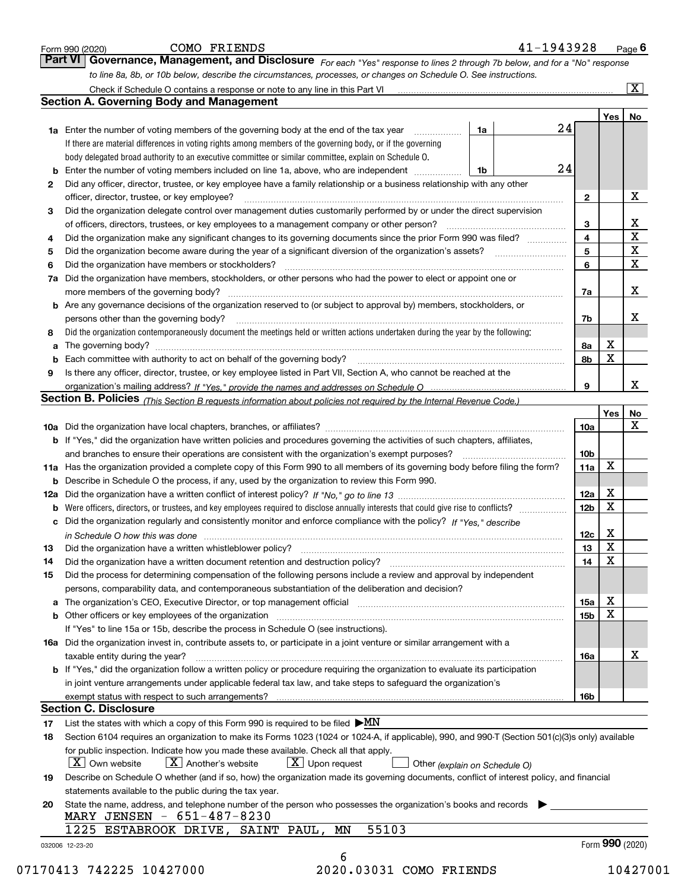Form 990 (2020) COMO FRIENDS 41-1943928 Page 6

## Part VI Governance, Management, and Disclosure

*For each "Yes" response to lines 2 through 7b below, and for a "No" response to line 8a, 8b, or 10b below, describe the circumstances, processes, or changes on Schedule O. See instructions.*

Check if Schedule O contains a response or note to any line in this Part VI ... [X]

### Section A. Governing Body and Management

| | | | | Yes | No |
|---|---|---|---|---|---|
| **1a** | Enter the number of voting members of the governing body at the end of the tax year. If there are material differences in voting rights among members of the governing body, or if the governing body delegated broad authority to an executive committee or similar committee, explain on Schedule O. | 1a: 24 | | | |
| **b** | Enter the number of voting members included on line 1a, above, who are independent | 1b: 24 | | | |
| **2** | Did any officer, director, trustee, or key employee have a family relationship or a business relationship with any other officer, director, trustee, or key employee? | | 2 | | X |
| **3** | Did the organization delegate control over management duties customarily performed by or under the direct supervision of officers, directors, trustees, or key employees to a management company or other person? | | 3 | | X |
| **4** | Did the organization make any significant changes to its governing documents since the prior Form 990 was filed? | | 4 | | X |
| **5** | Did the organization become aware during the year of a significant diversion of the organization's assets? | | 5 | | X |
| **6** | Did the organization have members or stockholders? | | 6 | | X |
| **7a** | Did the organization have members, stockholders, or other persons who had the power to elect or appoint one or more members of the governing body? | | 7a | | X |
| **b** | Are any governance decisions of the organization reserved to (or subject to approval by) members, stockholders, or persons other than the governing body? | | 7b | | X |
| **8** | Did the organization contemporaneously document the meetings held or written actions undertaken during the year by the following: | | | | |
| **a** | The governing body? | | 8a | X | |
| **b** | Each committee with authority to act on behalf of the governing body? | | 8b | X | |
| **9** | Is there any officer, director, trustee, or key employee listed in Part VII, Section A, who cannot be reached at the organization's mailing address? *If "Yes," provide the names and addresses on Schedule O* | | 9 | | X |

### Section B. Policies *(This Section B requests information about policies not required by the Internal Revenue Code.)*

| | | | Yes | No |
|---|---|---|---|---|
| **10a** | Did the organization have local chapters, branches, or affiliates? | 10a | | X |
| **b** | If "Yes," did the organization have written policies and procedures governing the activities of such chapters, affiliates, and branches to ensure their operations are consistent with the organization's exempt purposes? | 10b | | |
| **11a** | Has the organization provided a complete copy of this Form 990 to all members of its governing body before filing the form? | 11a | X | |
| **b** | Describe in Schedule O the process, if any, used by the organization to review this Form 990. | | | |
| **12a** | Did the organization have a written conflict of interest policy? *If "No," go to line 13* | 12a | X | |
| **b** | Were officers, directors, or trustees, and key employees required to disclose annually interests that could give rise to conflicts? | 12b | X | |
| **c** | Did the organization regularly and consistently monitor and enforce compliance with the policy? *If "Yes," describe in Schedule O how this was done* | 12c | X | |
| **13** | Did the organization have a written whistleblower policy? | 13 | X | |
| **14** | Did the organization have a written document retention and destruction policy? | 14 | X | |
| **15** | Did the process for determining compensation of the following persons include a review and approval by independent persons, comparability data, and contemporaneous substantiation of the deliberation and decision? | | | |
| **a** | The organization's CEO, Executive Director, or top management official | 15a | X | |
| **b** | Other officers or key employees of the organization | 15b | X | |
| | If "Yes" to line 15a or 15b, describe the process in Schedule O (see instructions). | | | |
| **16a** | Did the organization invest in, contribute assets to, or participate in a joint venture or similar arrangement with a taxable entity during the year? | 16a | | X |
| **b** | If "Yes," did the organization follow a written policy or procedure requiring the organization to evaluate its participation in joint venture arrangements under applicable federal tax law, and take steps to safeguard the organization's exempt status with respect to such arrangements? | 16b | | |

### Section C. Disclosure

**17** List the states with which a copy of this Form 990 is required to be filed ▶ MN

**18** Section 6104 requires an organization to make its Forms 1023 (1024 or 1024-A, if applicable), 990, and 990-T (Section 501(c)(3)s only) available for public inspection. Indicate how you made these available. Check all that apply.

[X] Own website  [X] Another's website  [X] Upon request  [ ] Other *(explain on Schedule O)*

**19** Describe on Schedule O whether (and if so, how) the organization made its governing documents, conflict of interest policy, and financial statements available to the public during the tax year.

**20** State the name, address, and telephone number of the person who possesses the organization's books and records ▶

MARY JENSEN - 651-487-8230
1225 ESTABROOK DRIVE, SAINT PAUL, MN 55103

032006 12-23-20 Form 990 (2020)

07170413 742225 10427000 2020.03031 COMO FRIENDS 10427001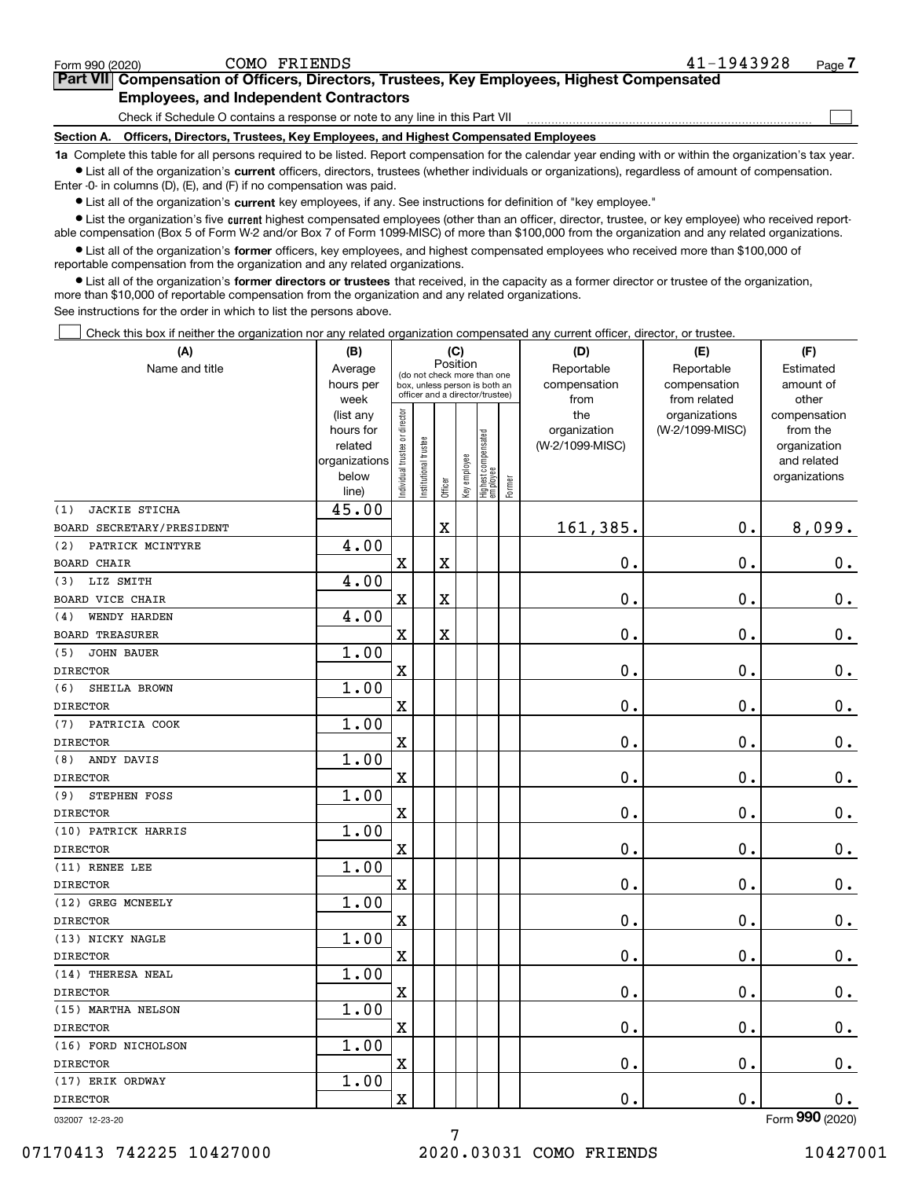Form 990 (2020) COMO FRIENDS 41-1943928

## Part VII Compensation of Officers, Directors, Trustees, Key Employees, Highest Compensated Employees, and Independent Contractors

Check if Schedule O contains a response or note to any line in this Part VII ☐

### Section A. Officers, Directors, Trustees, Key Employees, and Highest Compensated Employees

**1a** Complete this table for all persons required to be listed. Report compensation for the calendar year ending with or within the organization's tax year.

- List all of the organization's **current** officers, directors, trustees (whether individuals or organizations), regardless of amount of compensation. Enter -0- in columns (D), (E), and (F) if no compensation was paid.
- List all of the organization's **current** key employees, if any. See instructions for definition of "key employee."
- List the organization's five **current** highest compensated employees (other than an officer, director, trustee, or key employee) who received reportable compensation (Box 5 of Form W-2 and/or Box 7 of Form 1099-MISC) of more than $100,000 from the organization and any related organizations.
- List all of the organization's **former** officers, key employees, and highest compensated employees who received more than $100,000 of reportable compensation from the organization and any related organizations.
- List all of the organization's **former directors or trustees** that received, in the capacity as a former director or trustee of the organization, more than $10,000 of reportable compensation from the organization and any related organizations.

See instructions for the order in which to list the persons above.

☐ Check this box if neither the organization nor any related organization compensated any current officer, director, or trustee.

| (A) Name and title | (B) Average hours per week (list any hours for related organizations below line) | (C) Position: Individual trustee or director | Institutional trustee | Officer | Key employee | Highest compensated employee | Former | (D) Reportable compensation from the organization (W-2/1099-MISC) | (E) Reportable compensation from related organizations (W-2/1099-MISC) | (F) Estimated amount of other compensation from the organization and related organizations |
|---|---|---|---|---|---|---|---|---|---|---|
| (1) JACKIE STICHA<br>BOARD SECRETARY/PRESIDENT | 45.00 | | | X | | | | 161,385. | 0. | 8,099. |
| (2) PATRICK MCINTYRE<br>BOARD CHAIR | 4.00 | X | | X | | | | 0. | 0. | 0. |
| (3) LIZ SMITH<br>BOARD VICE CHAIR | 4.00 | X | | X | | | | 0. | 0. | 0. |
| (4) WENDY HARDEN<br>BOARD TREASURER | 4.00 | X | | X | | | | 0. | 0. | 0. |
| (5) JOHN BAUER<br>DIRECTOR | 1.00 | X | | | | | | 0. | 0. | 0. |
| (6) SHEILA BROWN<br>DIRECTOR | 1.00 | X | | | | | | 0. | 0. | 0. |
| (7) PATRICIA COOK<br>DIRECTOR | 1.00 | X | | | | | | 0. | 0. | 0. |
| (8) ANDY DAVIS<br>DIRECTOR | 1.00 | X | | | | | | 0. | 0. | 0. |
| (9) STEPHEN FOSS<br>DIRECTOR | 1.00 | X | | | | | | 0. | 0. | 0. |
| (10) PATRICK HARRIS<br>DIRECTOR | 1.00 | X | | | | | | 0. | 0. | 0. |
| (11) RENEE LEE<br>DIRECTOR | 1.00 | X | | | | | | 0. | 0. | 0. |
| (12) GREG MCNEELY<br>DIRECTOR | 1.00 | X | | | | | | 0. | 0. | 0. |
| (13) NICKY NAGLE<br>DIRECTOR | 1.00 | X | | | | | | 0. | 0. | 0. |
| (14) THERESA NEAL<br>DIRECTOR | 1.00 | X | | | | | | 0. | 0. | 0. |
| (15) MARTHA NELSON<br>DIRECTOR | 1.00 | X | | | | | | 0. | 0. | 0. |
| (16) FORD NICHOLSON<br>DIRECTOR | 1.00 | X | | | | | | 0. | 0. | 0. |
| (17) ERIK ORDWAY<br>DIRECTOR | 1.00 | X | | | | | | 0. | 0. | 0. |

032007 12-23-20 Form **990** (2020)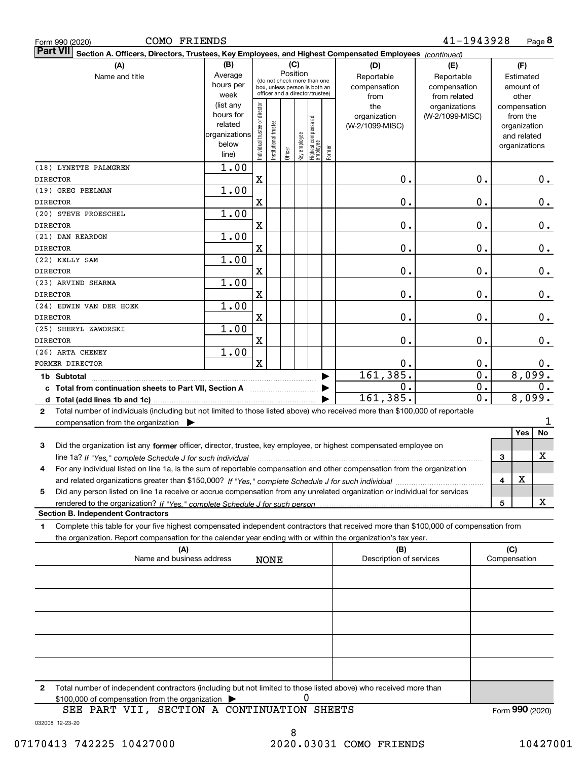Form 990 (2020) COMO FRIENDS 41-1943928

**Part VII Section A. Officers, Directors, Trustees, Key Employees, and Highest Compensated Employees** *(continued)*

| (A) Name and title | (B) Average hours per week (list any hours for related organizations below line) | (C) Position: Individual trustee or director | Institutional trustee | Officer | Key employee | Highest compensated employee | Former | (D) Reportable compensation from the organization (W-2/1099-MISC) | (E) Reportable compensation from related organizations (W-2/1099-MISC) | (F) Estimated amount of other compensation from the organization and related organizations |
|---|---|---|---|---|---|---|---|---|---|---|
| (18) LYNETTE PALMGREN DIRECTOR | 1.00 | X | | | | | | 0. | 0. | 0. |
| (19) GREG PEELMAN DIRECTOR | 1.00 | X | | | | | | 0. | 0. | 0. |
| (20) STEVE PROESCHEL DIRECTOR | 1.00 | X | | | | | | 0. | 0. | 0. |
| (21) DAN REARDON DIRECTOR | 1.00 | X | | | | | | 0. | 0. | 0. |
| (22) KELLY SAM DIRECTOR | 1.00 | X | | | | | | 0. | 0. | 0. |
| (23) ARVIND SHARMA DIRECTOR | 1.00 | X | | | | | | 0. | 0. | 0. |
| (24) EDWIN VAN DER HOEK DIRECTOR | 1.00 | X | | | | | | 0. | 0. | 0. |
| (25) SHERYL ZAWORSKI DIRECTOR | 1.00 | X | | | | | | 0. | 0. | 0. |
| (26) ARTA CHENEY FORMER DIRECTOR | 1.00 | X | | | | | | 0. | 0. | 0. |
| **1b Subtotal** | | | | | | | | 161,385. | 0. | 8,099. |
| **c Total from continuation sheets to Part VII, Section A** | | | | | | | | 0. | 0. | 0. |
| **d Total (add lines 1b and 1c)** | | | | | | | | 161,385. | 0. | 8,099. |

2 Total number of individuals (including but not limited to those listed above) who received more than $100,000 of reportable compensation from the organization ▶ 1

| | | Yes | No |
|---|---|---|---|
| 3 Did the organization list any **former** officer, director, trustee, key employee, or highest compensated employee on line 1a? *If "Yes," complete Schedule J for such individual* | 3 | | X |
| 4 For any individual listed on line 1a, is the sum of reportable compensation and other compensation from the organization and related organizations greater than $150,000? *If "Yes," complete Schedule J for such individual* | 4 | X | |
| 5 Did any person listed on line 1a receive or accrue compensation from any unrelated organization or individual for services rendered to the organization? *If "Yes," complete Schedule J for such person* | 5 | | X |

**Section B. Independent Contractors**

1 Complete this table for your five highest compensated independent contractors that received more than $100,000 of compensation from the organization. Report compensation for the calendar year ending with or within the organization's tax year.

| (A) Name and business address | (B) Description of services | (C) Compensation |
|---|---|---|
| NONE | | |
| | | |
| | | |
| | | |
| | | |

2 Total number of independent contractors (including but not limited to those listed above) who received more than $100,000 of compensation from the organization ▶ 0

SEE PART VII, SECTION A CONTINUATION SHEETS

Form **990** (2020)

032008 12-23-20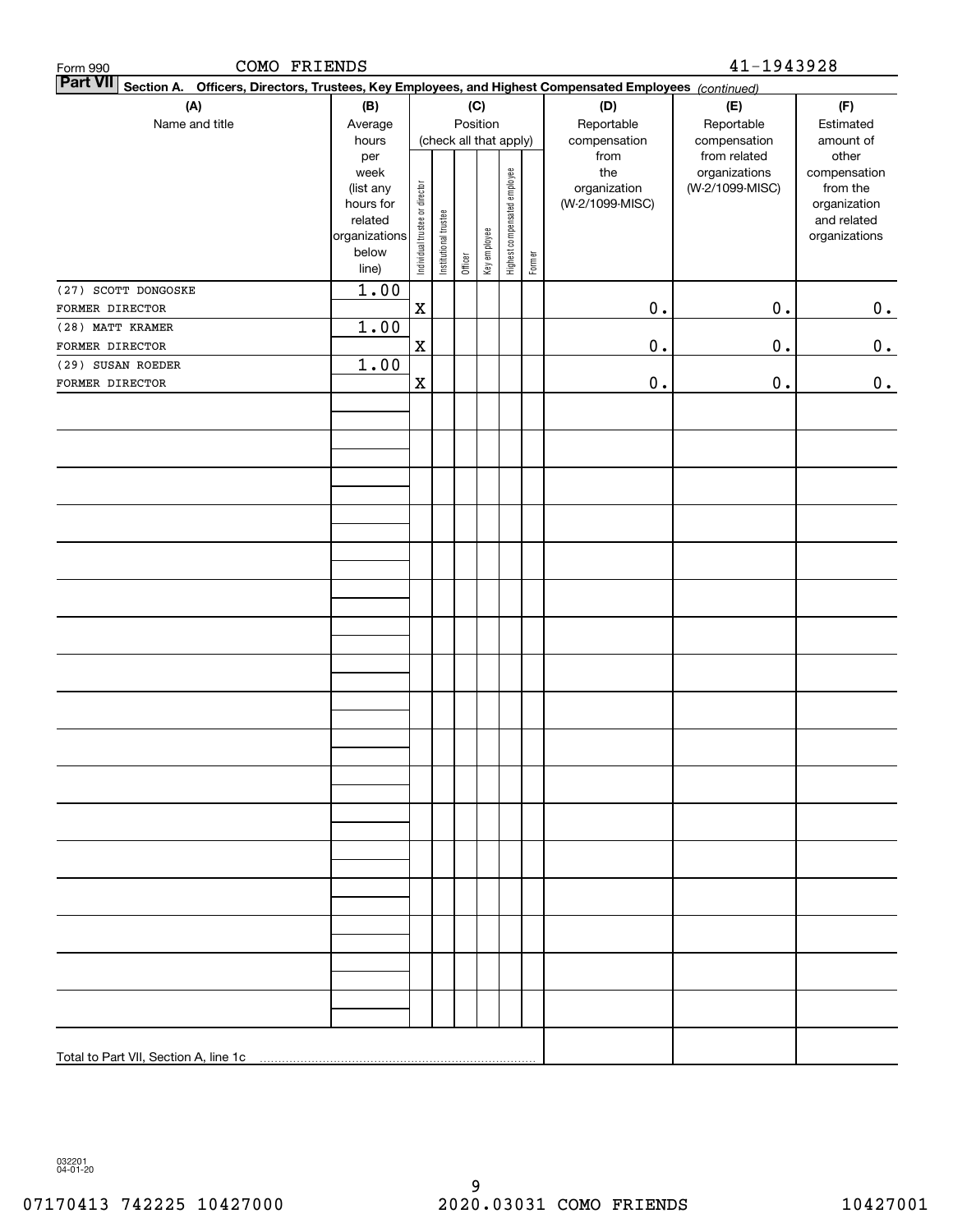Form 990 COMO FRIENDS 41-1943928

**Part VII Section A. Officers, Directors, Trustees, Key Employees, and Highest Compensated Employees** *(continued)*

| (A) Name and title | (B) Average hours per week (list any hours for related organizations below line) | (C) Position (check all that apply): Individual trustee or director | Institutional trustee | Officer | Key employee | Highest compensated employee | Former | (D) Reportable compensation from the organization (W-2/1099-MISC) | (E) Reportable compensation from related organizations (W-2/1099-MISC) | (F) Estimated amount of other compensation from the organization and related organizations |
|---|---|---|---|---|---|---|---|---|---|---|
| (27) SCOTT DONGOSKE<br>FORMER DIRECTOR | 1.00 | X | | | | | | 0. | 0. | 0. |
| (28) MATT KRAMER<br>FORMER DIRECTOR | 1.00 | X | | | | | | 0. | 0. | 0. |
| (29) SUSAN ROEDER<br>FORMER DIRECTOR | 1.00 | X | | | | | | 0. | 0. | 0. |
| | | | | | | | | | | |
| Total to Part VII, Section A, line 1c | | | | | | | | | | |

032201 04-01-20

07170413 742225 10427000 2020.03031 COMO FRIENDS 10427001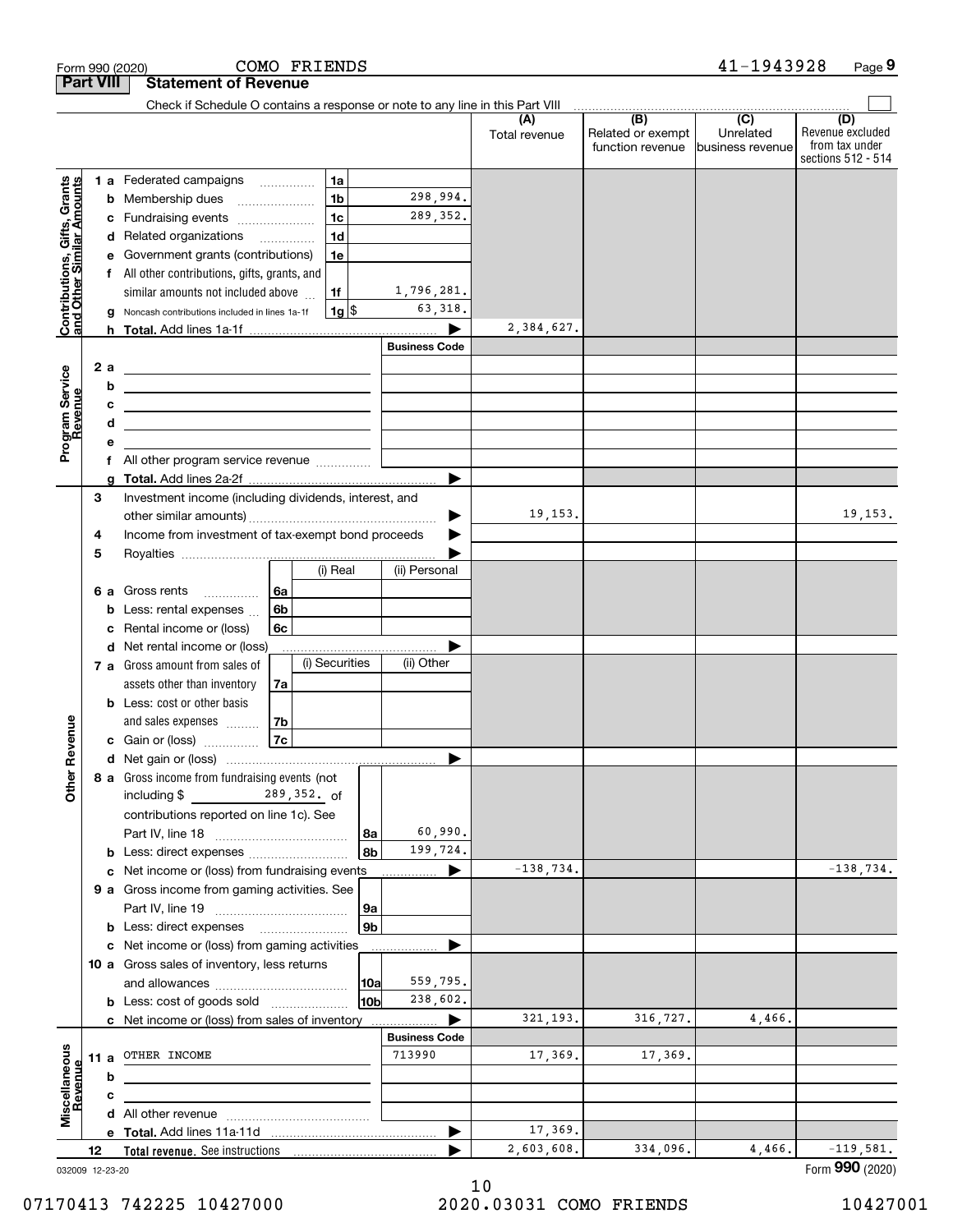Form 990 (2020) COMO FRIENDS 41-1943928 Page 9

## Part VIII Statement of Revenue

Check if Schedule O contains a response or note to any line in this Part VIII

| | | | (A) Total revenue | (B) Related or exempt function revenue | (C) Unrelated business revenue | (D) Revenue excluded from tax under sections 512 - 514 |
|---|---|---|---|---|---|---|
| **Contributions, Gifts, Grants and Other Similar Amounts** | 1 a Federated campaigns | 1a | | | | |
| | b Membership dues | 1b 298,994. | | | | |
| | c Fundraising events | 1c 289,352. | | | | |
| | d Related organizations | 1d | | | | |
| | e Government grants (contributions) | 1e | | | | |
| | f All other contributions, gifts, grants, and similar amounts not included above | 1f 1,796,281. | | | | |
| | g Noncash contributions included in lines 1a-1f | 1g $ 63,318. | | | | |
| | h **Total.** Add lines 1a-1f | ▶ | 2,384,627. | | | |
| **Program Service Revenue** | | Business Code | | | | |
| | 2 a | | | | | |
| | b | | | | | |
| | c | | | | | |
| | d | | | | | |
| | e | | | | | |
| | f All other program service revenue | | | | | |
| | g **Total.** Add lines 2a-2f | ▶ | | | | |
| **Other Revenue** | 3 Investment income (including dividends, interest, and other similar amounts) | ▶ | 19,153. | | | 19,153. |
| | 4 Income from investment of tax-exempt bond proceeds | ▶ | | | | |
| | 5 Royalties | ▶ | | | | |
| | | (i) Real / (ii) Personal | | | | |
| | 6 a Gross rents | 6a | | | | |
| | b Less: rental expenses | 6b | | | | |
| | c Rental income or (loss) | 6c | | | | |
| | d Net rental income or (loss) | ▶ | | | | |
| | | (i) Securities / (ii) Other | | | | |
| | 7 a Gross amount from sales of assets other than inventory | 7a | | | | |
| | b Less: cost or other basis and sales expenses | 7b | | | | |
| | c Gain or (loss) | 7c | | | | |
| | d Net gain or (loss) | ▶ | | | | |
| | 8 a Gross income from fundraising events (not including $ 289,352. of contributions reported on line 1c). See Part IV, line 18 | 8a 60,990. | | | | |
| | b Less: direct expenses | 8b 199,724. | | | | |
| | c Net income or (loss) from fundraising events | ▶ | -138,734. | | | -138,734. |
| | 9 a Gross income from gaming activities. See Part IV, line 19 | 9a | | | | |
| | b Less: direct expenses | 9b | | | | |
| | c Net income or (loss) from gaming activities | ▶ | | | | |
| | 10 a Gross sales of inventory, less returns and allowances | 10a 559,795. | | | | |
| | b Less: cost of goods sold | 10b 238,602. | | | | |
| | c Net income or (loss) from sales of inventory | ▶ | 321,193. | 316,727. | 4,466. | |
| **Miscellaneous Revenue** | | Business Code | | | | |
| | 11 a OTHER INCOME | 713990 | 17,369. | 17,369. | | |
| | b | | | | | |
| | c | | | | | |
| | d All other revenue | | | | | |
| | e **Total.** Add lines 11a-11d | ▶ | 17,369. | | | |
| | 12 **Total revenue.** See instructions | ▶ | 2,603,608. | 334,096. | 4,466. | -119,581. |

032009 12-23-20

Form **990** (2020)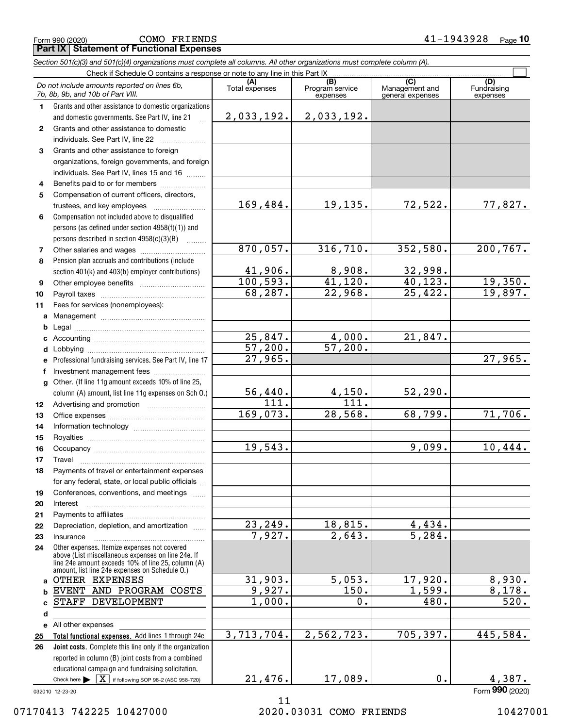Form 990 (2020) COMO FRIENDS 41-1943928 Page **10**

## Part IX Statement of Functional Expenses

*Section 501(c)(3) and 501(c)(4) organizations must complete all columns. All other organizations must complete column (A).*

Check if Schedule O contains a response or note to any line in this Part IX ☐

| *Do not include amounts reported on lines 6b, 7b, 8b, 9b, and 10b of Part VIII.* | (A) Total expenses | (B) Program service expenses | (C) Management and general expenses | (D) Fundraising expenses |
|---|---|---|---|---|
| **1** Grants and other assistance to domestic organizations and domestic governments. See Part IV, line 21 | 2,033,192. | 2,033,192. | | |
| **2** Grants and other assistance to domestic individuals. See Part IV, line 22 | | | | |
| **3** Grants and other assistance to foreign organizations, foreign governments, and foreign individuals. See Part IV, lines 15 and 16 | | | | |
| **4** Benefits paid to or for members | | | | |
| **5** Compensation of current officers, directors, trustees, and key employees | 169,484. | 19,135. | 72,522. | 77,827. |
| **6** Compensation not included above to disqualified persons (as defined under section 4958(f)(1)) and persons described in section 4958(c)(3)(B) | | | | |
| **7** Other salaries and wages | 870,057. | 316,710. | 352,580. | 200,767. |
| **8** Pension plan accruals and contributions (include section 401(k) and 403(b) employer contributions) | 41,906. | 8,908. | 32,998. | |
| **9** Other employee benefits | 100,593. | 41,120. | 40,123. | 19,350. |
| **10** Payroll taxes | 68,287. | 22,968. | 25,422. | 19,897. |
| **11** Fees for services (nonemployees): | | | | |
| **a** Management | | | | |
| **b** Legal | | | | |
| **c** Accounting | 25,847. | 4,000. | 21,847. | |
| **d** Lobbying | 57,200. | 57,200. | | |
| **e** Professional fundraising services. See Part IV, line 17 | 27,965. | | | 27,965. |
| **f** Investment management fees | | | | |
| **g** Other. (If line 11g amount exceeds 10% of line 25, column (A) amount, list line 11g expenses on Sch O.) | 56,440. | 4,150. | 52,290. | |
| **12** Advertising and promotion | 111. | 111. | | |
| **13** Office expenses | 169,073. | 28,568. | 68,799. | 71,706. |
| **14** Information technology | | | | |
| **15** Royalties | | | | |
| **16** Occupancy | 19,543. | | 9,099. | 10,444. |
| **17** Travel | | | | |
| **18** Payments of travel or entertainment expenses for any federal, state, or local public officials | | | | |
| **19** Conferences, conventions, and meetings | | | | |
| **20** Interest | | | | |
| **21** Payments to affiliates | | | | |
| **22** Depreciation, depletion, and amortization | 23,249. | 18,815. | 4,434. | |
| **23** Insurance | 7,927. | 2,643. | 5,284. | |
| **24** Other expenses. Itemize expenses not covered above (List miscellaneous expenses on line 24e. If line 24e amount exceeds 10% of line 25, column (A) amount, list line 24e expenses on Schedule O.) | | | | |
| **a** OTHER EXPENSES | 31,903. | 5,053. | 17,920. | 8,930. |
| **b** EVENT AND PROGRAM COSTS | 9,927. | 150. | 1,599. | 8,178. |
| **c** STAFF DEVELOPMENT | 1,000. | 0. | 480. | 520. |
| **d** | | | | |
| **e** All other expenses | | | | |
| **25** **Total functional expenses.** Add lines 1 through 24e | 3,713,704. | 2,562,723. | 705,397. | 445,584. |
| **26** **Joint costs.** Complete this line only if the organization reported in column (B) joint costs from a combined educational campaign and fundraising solicitation. Check here ☒ if following SOP 98-2 (ASC 958-720) | 21,476. | 17,089. | 0. | 4,387. |

032010 12-23-20 Form **990** (2020)

07170413 742225 10427000 2020.03031 COMO FRIENDS 10427001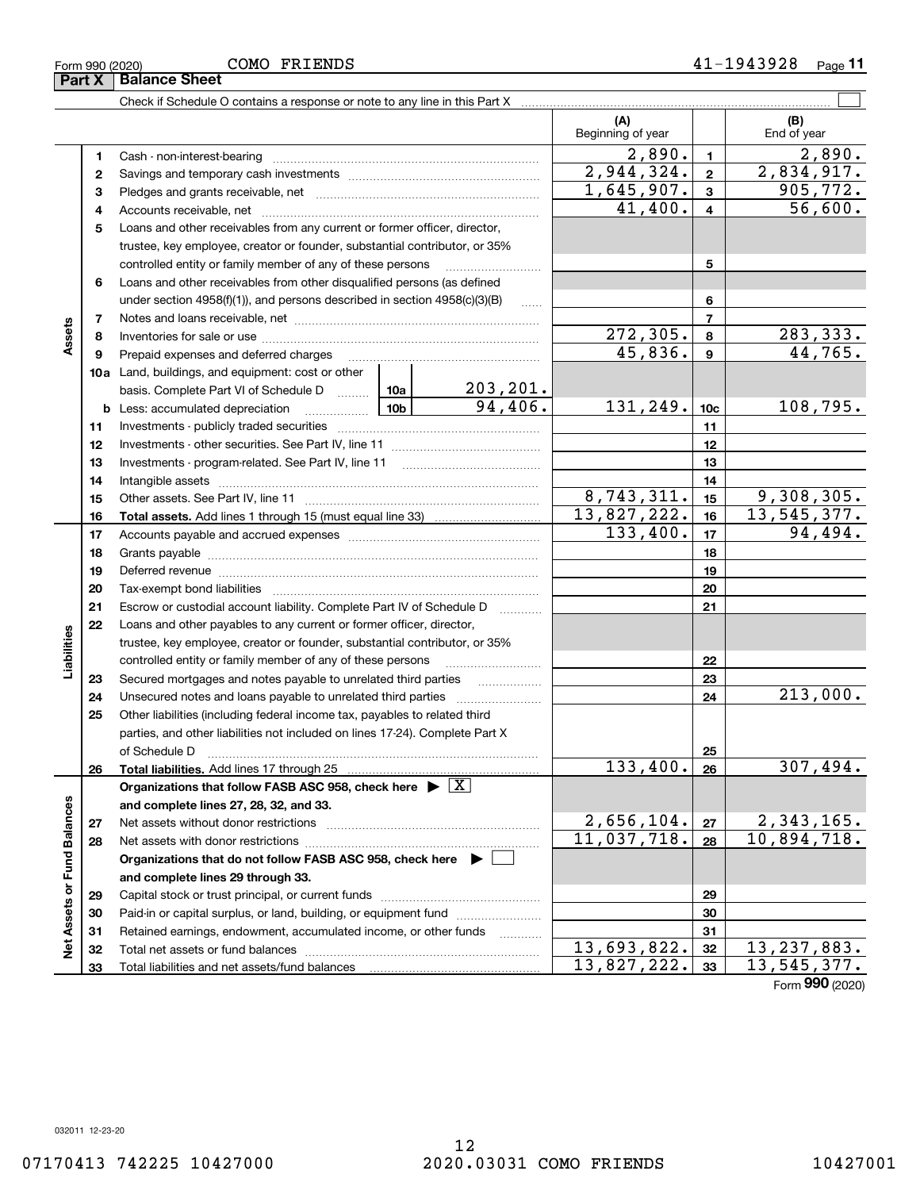Form 990 (2020) COMO FRIENDS 41-1943928 Page **11**

## Part X Balance Sheet

Check if Schedule O contains a response or note to any line in this Part X ☐

| | | | | | (A) Beginning of year | | (B) End of year |
|---|---|---|---|---|---|---|---|
| **Assets** | 1 | Cash - non-interest-bearing | | | 2,890. | 1 | 2,890. |
| | 2 | Savings and temporary cash investments | | | 2,944,324. | 2 | 2,834,917. |
| | 3 | Pledges and grants receivable, net | | | 1,645,907. | 3 | 905,772. |
| | 4 | Accounts receivable, net | | | 41,400. | 4 | 56,600. |
| | 5 | Loans and other receivables from any current or former officer, director, trustee, key employee, creator or founder, substantial contributor, or 35% controlled entity or family member of any of these persons | | | | 5 | |
| | 6 | Loans and other receivables from other disqualified persons (as defined under section 4958(f)(1)), and persons described in section 4958(c)(3)(B) | | | | 6 | |
| | 7 | Notes and loans receivable, net | | | | 7 | |
| | 8 | Inventories for sale or use | | | 272,305. | 8 | 283,333. |
| | 9 | Prepaid expenses and deferred charges | | | 45,836. | 9 | 44,765. |
| | 10a | Land, buildings, and equipment: cost or other basis. Complete Part VI of Schedule D | 10a | 203,201. | | | |
| | b | Less: accumulated depreciation | 10b | 94,406. | 131,249. | 10c | 108,795. |
| | 11 | Investments - publicly traded securities | | | | 11 | |
| | 12 | Investments - other securities. See Part IV, line 11 | | | | 12 | |
| | 13 | Investments - program-related. See Part IV, line 11 | | | | 13 | |
| | 14 | Intangible assets | | | | 14 | |
| | 15 | Other assets. See Part IV, line 11 | | | 8,743,311. | 15 | 9,308,305. |
| | 16 | **Total assets.** Add lines 1 through 15 (must equal line 33) | | | 13,827,222. | 16 | 13,545,377. |
| **Liabilities** | 17 | Accounts payable and accrued expenses | | | 133,400. | 17 | 94,494. |
| | 18 | Grants payable | | | | 18 | |
| | 19 | Deferred revenue | | | | 19 | |
| | 20 | Tax-exempt bond liabilities | | | | 20 | |
| | 21 | Escrow or custodial account liability. Complete Part IV of Schedule D | | | | 21 | |
| | 22 | Loans and other payables to any current or former officer, director, trustee, key employee, creator or founder, substantial contributor, or 35% controlled entity or family member of any of these persons | | | | 22 | |
| | 23 | Secured mortgages and notes payable to unrelated third parties | | | | 23 | |
| | 24 | Unsecured notes and loans payable to unrelated third parties | | | | 24 | 213,000. |
| | 25 | Other liabilities (including federal income tax, payables to related third parties, and other liabilities not included on lines 17-24). Complete Part X of Schedule D | | | | 25 | |
| | 26 | **Total liabilities.** Add lines 17 through 25 | | | 133,400. | 26 | 307,494. |
| **Net Assets or Fund Balances** | | **Organizations that follow FASB ASC 958, check here ▶ ☒ and complete lines 27, 28, 32, and 33.** | | | | | |
| | 27 | Net assets without donor restrictions | | | 2,656,104. | 27 | 2,343,165. |
| | 28 | Net assets with donor restrictions | | | 11,037,718. | 28 | 10,894,718. |
| | | **Organizations that do not follow FASB ASC 958, check here ▶ ☐ and complete lines 29 through 33.** | | | | | |
| | 29 | Capital stock or trust principal, or current funds | | | | 29 | |
| | 30 | Paid-in or capital surplus, or land, building, or equipment fund | | | | 30 | |
| | 31 | Retained earnings, endowment, accumulated income, or other funds | | | | 31 | |
| | 32 | Total net assets or fund balances | | | 13,693,822. | 32 | 13,237,883. |
| | 33 | Total liabilities and net assets/fund balances | | | 13,827,222. | 33 | 13,545,377. |

Form **990** (2020)

032011 12-23-20

07170413 742225 10427000 2020.03031 COMO FRIENDS 10427001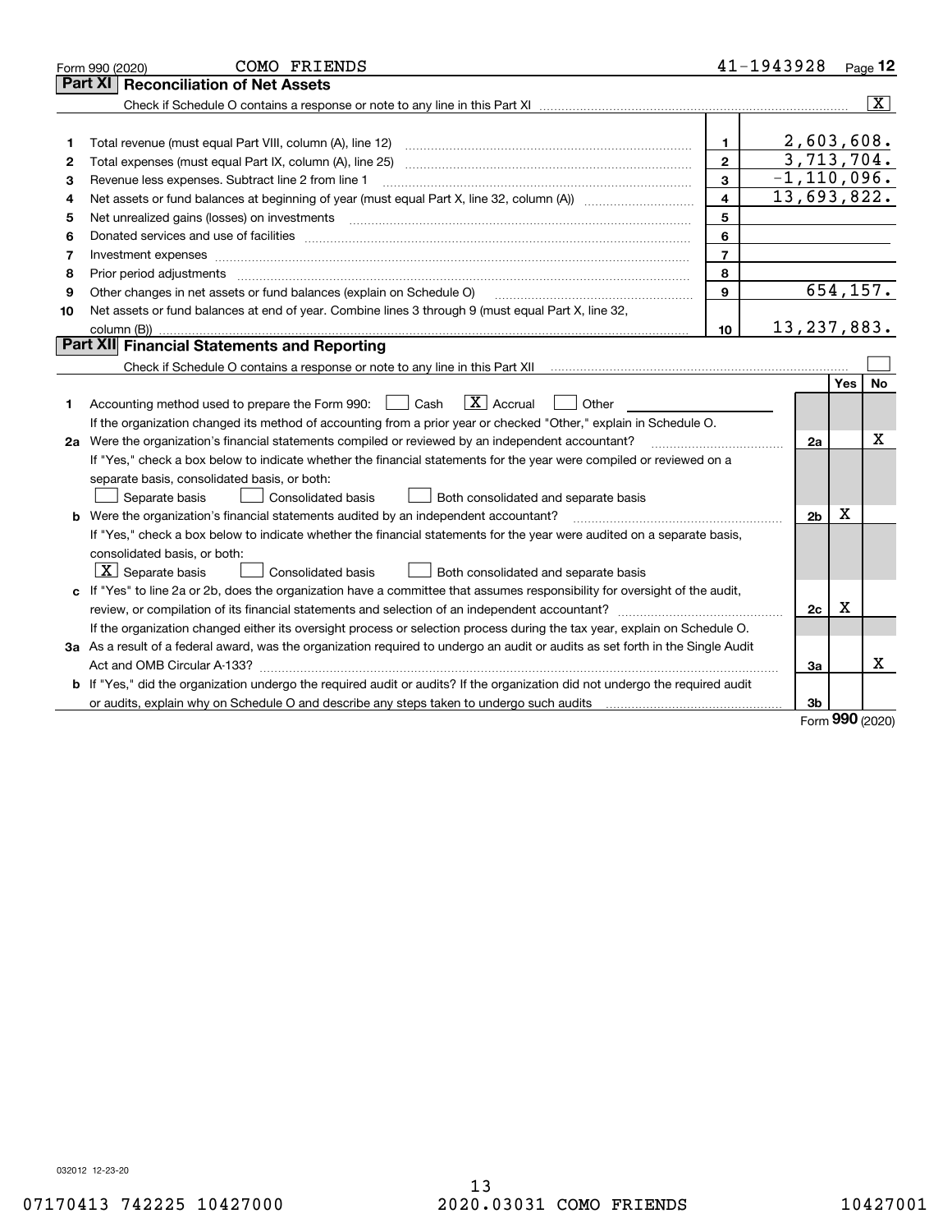Form 990 (2020) COMO FRIENDS 41-1943928 Page **12**

## Part XI Reconciliation of Net Assets

Check if Schedule O contains a response or note to any line in this Part XI ..... [X]

| | | | |
|---|---|---|---|
| 1 | Total revenue (must equal Part VIII, column (A), line 12) | 1 | 2,603,608. |
| 2 | Total expenses (must equal Part IX, column (A), line 25) | 2 | 3,713,704. |
| 3 | Revenue less expenses. Subtract line 2 from line 1 | 3 | -1,110,096. |
| 4 | Net assets or fund balances at beginning of year (must equal Part X, line 32, column (A)) | 4 | 13,693,822. |
| 5 | Net unrealized gains (losses) on investments | 5 | |
| 6 | Donated services and use of facilities | 6 | |
| 7 | Investment expenses | 7 | |
| 8 | Prior period adjustments | 8 | |
| 9 | Other changes in net assets or fund balances (explain on Schedule O) | 9 | 654,157. |
| 10 | Net assets or fund balances at end of year. Combine lines 3 through 9 (must equal Part X, line 32, column (B)) | 10 | 13,237,883. |

## Part XII Financial Statements and Reporting

Check if Schedule O contains a response or note to any line in this Part XII ..... [ ]

| | | | Yes | No |
|---|---|---|---|---|
| 1 | Accounting method used to prepare the Form 990: [ ] Cash [X] Accrual [ ] Other<br>If the organization changed its method of accounting from a prior year or checked "Other," explain in Schedule O. | | | |
| 2a | Were the organization's financial statements compiled or reviewed by an independent accountant?<br>If "Yes," check a box below to indicate whether the financial statements for the year were compiled or reviewed on a separate basis, consolidated basis, or both:<br>[ ] Separate basis [ ] Consolidated basis [ ] Both consolidated and separate basis | 2a | | X |
| b | Were the organization's financial statements audited by an independent accountant?<br>If "Yes," check a box below to indicate whether the financial statements for the year were audited on a separate basis, consolidated basis, or both:<br>[X] Separate basis [ ] Consolidated basis [ ] Both consolidated and separate basis | 2b | X | |
| c | If "Yes" to line 2a or 2b, does the organization have a committee that assumes responsibility for oversight of the audit, review, or compilation of its financial statements and selection of an independent accountant?<br>If the organization changed either its oversight process or selection process during the tax year, explain on Schedule O. | 2c | X | |
| 3a | As a result of a federal award, was the organization required to undergo an audit or audits as set forth in the Single Audit Act and OMB Circular A-133? | 3a | | X |
| b | If "Yes," did the organization undergo the required audit or audits? If the organization did not undergo the required audit or audits, explain why on Schedule O and describe any steps taken to undergo such audits | 3b | | |

Form **990** (2020)

032012 12-23-20

07170413 742225 10427000 2020.03031 COMO FRIENDS 10427001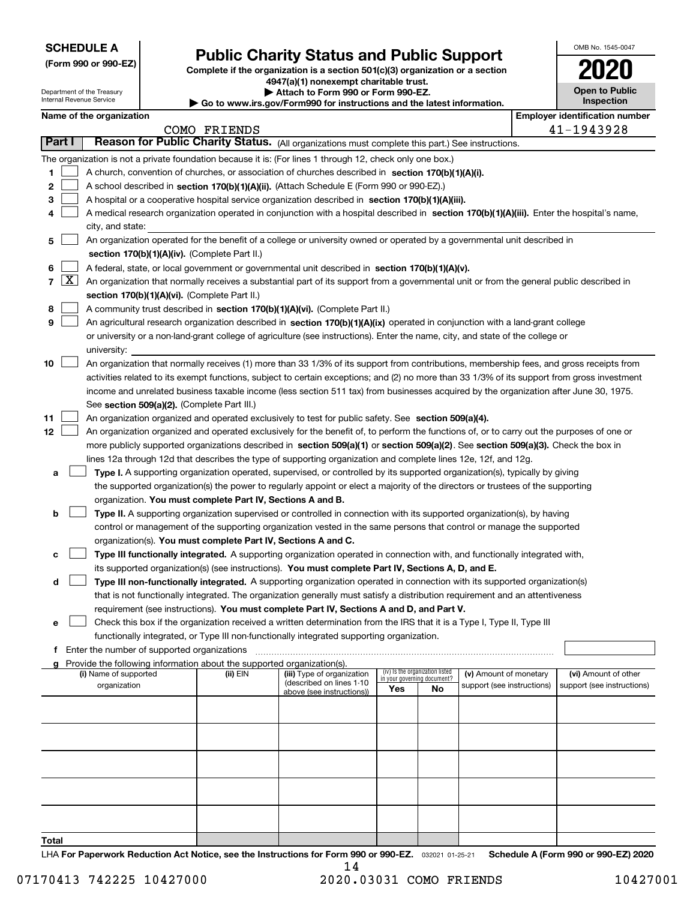**SCHEDULE A**
**(Form 990 or 990-EZ)**

Department of the Treasury
Internal Revenue Service

# Public Charity Status and Public Support

**Complete if the organization is a section 501(c)(3) organization or a section 4947(a)(1) nonexempt charitable trust.**
**▶ Attach to Form 990 or Form 990-EZ.**
**▶ Go to www.irs.gov/Form990 for instructions and the latest information.**

OMB No. 1545-0047
**2020**
**Open to Public Inspection**

**Name of the organization:** COMO FRIENDS
**Employer identification number:** 41-1943928

## Part I — Reason for Public Charity Status. (All organizations must complete this part.) See instructions.

The organization is not a private foundation because it is: (For lines 1 through 12, check only one box.)

1. ☐ A church, convention of churches, or association of churches described in **section 170(b)(1)(A)(i).**
2. ☐ A school described in **section 170(b)(1)(A)(ii).** (Attach Schedule E (Form 990 or 990-EZ).)
3. ☐ A hospital or a cooperative hospital service organization described in **section 170(b)(1)(A)(iii).**
4. ☐ A medical research organization operated in conjunction with a hospital described in **section 170(b)(1)(A)(iii).** Enter the hospital's name, city, and state:
5. ☐ An organization operated for the benefit of a college or university owned or operated by a governmental unit described in **section 170(b)(1)(A)(iv).** (Complete Part II.)
6. ☐ A federal, state, or local government or governmental unit described in **section 170(b)(1)(A)(v).**
7. ☒ An organization that normally receives a substantial part of its support from a governmental unit or from the general public described in **section 170(b)(1)(A)(vi).** (Complete Part II.)
8. ☐ A community trust described in **section 170(b)(1)(A)(vi).** (Complete Part II.)
9. ☐ An agricultural research organization described in **section 170(b)(1)(A)(ix)** operated in conjunction with a land-grant college or university or a non-land-grant college of agriculture (see instructions). Enter the name, city, and state of the college or university:
10. ☐ An organization that normally receives (1) more than 33 1/3% of its support from contributions, membership fees, and gross receipts from activities related to its exempt functions, subject to certain exceptions; and (2) no more than 33 1/3% of its support from gross investment income and unrelated business taxable income (less section 511 tax) from businesses acquired by the organization after June 30, 1975. See **section 509(a)(2).** (Complete Part III.)
11. ☐ An organization organized and operated exclusively to test for public safety. See **section 509(a)(4).**
12. ☐ An organization organized and operated exclusively for the benefit of, to perform the functions of, or to carry out the purposes of one or more publicly supported organizations described in **section 509(a)(1)** or **section 509(a)(2)**. See **section 509(a)(3).** Check the box in lines 12a through 12d that describes the type of supporting organization and complete lines 12e, 12f, and 12g.
   - **a** ☐ **Type I.** A supporting organization operated, supervised, or controlled by its supported organization(s), typically by giving the supported organization(s) the power to regularly appoint or elect a majority of the directors or trustees of the supporting organization. **You must complete Part IV, Sections A and B.**
   - **b** ☐ **Type II.** A supporting organization supervised or controlled in connection with its supported organization(s), by having control or management of the supporting organization vested in the same persons that control or manage the supported organization(s). **You must complete Part IV, Sections A and C.**
   - **c** ☐ **Type III functionally integrated.** A supporting organization operated in connection with, and functionally integrated with, its supported organization(s) (see instructions). **You must complete Part IV, Sections A, D, and E.**
   - **d** ☐ **Type III non-functionally integrated.** A supporting organization operated in connection with its supported organization(s) that is not functionally integrated. The organization generally must satisfy a distribution requirement and an attentiveness requirement (see instructions). **You must complete Part IV, Sections A and D, and Part V.**
   - **e** ☐ Check this box if the organization received a written determination from the IRS that it is a Type I, Type II, Type III functionally integrated, or Type III non-functionally integrated supporting organization.
   - **f** Enter the number of supported organizations
   - **g** Provide the following information about the supported organization(s).

| (i) Name of supported organization | (ii) EIN | (iii) Type of organization (described on lines 1-10 above (see instructions)) | (iv) Is the organization listed in your governing document? Yes | No | (v) Amount of monetary support (see instructions) | (vi) Amount of other support (see instructions) |
|---|---|---|---|---|---|---|
| | | | | | | |
| | | | | | | |
| | | | | | | |
| | | | | | | |
| | | | | | | |
| **Total** | | | | | | |

LHA **For Paperwork Reduction Act Notice, see the Instructions for Form 990 or 990-EZ.** 032021 01-25-21 **Schedule A (Form 990 or 990-EZ) 2020**

07170413 742225 10427000 2020.03031 COMO FRIENDS 10427001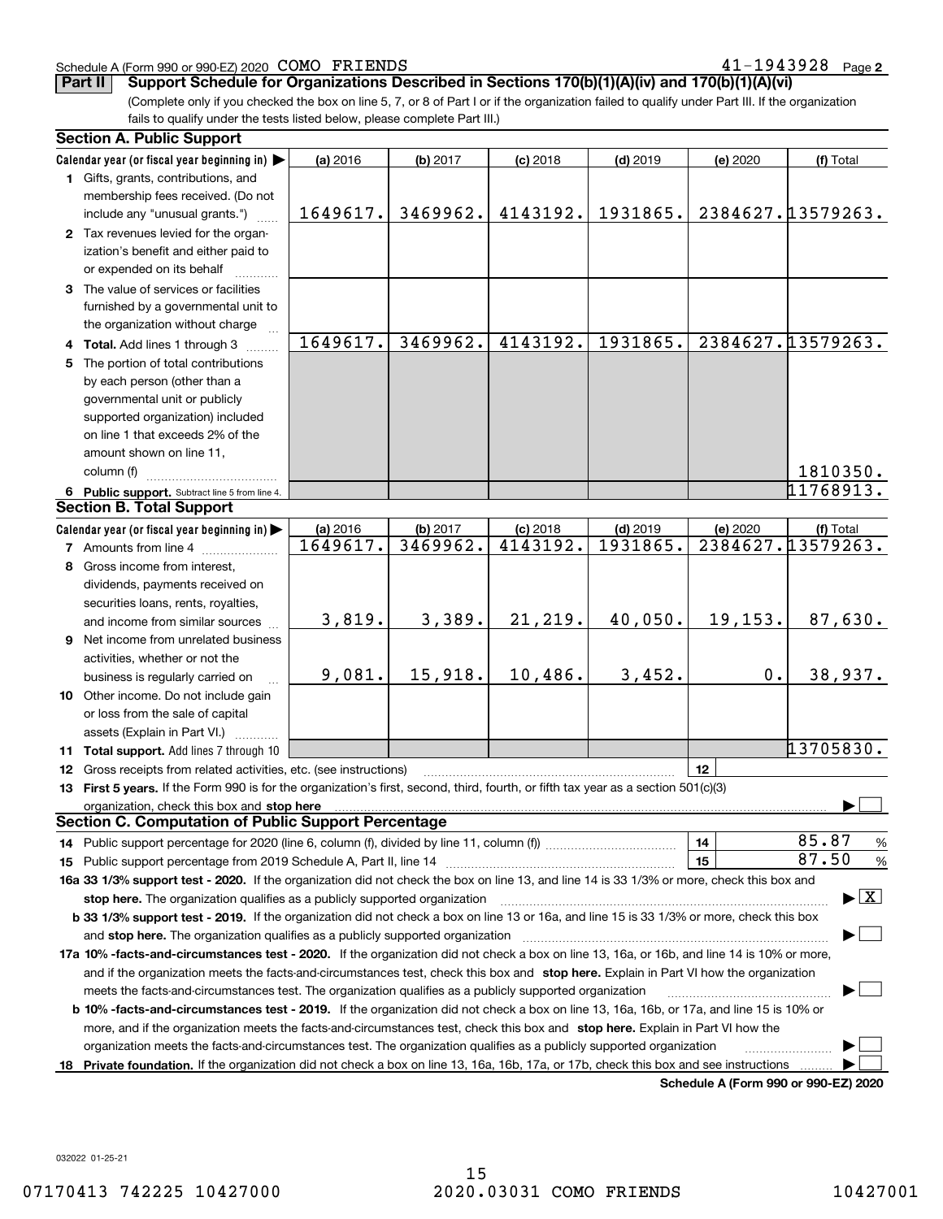Schedule A (Form 990 or 990-EZ) 2020 COMO FRIENDS 41-1943928 Page 2

**Part II** **Support Schedule for Organizations Described in Sections 170(b)(1)(A)(iv) and 170(b)(1)(A)(vi)**

(Complete only if you checked the box on line 5, 7, or 8 of Part I or if the organization failed to qualify under Part III. If the organization fails to qualify under the tests listed below, please complete Part III.)

**Section A. Public Support**

| Calendar year (or fiscal year beginning in) ▶ | (a) 2016 | (b) 2017 | (c) 2018 | (d) 2019 | (e) 2020 | (f) Total |
|---|---|---|---|---|---|---|
| **1** Gifts, grants, contributions, and membership fees received. (Do not include any "unusual grants.") | 1649617. | 3469962. | 4143192. | 1931865. | 2384627. | 13579263. |
| **2** Tax revenues levied for the organization's benefit and either paid to or expended on its behalf | | | | | | |
| **3** The value of services or facilities furnished by a governmental unit to the organization without charge | | | | | | |
| **4** **Total.** Add lines 1 through 3 | 1649617. | 3469962. | 4143192. | 1931865. | 2384627. | 13579263. |
| **5** The portion of total contributions by each person (other than a governmental unit or publicly supported organization) included on line 1 that exceeds 2% of the amount shown on line 11, column (f) | | | | | | 1810350. |
| **6** **Public support.** Subtract line 5 from line 4. | | | | | | 11768913. |

**Section B. Total Support**

| Calendar year (or fiscal year beginning in) ▶ | (a) 2016 | (b) 2017 | (c) 2018 | (d) 2019 | (e) 2020 | (f) Total |
|---|---|---|---|---|---|---|
| **7** Amounts from line 4 | 1649617. | 3469962. | 4143192. | 1931865. | 2384627. | 13579263. |
| **8** Gross income from interest, dividends, payments received on securities loans, rents, royalties, and income from similar sources | 3,819. | 3,389. | 21,219. | 40,050. | 19,153. | 87,630. |
| **9** Net income from unrelated business activities, whether or not the business is regularly carried on | 9,081. | 15,918. | 10,486. | 3,452. | 0. | 38,937. |
| **10** Other income. Do not include gain or loss from the sale of capital assets (Explain in Part VI.) | | | | | | |
| **11** **Total support.** Add lines 7 through 10 | | | | | | 13705830. |

**12** Gross receipts from related activities, etc. (see instructions) **12**

**13** **First 5 years.** If the Form 990 is for the organization's first, second, third, fourth, or fifth tax year as a section 501(c)(3) organization, check this box and **stop here** ▶ ☐

**Section C. Computation of Public Support Percentage**

**14** Public support percentage for 2020 (line 6, column (f), divided by line 11, column (f)) **14** 85.87 %

**15** Public support percentage from 2019 Schedule A, Part II, line 14 **15** 87.50 %

**16a 33 1/3% support test - 2020.** If the organization did not check the box on line 13, and line 14 is 33 1/3% or more, check this box and **stop here.** The organization qualifies as a publicly supported organization ▶ ☒

**b 33 1/3% support test - 2019.** If the organization did not check a box on line 13 or 16a, and line 15 is 33 1/3% or more, check this box and **stop here.** The organization qualifies as a publicly supported organization ▶ ☐

**17a 10% -facts-and-circumstances test - 2020.** If the organization did not check a box on line 13, 16a, or 16b, and line 14 is 10% or more, and if the organization meets the facts-and-circumstances test, check this box and **stop here.** Explain in Part VI how the organization meets the facts-and-circumstances test. The organization qualifies as a publicly supported organization ▶ ☐

**b 10% -facts-and-circumstances test - 2019.** If the organization did not check a box on line 13, 16a, 16b, or 17a, and line 15 is 10% or more, and if the organization meets the facts-and-circumstances test, check this box and **stop here.** Explain in Part VI how the organization meets the facts-and-circumstances test. The organization qualifies as a publicly supported organization ▶ ☐

**18** **Private foundation.** If the organization did not check a box on line 13, 16a, 16b, 17a, or 17b, check this box and see instructions ▶ ☐

**Schedule A (Form 990 or 990-EZ) 2020**

032022 01-25-21

07170413 742225 10427000 2020.03031 COMO FRIENDS 10427001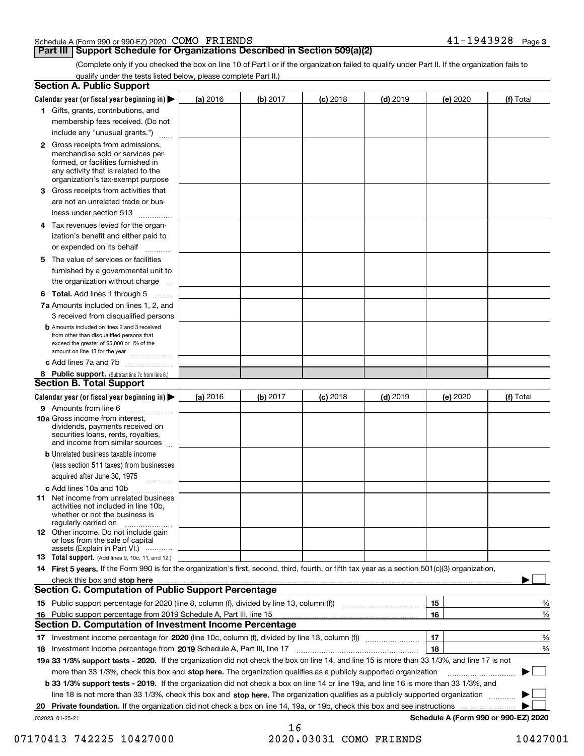Schedule A (Form 990 or 990-EZ) 2020 COMO FRIENDS 41-1943928 Page 3

## Part III Support Schedule for Organizations Described in Section 509(a)(2)

(Complete only if you checked the box on line 10 of Part I or if the organization failed to qualify under Part II. If the organization fails to qualify under the tests listed below, please complete Part II.)

### Section A. Public Support

| Calendar year (or fiscal year beginning in) ▶ | (a) 2016 | (b) 2017 | (c) 2018 | (d) 2019 | (e) 2020 | (f) Total |
|---|---|---|---|---|---|---|
| 1 Gifts, grants, contributions, and membership fees received. (Do not include any "unusual grants.") | | | | | | |
| 2 Gross receipts from admissions, merchandise sold or services performed, or facilities furnished in any activity that is related to the organization's tax-exempt purpose | | | | | | |
| 3 Gross receipts from activities that are not an unrelated trade or business under section 513 | | | | | | |
| 4 Tax revenues levied for the organization's benefit and either paid to or expended on its behalf | | | | | | |
| 5 The value of services or facilities furnished by a governmental unit to the organization without charge | | | | | | |
| 6 **Total.** Add lines 1 through 5 | | | | | | |
| 7a Amounts included on lines 1, 2, and 3 received from disqualified persons | | | | | | |
| b Amounts included on lines 2 and 3 received from other than disqualified persons that exceed the greater of $5,000 or 1% of the amount on line 13 for the year | | | | | | |
| c Add lines 7a and 7b | | | | | | |
| 8 **Public support.** (Subtract line 7c from line 6.) | | | | | | |

### Section B. Total Support

| Calendar year (or fiscal year beginning in) ▶ | (a) 2016 | (b) 2017 | (c) 2018 | (d) 2019 | (e) 2020 | (f) Total |
|---|---|---|---|---|---|---|
| 9 Amounts from line 6 | | | | | | |
| 10a Gross income from interest, dividends, payments received on securities loans, rents, royalties, and income from similar sources | | | | | | |
| b Unrelated business taxable income (less section 511 taxes) from businesses acquired after June 30, 1975 | | | | | | |
| c Add lines 10a and 10b | | | | | | |
| 11 Net income from unrelated business activities not included in line 10b, whether or not the business is regularly carried on | | | | | | |
| 12 Other income. Do not include gain or loss from the sale of capital assets (Explain in Part VI.) | | | | | | |
| 13 **Total support.** (Add lines 9, 10c, 11, and 12.) | | | | | | |

14 **First 5 years.** If the Form 990 is for the organization's first, second, third, fourth, or fifth tax year as a section 501(c)(3) organization, check this box and **stop here** ▶ ☐

### Section C. Computation of Public Support Percentage

| | | | |
|---|---|---|---|
| 15 | Public support percentage for 2020 (line 8, column (f), divided by line 13, column (f)) | 15 | % |
| 16 | Public support percentage from 2019 Schedule A, Part III, line 15 | 16 | % |

### Section D. Computation of Investment Income Percentage

| | | | |
|---|---|---|---|
| 17 | Investment income percentage for **2020** (line 10c, column (f), divided by line 13, column (f)) | 17 | % |
| 18 | Investment income percentage from **2019** Schedule A, Part III, line 17 | 18 | % |

**19a 33 1/3% support tests - 2020.** If the organization did not check the box on line 14, and line 15 is more than 33 1/3%, and line 17 is not more than 33 1/3%, check this box and **stop here.** The organization qualifies as a publicly supported organization ▶ ☐

**b 33 1/3% support tests - 2019.** If the organization did not check a box on line 14 or line 19a, and line 16 is more than 33 1/3%, and line 18 is not more than 33 1/3%, check this box and **stop here.** The organization qualifies as a publicly supported organization ▶ ☐

**20 Private foundation.** If the organization did not check a box on line 14, 19a, or 19b, check this box and see instructions ▶ ☐

032023 01-25-21 **Schedule A (Form 990 or 990-EZ) 2020**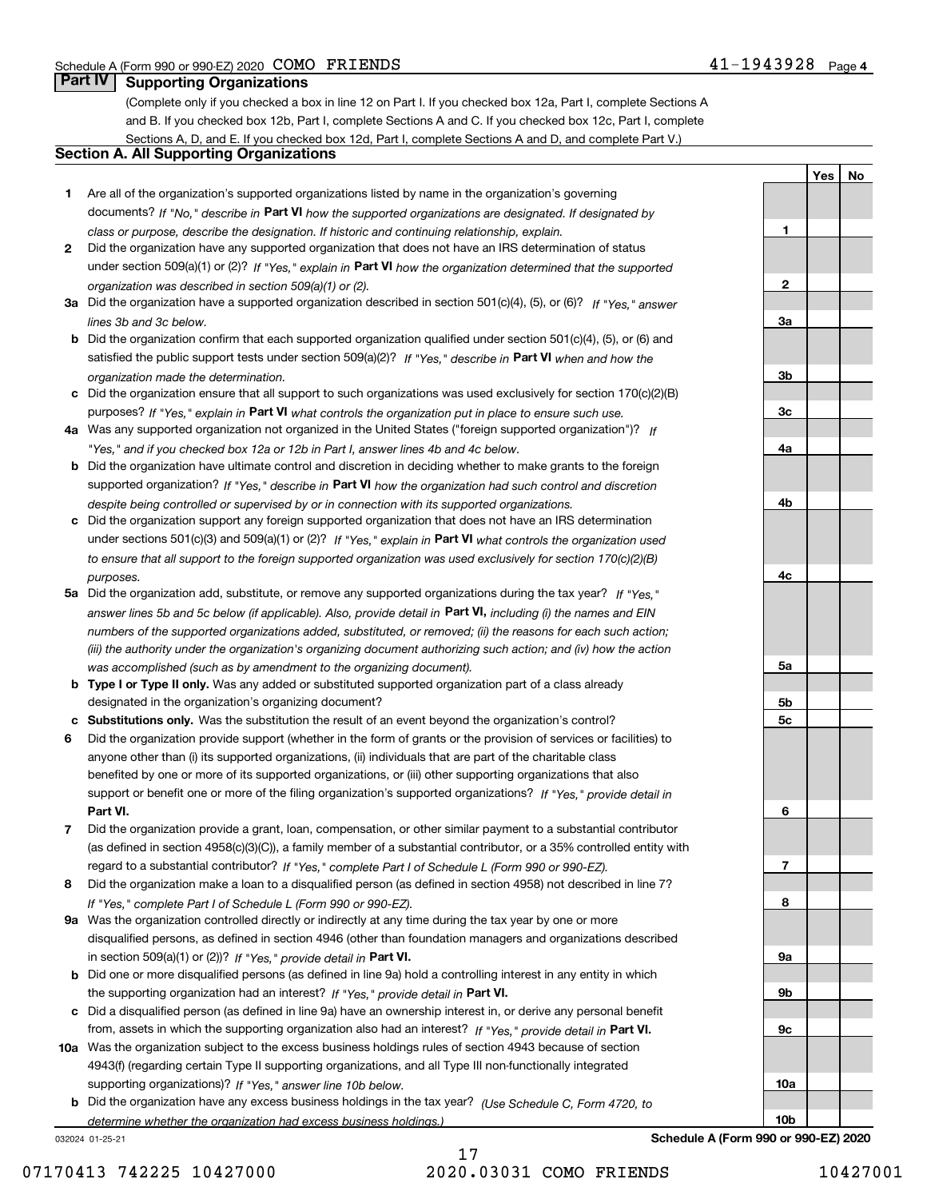## Part IV Supporting Organizations

(Complete only if you checked a box in line 12 on Part I. If you checked box 12a, Part I, complete Sections A and B. If you checked box 12b, Part I, complete Sections A and C. If you checked box 12c, Part I, complete Sections A, D, and E. If you checked box 12d, Part I, complete Sections A and D, and complete Part V.)

### Section A. All Supporting Organizations

| | | | Yes | No |
|---|---|---|---|---|
| **1** | Are all of the organization's supported organizations listed by name in the organization's governing documents? *If "No," describe in* **Part VI** *how the supported organizations are designated. If designated by class or purpose, describe the designation. If historic and continuing relationship, explain.* | **1** | | |
| **2** | Did the organization have any supported organization that does not have an IRS determination of status under section 509(a)(1) or (2)? *If "Yes," explain in* **Part VI** *how the organization determined that the supported organization was described in section 509(a)(1) or (2).* | **2** | | |
| **3a** | Did the organization have a supported organization described in section 501(c)(4), (5), or (6)? *If "Yes," answer lines 3b and 3c below.* | **3a** | | |
| **b** | Did the organization confirm that each supported organization qualified under section 501(c)(4), (5), or (6) and satisfied the public support tests under section 509(a)(2)? *If "Yes," describe in* **Part VI** *when and how the organization made the determination.* | **3b** | | |
| **c** | Did the organization ensure that all support to such organizations was used exclusively for section 170(c)(2)(B) purposes? *If "Yes," explain in* **Part VI** *what controls the organization put in place to ensure such use.* | **3c** | | |
| **4a** | Was any supported organization not organized in the United States ("foreign supported organization")? *If "Yes," and if you checked box 12a or 12b in Part I, answer lines 4b and 4c below.* | **4a** | | |
| **b** | Did the organization have ultimate control and discretion in deciding whether to make grants to the foreign supported organization? *If "Yes," describe in* **Part VI** *how the organization had such control and discretion despite being controlled or supervised by or in connection with its supported organizations.* | **4b** | | |
| **c** | Did the organization support any foreign supported organization that does not have an IRS determination under sections 501(c)(3) and 509(a)(1) or (2)? *If "Yes," explain in* **Part VI** *what controls the organization used to ensure that all support to the foreign supported organization was used exclusively for section 170(c)(2)(B) purposes.* | **4c** | | |
| **5a** | Did the organization add, substitute, or remove any supported organizations during the tax year? *If "Yes," answer lines 5b and 5c below (if applicable). Also, provide detail in* **Part VI,** *including (i) the names and EIN numbers of the supported organizations added, substituted, or removed; (ii) the reasons for each such action; (iii) the authority under the organization's organizing document authorizing such action; and (iv) how the action was accomplished (such as by amendment to the organizing document).* | **5a** | | |
| **b** | **Type I or Type II only.** Was any added or substituted supported organization part of a class already designated in the organization's organizing document? | **5b** | | |
| **c** | **Substitutions only.** Was the substitution the result of an event beyond the organization's control? | **5c** | | |
| **6** | Did the organization provide support (whether in the form of grants or the provision of services or facilities) to anyone other than (i) its supported organizations, (ii) individuals that are part of the charitable class benefited by one or more of its supported organizations, or (iii) other supporting organizations that also support or benefit one or more of the filing organization's supported organizations? *If "Yes," provide detail in* **Part VI.** | **6** | | |
| **7** | Did the organization provide a grant, loan, compensation, or other similar payment to a substantial contributor (as defined in section 4958(c)(3)(C)), a family member of a substantial contributor, or a 35% controlled entity with regard to a substantial contributor? *If "Yes," complete Part I of Schedule L (Form 990 or 990-EZ).* | **7** | | |
| **8** | Did the organization make a loan to a disqualified person (as defined in section 4958) not described in line 7? *If "Yes," complete Part I of Schedule L (Form 990 or 990-EZ).* | **8** | | |
| **9a** | Was the organization controlled directly or indirectly at any time during the tax year by one or more disqualified persons, as defined in section 4946 (other than foundation managers and organizations described in section 509(a)(1) or (2))? *If "Yes," provide detail in* **Part VI.** | **9a** | | |
| **b** | Did one or more disqualified persons (as defined in line 9a) hold a controlling interest in any entity in which the supporting organization had an interest? *If "Yes," provide detail in* **Part VI.** | **9b** | | |
| **c** | Did a disqualified person (as defined in line 9a) have an ownership interest in, or derive any personal benefit from, assets in which the supporting organization also had an interest? *If "Yes," provide detail in* **Part VI.** | **9c** | | |
| **10a** | Was the organization subject to the excess business holdings rules of section 4943 because of section 4943(f) (regarding certain Type II supporting organizations, and all Type III non-functionally integrated supporting organizations)? *If "Yes," answer line 10b below.* | **10a** | | |
| **b** | Did the organization have any excess business holdings in the tax year? *(Use Schedule C, Form 4720, to determine whether the organization had excess business holdings.)* | **10b** | | |

**Schedule A (Form 990 or 990-EZ) 2020**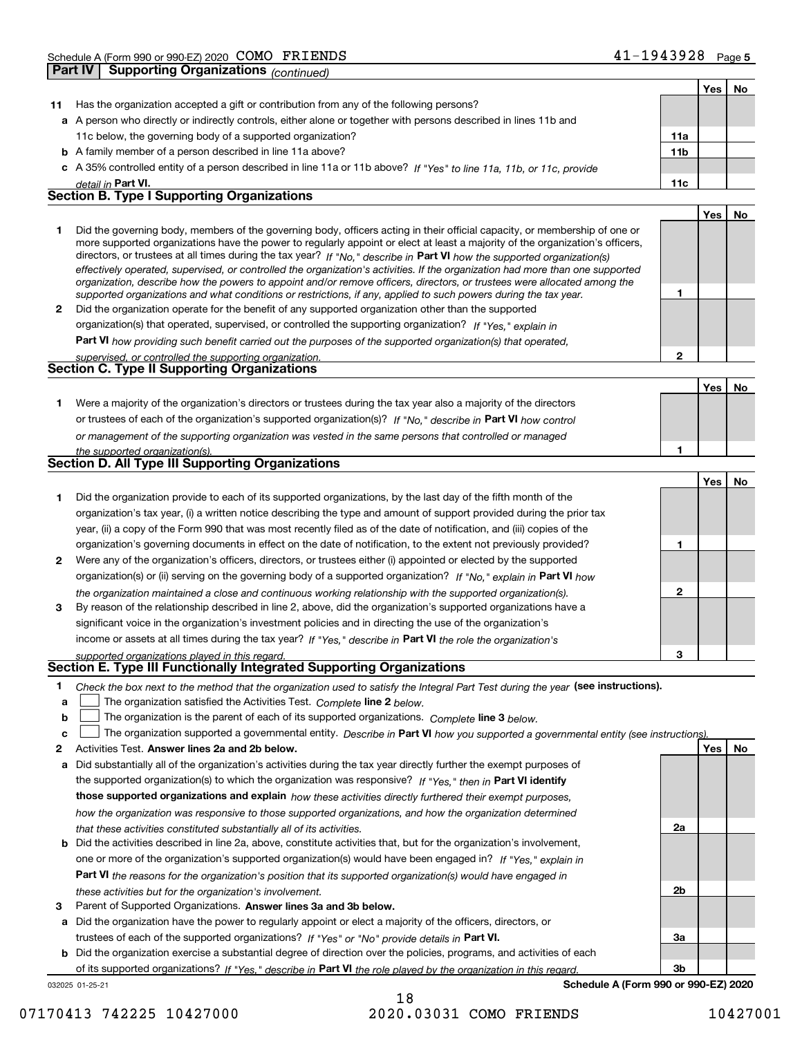Schedule A (Form 990 or 990-EZ) 2020 COMO FRIENDS 41-1943928 Page **5**

## Part IV Supporting Organizations *(continued)*

| | | | Yes | No |
|---|---|---|---|---|
| **11** | Has the organization accepted a gift or contribution from any of the following persons? | | | |
| **a** | A person who directly or indirectly controls, either alone or together with persons described in lines 11b and 11c below, the governing body of a supported organization? | **11a** | | |
| **b** | A family member of a person described in line 11a above? | **11b** | | |
| **c** | A 35% controlled entity of a person described in line 11a or 11b above? *If "Yes" to line 11a, 11b, or 11c, provide detail in* **Part VI.** | **11c** | | |

### Section B. Type I Supporting Organizations

| | | | Yes | No |
|---|---|---|---|---|
| **1** | Did the governing body, members of the governing body, officers acting in their official capacity, or membership of one or more supported organizations have the power to regularly appoint or elect at least a majority of the organization's officers, directors, or trustees at all times during the tax year? *If "No," describe in* **Part VI** *how the supported organization(s) effectively operated, supervised, or controlled the organization's activities. If the organization had more than one supported organization, describe how the powers to appoint and/or remove officers, directors, or trustees were allocated among the supported organizations and what conditions or restrictions, if any, applied to such powers during the tax year.* | **1** | | |
| **2** | Did the organization operate for the benefit of any supported organization other than the supported organization(s) that operated, supervised, or controlled the supporting organization? *If "Yes," explain in* **Part VI** *how providing such benefit carried out the purposes of the supported organization(s) that operated, supervised, or controlled the supporting organization.* | **2** | | |

### Section C. Type II Supporting Organizations

| | | | Yes | No |
|---|---|---|---|---|
| **1** | Were a majority of the organization's directors or trustees during the tax year also a majority of the directors or trustees of each of the organization's supported organization(s)? *If "No," describe in* **Part VI** *how control or management of the supporting organization was vested in the same persons that controlled or managed the supported organization(s).* | **1** | | |

### Section D. All Type III Supporting Organizations

| | | | Yes | No |
|---|---|---|---|---|
| **1** | Did the organization provide to each of its supported organizations, by the last day of the fifth month of the organization's tax year, (i) a written notice describing the type and amount of support provided during the prior tax year, (ii) a copy of the Form 990 that was most recently filed as of the date of notification, and (iii) copies of the organization's governing documents in effect on the date of notification, to the extent not previously provided? | **1** | | |
| **2** | Were any of the organization's officers, directors, or trustees either (i) appointed or elected by the supported organization(s) or (ii) serving on the governing body of a supported organization? *If "No," explain in* **Part VI** *how the organization maintained a close and continuous working relationship with the supported organization(s).* | **2** | | |
| **3** | By reason of the relationship described in line 2, above, did the organization's supported organizations have a significant voice in the organization's investment policies and in directing the use of the organization's income or assets at all times during the tax year? *If "Yes," describe in* **Part VI** *the role the organization's supported organizations played in this regard.* | **3** | | |

### Section E. Type III Functionally Integrated Supporting Organizations

**1** *Check the box next to the method that the organization used to satisfy the Integral Part Test during the year* **(see instructions).**

- **a** ☐ The organization satisfied the Activities Test. *Complete* **line 2** *below.*
- **b** ☐ The organization is the parent of each of its supported organizations. *Complete* **line 3** *below.*
- **c** ☐ The organization supported a governmental entity. *Describe in* **Part VI** *how you supported a governmental entity (see instructions).*

| | | | Yes | No |
|---|---|---|---|---|
| **2** | Activities Test. **Answer lines 2a and 2b below.** | | | |
| **a** | Did substantially all of the organization's activities during the tax year directly further the exempt purposes of the supported organization(s) to which the organization was responsive? *If "Yes," then in* **Part VI identify those supported organizations and explain** *how these activities directly furthered their exempt purposes, how the organization was responsive to those supported organizations, and how the organization determined that these activities constituted substantially all of its activities.* | **2a** | | |
| **b** | Did the activities described in line 2a, above, constitute activities that, but for the organization's involvement, one or more of the organization's supported organization(s) would have been engaged in? *If "Yes," explain in* **Part VI** *the reasons for the organization's position that its supported organization(s) would have engaged in these activities but for the organization's involvement.* | **2b** | | |
| **3** | Parent of Supported Organizations. **Answer lines 3a and 3b below.** | | | |
| **a** | Did the organization have the power to regularly appoint or elect a majority of the officers, directors, or trustees of each of the supported organizations? *If "Yes" or "No" provide details in* **Part VI.** | **3a** | | |
| **b** | Did the organization exercise a substantial degree of direction over the policies, programs, and activities of each of its supported organizations? *If "Yes," describe in* **Part VI** *the role played by the organization in this regard.* | **3b** | | |

032025 01-25-21 **Schedule A (Form 990 or 990-EZ) 2020**

07170413 742225 10427000 2020.03031 COMO FRIENDS 10427001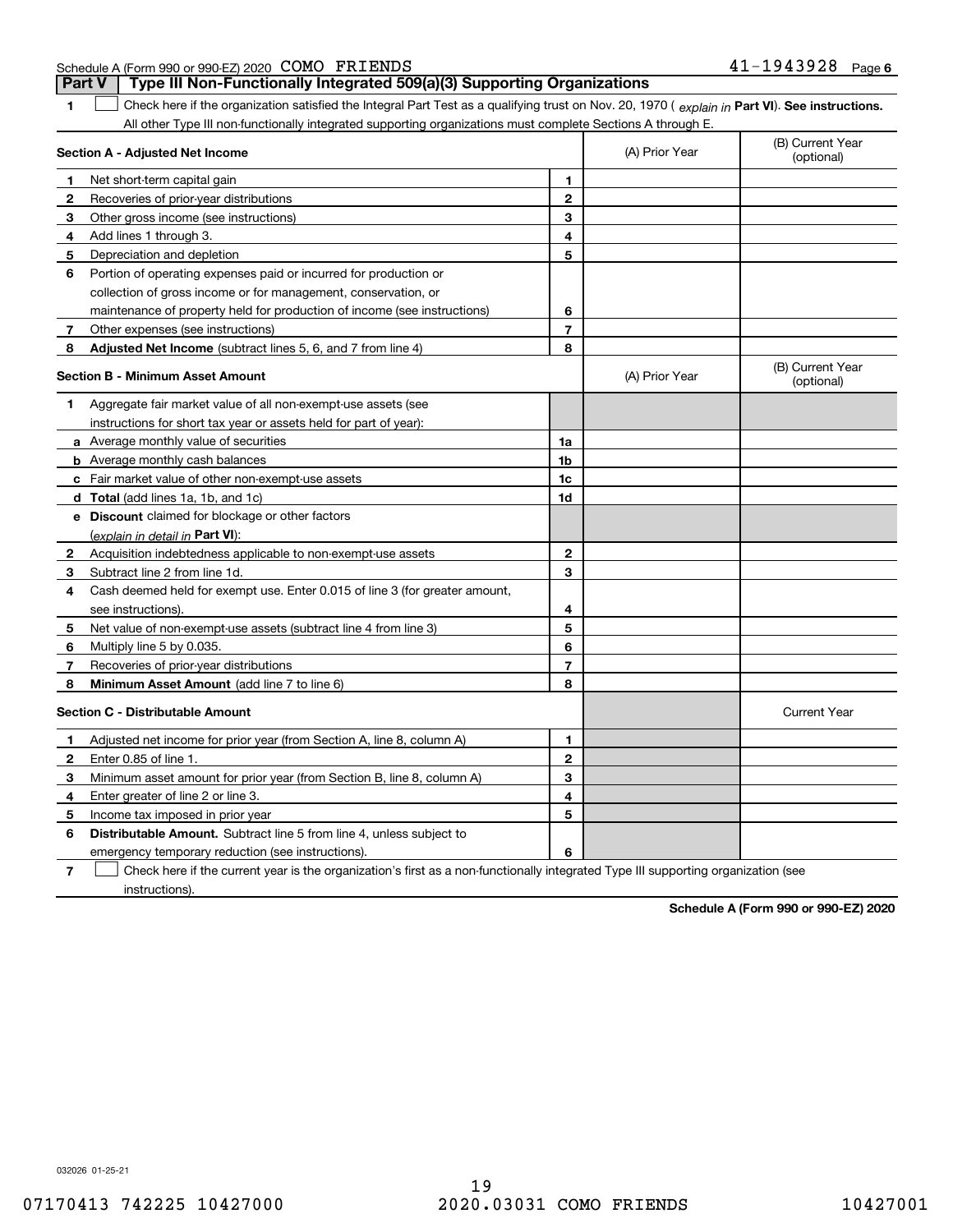Schedule A (Form 990 or 990-EZ) 2020 COMO FRIENDS 41-1943928

## Part V Type III Non-Functionally Integrated 509(a)(3) Supporting Organizations

**1** ☐ Check here if the organization satisfied the Integral Part Test as a qualifying trust on Nov. 20, 1970 ( *explain in* **Part VI**). **See instructions.** All other Type III non-functionally integrated supporting organizations must complete Sections A through E.

| **Section A - Adjusted Net Income** | | (A) Prior Year | (B) Current Year (optional) |
|---|---|---|---|
| **1** Net short-term capital gain | 1 | | |
| **2** Recoveries of prior-year distributions | 2 | | |
| **3** Other gross income (see instructions) | 3 | | |
| **4** Add lines 1 through 3. | 4 | | |
| **5** Depreciation and depletion | 5 | | |
| **6** Portion of operating expenses paid or incurred for production or collection of gross income or for management, conservation, or maintenance of property held for production of income (see instructions) | 6 | | |
| **7** Other expenses (see instructions) | 7 | | |
| **8** **Adjusted Net Income** (subtract lines 5, 6, and 7 from line 4) | 8 | | |

| **Section B - Minimum Asset Amount** | | (A) Prior Year | (B) Current Year (optional) |
|---|---|---|---|
| **1** Aggregate fair market value of all non-exempt-use assets (see instructions for short tax year or assets held for part of year): | | | |
| **a** Average monthly value of securities | 1a | | |
| **b** Average monthly cash balances | 1b | | |
| **c** Fair market value of other non-exempt-use assets | 1c | | |
| **d** **Total** (add lines 1a, 1b, and 1c) | 1d | | |
| **e** **Discount** claimed for blockage or other factors (*explain in detail in* **Part VI**): | | | |
| **2** Acquisition indebtedness applicable to non-exempt-use assets | 2 | | |
| **3** Subtract line 2 from line 1d. | 3 | | |
| **4** Cash deemed held for exempt use. Enter 0.015 of line 3 (for greater amount, see instructions). | 4 | | |
| **5** Net value of non-exempt-use assets (subtract line 4 from line 3) | 5 | | |
| **6** Multiply line 5 by 0.035. | 6 | | |
| **7** Recoveries of prior-year distributions | 7 | | |
| **8** **Minimum Asset Amount** (add line 7 to line 6) | 8 | | |

| **Section C - Distributable Amount** | | | Current Year |
|---|---|---|---|
| **1** Adjusted net income for prior year (from Section A, line 8, column A) | 1 | | |
| **2** Enter 0.85 of line 1. | 2 | | |
| **3** Minimum asset amount for prior year (from Section B, line 8, column A) | 3 | | |
| **4** Enter greater of line 2 or line 3. | 4 | | |
| **5** Income tax imposed in prior year | 5 | | |
| **6** **Distributable Amount.** Subtract line 5 from line 4, unless subject to emergency temporary reduction (see instructions). | 6 | | |

**7** ☐ Check here if the current year is the organization's first as a non-functionally integrated Type III supporting organization (see instructions).

**Schedule A (Form 990 or 990-EZ) 2020**

032026 01-25-21

07170413 742225 10427000 2020.03031 COMO FRIENDS 10427001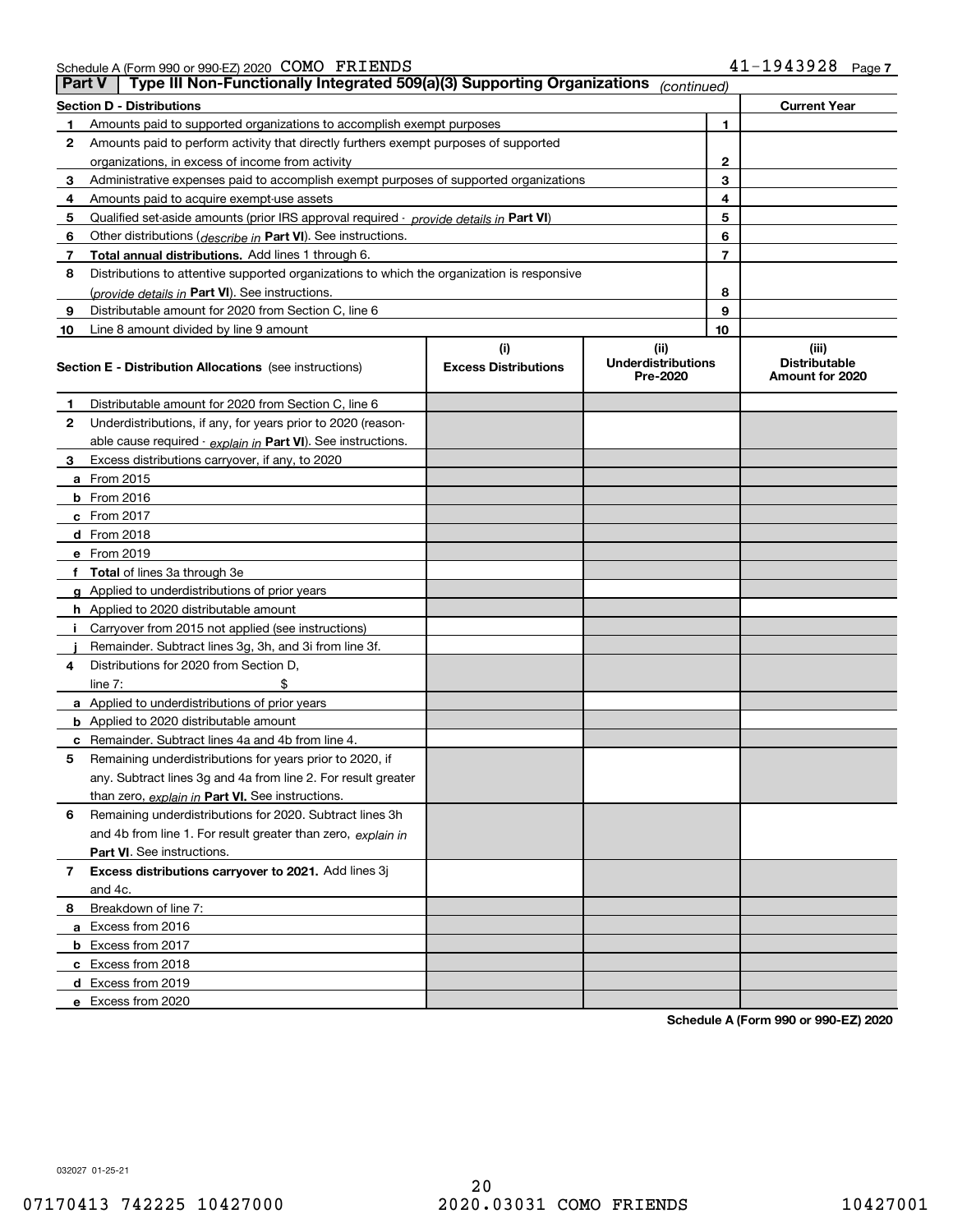Schedule A (Form 990 or 990-EZ) 2020 COMO FRIENDS 41-1943928 Page 7

## Part V Type III Non-Functionally Integrated 509(a)(3) Supporting Organizations *(continued)*

| Section D - Distributions | | | Current Year |
|---|---|---|---|
| 1 | Amounts paid to supported organizations to accomplish exempt purposes | 1 | |
| 2 | Amounts paid to perform activity that directly furthers exempt purposes of supported organizations, in excess of income from activity | 2 | |
| 3 | Administrative expenses paid to accomplish exempt purposes of supported organizations | 3 | |
| 4 | Amounts paid to acquire exempt-use assets | 4 | |
| 5 | Qualified set-aside amounts (prior IRS approval required - *provide details in* **Part VI**) | 5 | |
| 6 | Other distributions (*describe in* **Part VI**). See instructions. | 6 | |
| 7 | **Total annual distributions.** Add lines 1 through 6. | 7 | |
| 8 | Distributions to attentive supported organizations to which the organization is responsive (*provide details in* **Part VI**). See instructions. | 8 | |
| 9 | Distributable amount for 2020 from Section C, line 6 | 9 | |
| 10 | Line 8 amount divided by line 9 amount | 10 | |

| | Section E - Distribution Allocations (see instructions) | (i) Excess Distributions | (ii) Underdistributions Pre-2020 | (iii) Distributable Amount for 2020 |
|---|---|---|---|---|
| 1 | Distributable amount for 2020 from Section C, line 6 | | | |
| 2 | Underdistributions, if any, for years prior to 2020 (reasonable cause required - *explain in* **Part VI**). See instructions. | | | |
| 3 | Excess distributions carryover, if any, to 2020 | | | |
| a | From 2015 | | | |
| b | From 2016 | | | |
| c | From 2017 | | | |
| d | From 2018 | | | |
| e | From 2019 | | | |
| f | **Total** of lines 3a through 3e | | | |
| g | Applied to underdistributions of prior years | | | |
| h | Applied to 2020 distributable amount | | | |
| i | Carryover from 2015 not applied (see instructions) | | | |
| j | Remainder. Subtract lines 3g, 3h, and 3i from line 3f. | | | |
| 4 | Distributions for 2020 from Section D, line 7: $ | | | |
| a | Applied to underdistributions of prior years | | | |
| b | Applied to 2020 distributable amount | | | |
| c | Remainder. Subtract lines 4a and 4b from line 4. | | | |
| 5 | Remaining underdistributions for years prior to 2020, if any. Subtract lines 3g and 4a from line 2. For result greater than zero, *explain in* **Part VI**. See instructions. | | | |
| 6 | Remaining underdistributions for 2020. Subtract lines 3h and 4b from line 1. For result greater than zero, *explain in* **Part VI**. See instructions. | | | |
| 7 | **Excess distributions carryover to 2021.** Add lines 3j and 4c. | | | |
| 8 | Breakdown of line 7: | | | |
| a | Excess from 2016 | | | |
| b | Excess from 2017 | | | |
| c | Excess from 2018 | | | |
| d | Excess from 2019 | | | |
| e | Excess from 2020 | | | |

**Schedule A (Form 990 or 990-EZ) 2020**

032027 01-25-21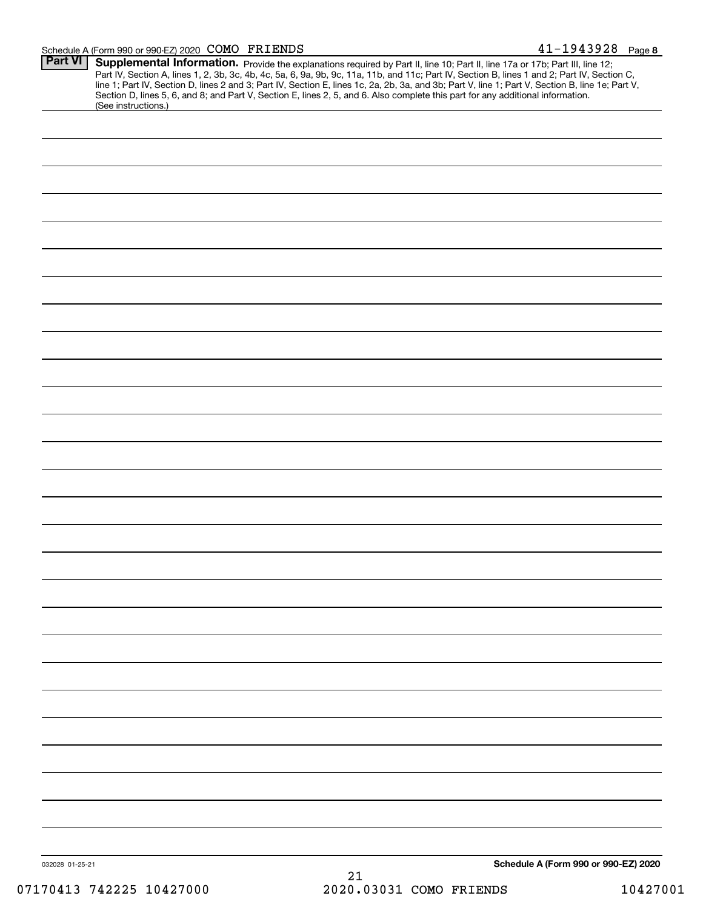Schedule A (Form 990 or 990-EZ) 2020 COMO FRIENDS 41-1943928 Page 8

## Part VI Supplemental Information.

Provide the explanations required by Part II, line 10; Part II, line 17a or 17b; Part III, line 12; Part IV, Section A, lines 1, 2, 3b, 3c, 4b, 4c, 5a, 6, 9a, 9b, 9c, 11a, 11b, and 11c; Part IV, Section B, lines 1 and 2; Part IV, Section C, line 1; Part IV, Section D, lines 2 and 3; Part IV, Section E, lines 1c, 2a, 2b, 3a, and 3b; Part V, line 1; Part V, Section B, line 1e; Part V, Section D, lines 5, 6, and 8; and Part V, Section E, lines 2, 5, and 6. Also complete this part for any additional information. (See instructions.)

032028 01-25-21

**Schedule A (Form 990 or 990-EZ) 2020**

07170413 742225 10427000 2020.03031 COMO FRIENDS 10427001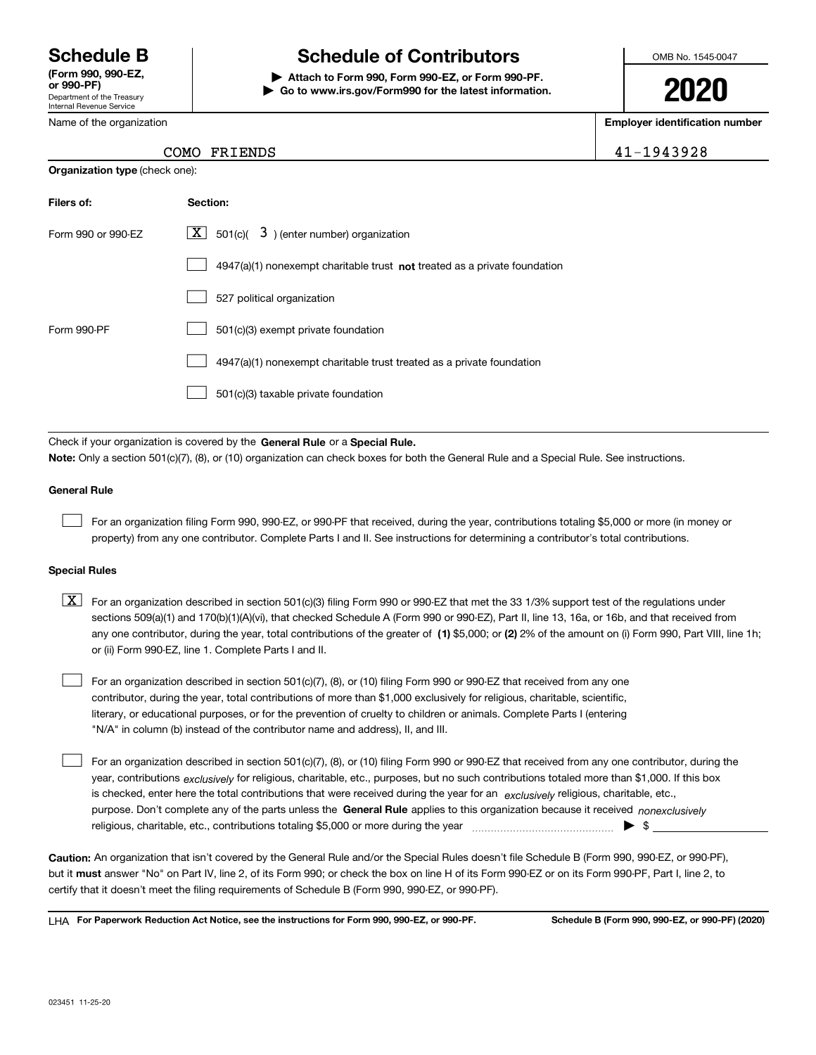# Schedule B

**(Form 990, 990-EZ, or 990-PF)**
Department of the Treasury
Internal Revenue Service

## Schedule of Contributors

▶ **Attach to Form 990, Form 990-EZ, or Form 990-PF.**
▶ **Go to www.irs.gov/Form990 for the latest information.**

OMB No. 1545-0047

**2020**

Name of the organization: COMO FRIENDS

**Employer identification number:** 41-1943928

**Organization type** (check one):

| Filers of: | Section: |
|---|---|
| Form 990 or 990-EZ | [X] 501(c)( 3 ) (enter number) organization |
| | [ ] 4947(a)(1) nonexempt charitable trust **not** treated as a private foundation |
| | [ ] 527 political organization |
| Form 990-PF | [ ] 501(c)(3) exempt private foundation |
| | [ ] 4947(a)(1) nonexempt charitable trust treated as a private foundation |
| | [ ] 501(c)(3) taxable private foundation |

Check if your organization is covered by the **General Rule** or a **Special Rule.**

**Note:** Only a section 501(c)(7), (8), or (10) organization can check boxes for both the General Rule and a Special Rule. See instructions.

### General Rule

[ ] For an organization filing Form 990, 990-EZ, or 990-PF that received, during the year, contributions totaling $5,000 or more (in money or property) from any one contributor. Complete Parts I and II. See instructions for determining a contributor's total contributions.

### Special Rules

[X] For an organization described in section 501(c)(3) filing Form 990 or 990-EZ that met the 33 1/3% support test of the regulations under sections 509(a)(1) and 170(b)(1)(A)(vi), that checked Schedule A (Form 990 or 990-EZ), Part II, line 13, 16a, or 16b, and that received from any one contributor, during the year, total contributions of the greater of **(1)** $5,000; or **(2)** 2% of the amount on (i) Form 990, Part VIII, line 1h; or (ii) Form 990-EZ, line 1. Complete Parts I and II.

[ ] For an organization described in section 501(c)(7), (8), or (10) filing Form 990 or 990-EZ that received from any one contributor, during the year, total contributions of more than $1,000 exclusively for religious, charitable, scientific, literary, or educational purposes, or for the prevention of cruelty to children or animals. Complete Parts I (entering "N/A" in column (b) instead of the contributor name and address), II, and III.

[ ] For an organization described in section 501(c)(7), (8), or (10) filing Form 990 or 990-EZ that received from any one contributor, during the year, contributions *exclusively* for religious, charitable, etc., purposes, but no such contributions totaled more than $1,000. If this box is checked, enter here the total contributions that were received during the year for an *exclusively* religious, charitable, etc., purpose. Don't complete any of the parts unless the **General Rule** applies to this organization because it received *nonexclusively* religious, charitable, etc., contributions totaling $5,000 or more during the year ▶ $ ____________

**Caution:** An organization that isn't covered by the General Rule and/or the Special Rules doesn't file Schedule B (Form 990, 990-EZ, or 990-PF), but it **must** answer "No" on Part IV, line 2, of its Form 990; or check the box on line H of its Form 990-EZ or on its Form 990-PF, Part I, line 2, to certify that it doesn't meet the filing requirements of Schedule B (Form 990, 990-EZ, or 990-PF).

LHA **For Paperwork Reduction Act Notice, see the instructions for Form 990, 990-EZ, or 990-PF.** **Schedule B (Form 990, 990-EZ, or 990-PF) (2020)**

023451 11-25-20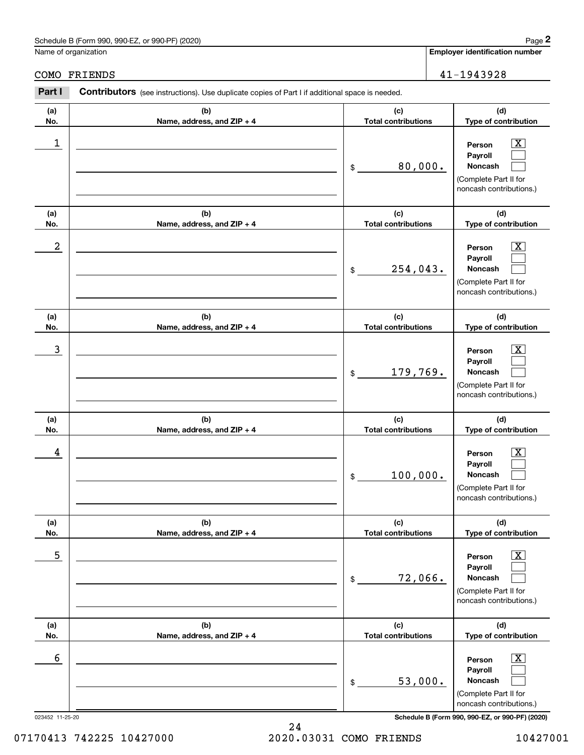Name of organization

COMO FRIENDS

**Employer identification number**

41-1943928

**Part I** **Contributors** (see instructions). Use duplicate copies of Part I if additional space is needed.

| (a) No. | (b) Name, address, and ZIP + 4 | (c) Total contributions | (d) Type of contribution |
|---|---|---|---|
| 1 | | $ 80,000. | Person [X] Payroll [ ] Noncash [ ] (Complete Part II for noncash contributions.) |
| 2 | | $ 254,043. | Person [X] Payroll [ ] Noncash [ ] (Complete Part II for noncash contributions.) |
| 3 | | $ 179,769. | Person [X] Payroll [ ] Noncash [ ] (Complete Part II for noncash contributions.) |
| 4 | | $ 100,000. | Person [X] Payroll [ ] Noncash [ ] (Complete Part II for noncash contributions.) |
| 5 | | $ 72,066. | Person [X] Payroll [ ] Noncash [ ] (Complete Part II for noncash contributions.) |
| 6 | | $ 53,000. | Person [X] Payroll [ ] Noncash [ ] (Complete Part II for noncash contributions.) |

023452 11-25-20 **Schedule B (Form 990, 990-EZ, or 990-PF) (2020)**

07170413 742225 10427000 2020.03031 COMO FRIENDS 10427001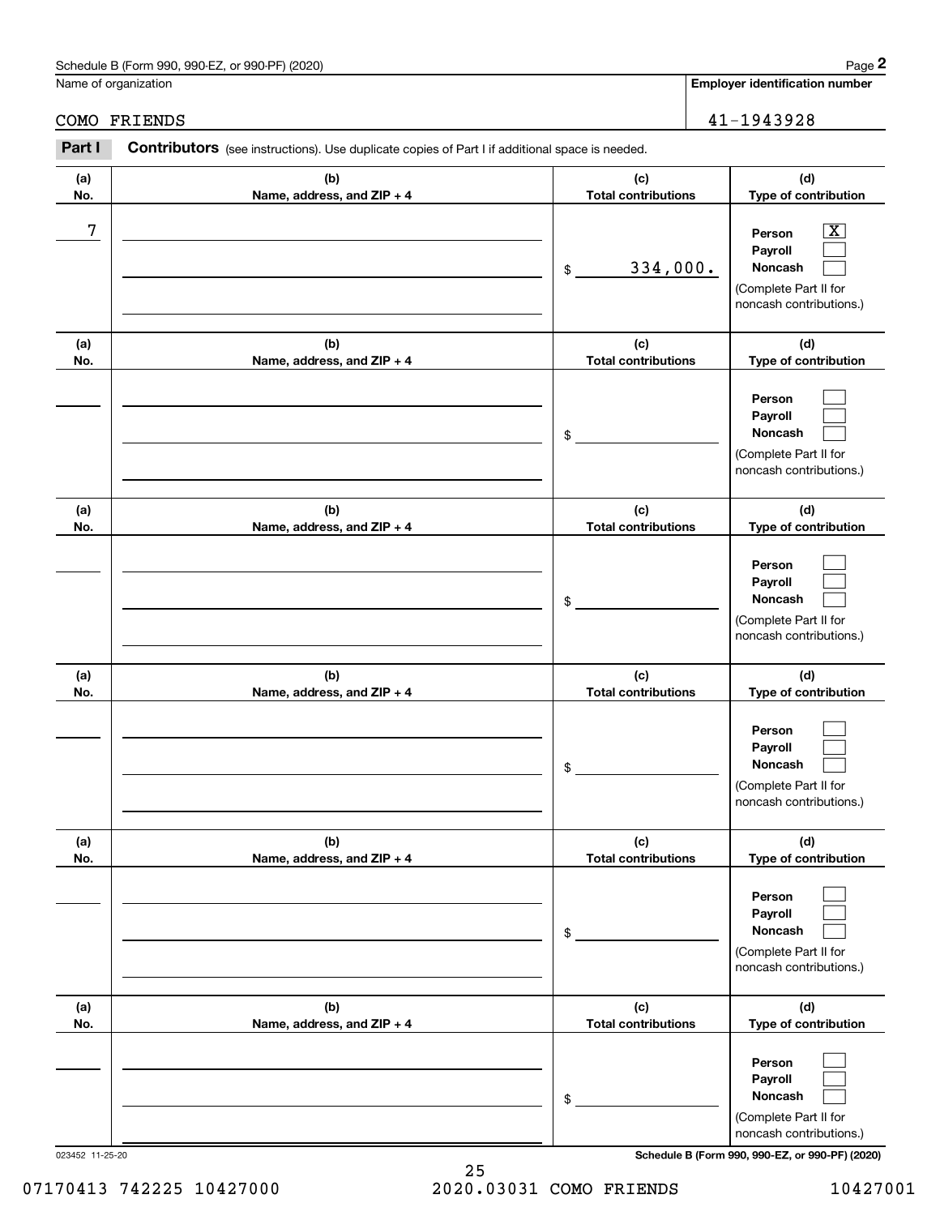Schedule B (Form 990, 990-EZ, or 990-PF) (2020)

Name of organization: COMO FRIENDS

Employer identification number: 41-1943928

**Part I** **Contributors** (see instructions). Use duplicate copies of Part I if additional space is needed.

| (a) No. | (b) Name, address, and ZIP + 4 | (c) Total contributions | (d) Type of contribution |
|---|---|---|---|
| 7 | | $ 334,000. | Person [X] Payroll [ ] Noncash [ ] (Complete Part II for noncash contributions.) |
| | | $ | Person [ ] Payroll [ ] Noncash [ ] (Complete Part II for noncash contributions.) |
| | | $ | Person [ ] Payroll [ ] Noncash [ ] (Complete Part II for noncash contributions.) |
| | | $ | Person [ ] Payroll [ ] Noncash [ ] (Complete Part II for noncash contributions.) |
| | | $ | Person [ ] Payroll [ ] Noncash [ ] (Complete Part II for noncash contributions.) |
| | | $ | Person [ ] Payroll [ ] Noncash [ ] (Complete Part II for noncash contributions.) |

023452 11-25-20

Schedule B (Form 990, 990-EZ, or 990-PF) (2020)

07170413 742225 10427000 2020.03031 COMO FRIENDS 10427001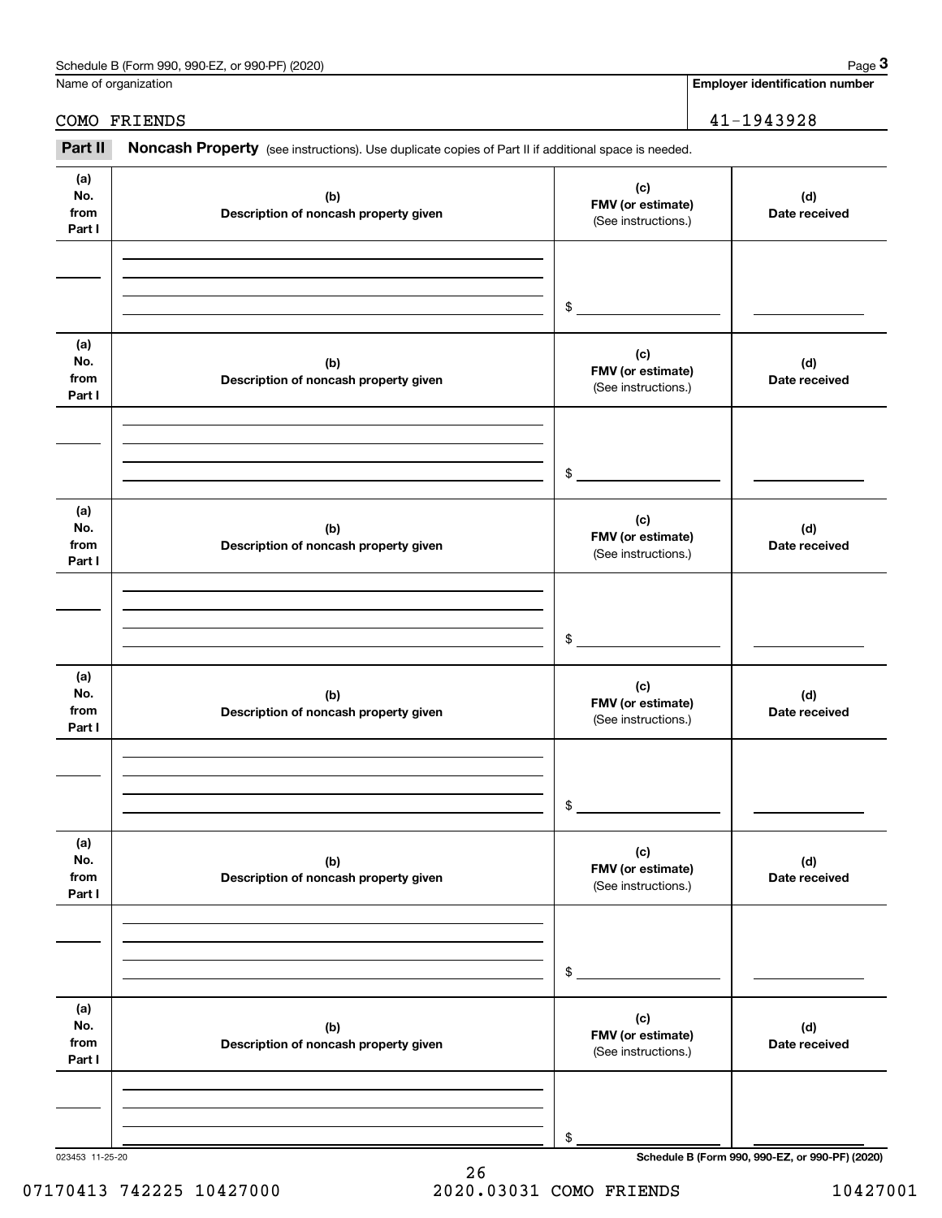Name of organization

COMO FRIENDS

**Employer identification number**

41-1943928

**Part II** **Noncash Property** (see instructions). Use duplicate copies of Part II if additional space is needed.

| (a) No. from Part I | (b) Description of noncash property given | (c) FMV (or estimate) (See instructions.) | (d) Date received |
|---|---|---|---|
| | | $ | |

| (a) No. from Part I | (b) Description of noncash property given | (c) FMV (or estimate) (See instructions.) | (d) Date received |
|---|---|---|---|
| | | $ | |

| (a) No. from Part I | (b) Description of noncash property given | (c) FMV (or estimate) (See instructions.) | (d) Date received |
|---|---|---|---|
| | | $ | |

| (a) No. from Part I | (b) Description of noncash property given | (c) FMV (or estimate) (See instructions.) | (d) Date received |
|---|---|---|---|
| | | $ | |

| (a) No. from Part I | (b) Description of noncash property given | (c) FMV (or estimate) (See instructions.) | (d) Date received |
|---|---|---|---|
| | | $ | |

| (a) No. from Part I | (b) Description of noncash property given | (c) FMV (or estimate) (See instructions.) | (d) Date received |
|---|---|---|---|
| | | $ | |

023453 11-25-20

07170413 742225 10427000 2020.03031 COMO FRIENDS 10427001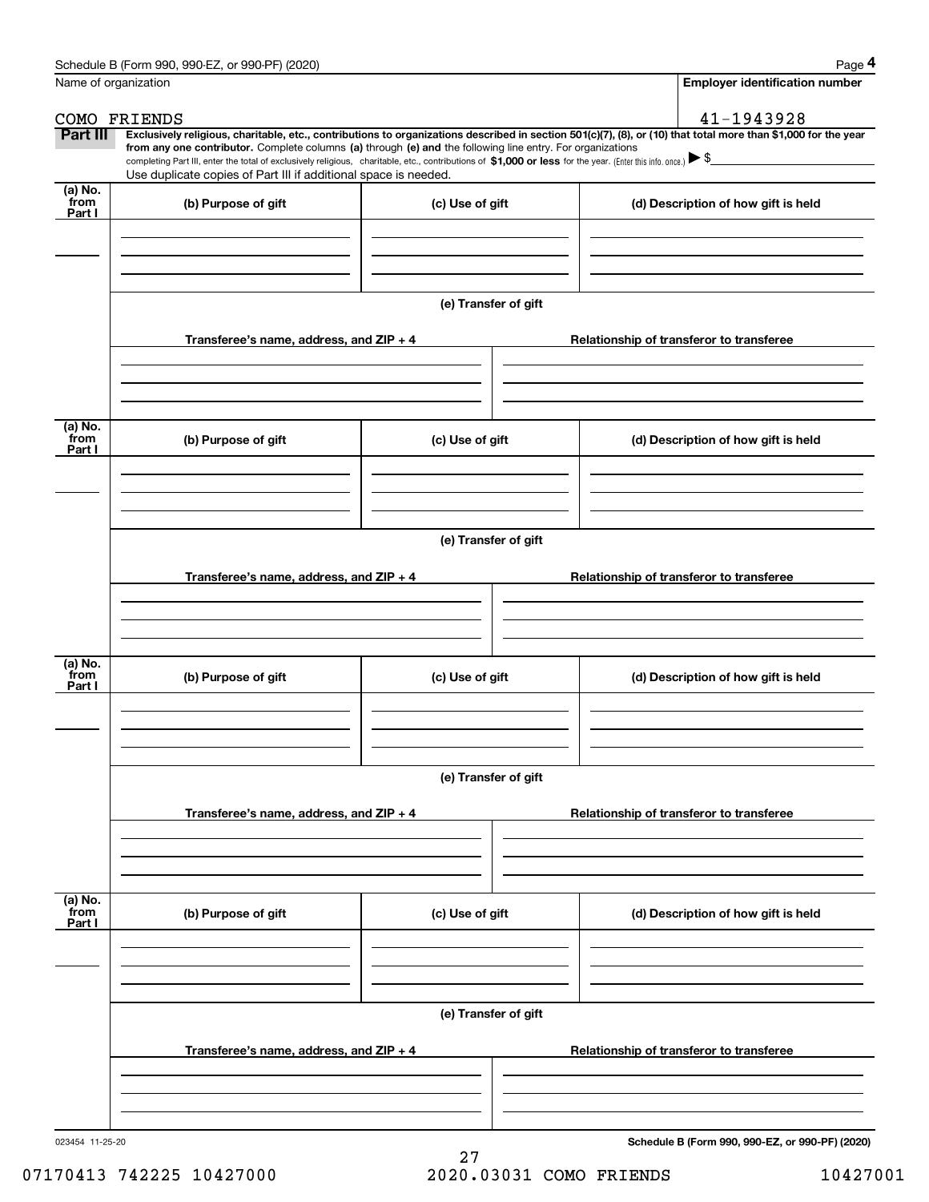Name of organization

COMO FRIENDS

**Employer identification number**

41-1943928

**Part III** **Exclusively religious, charitable, etc., contributions to organizations described in section 501(c)(7), (8), or (10) that total more than $1,000 for the year from any one contributor.** Complete columns **(a)** through **(e) and** the following line entry. For organizations completing Part III, enter the total of exclusively religious, charitable, etc., contributions of **$1,000 or less** for the year. (Enter this info. once.) ▶ $

Use duplicate copies of Part III if additional space is needed.

| (a) No. from Part I | (b) Purpose of gift | (c) Use of gift | (d) Description of how gift is held |
|---|---|---|---|
| | | | |

**(e) Transfer of gift**

| Transferee's name, address, and ZIP + 4 | Relationship of transferor to transferee |
|---|---|
| | |

| (a) No. from Part I | (b) Purpose of gift | (c) Use of gift | (d) Description of how gift is held |
|---|---|---|---|
| | | | |

**(e) Transfer of gift**

| Transferee's name, address, and ZIP + 4 | Relationship of transferor to transferee |
|---|---|
| | |

| (a) No. from Part I | (b) Purpose of gift | (c) Use of gift | (d) Description of how gift is held |
|---|---|---|---|
| | | | |

**(e) Transfer of gift**

| Transferee's name, address, and ZIP + 4 | Relationship of transferor to transferee |
|---|---|
| | |

| (a) No. from Part I | (b) Purpose of gift | (c) Use of gift | (d) Description of how gift is held |
|---|---|---|---|
| | | | |

**(e) Transfer of gift**

| Transferee's name, address, and ZIP + 4 | Relationship of transferor to transferee |
|---|---|
| | |

023454 11-25-20

**Schedule B (Form 990, 990-EZ, or 990-PF) (2020)**

07170413 742225 10427000 2020.03031 COMO FRIENDS 10427001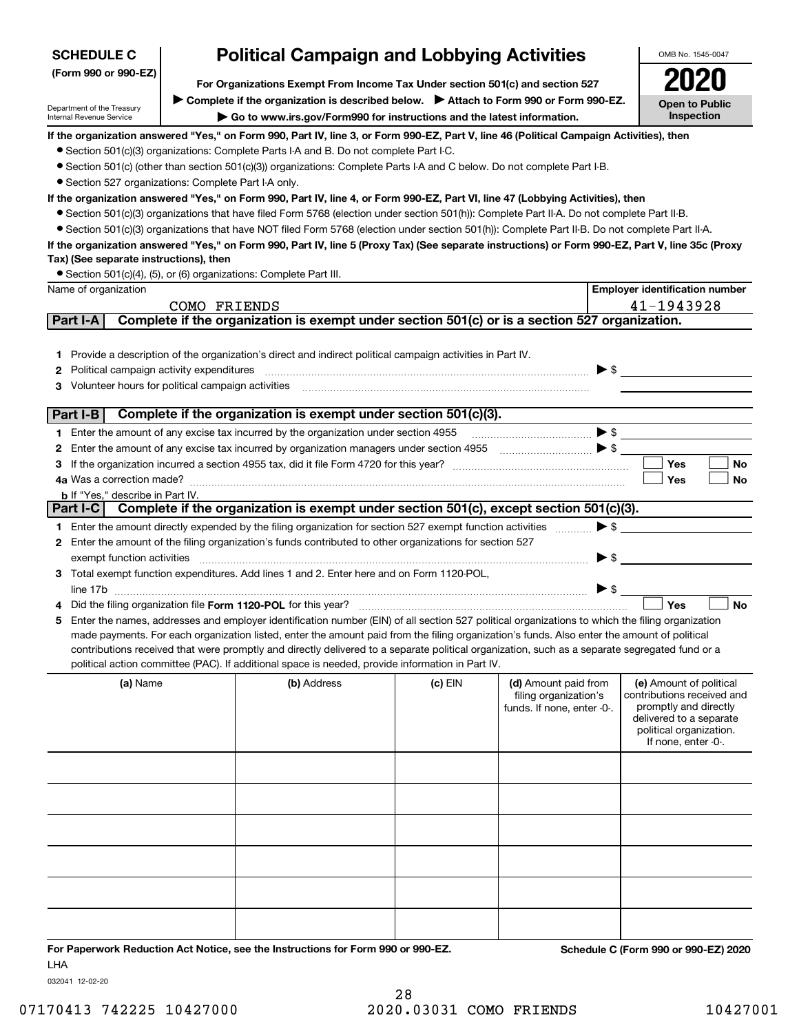**SCHEDULE C**
**(Form 990 or 990-EZ)**

Department of the Treasury
Internal Revenue Service

# Political Campaign and Lobbying Activities

**For Organizations Exempt From Income Tax Under section 501(c) and section 527**

▶ **Complete if the organization is described below.** ▶ **Attach to Form 990 or Form 990-EZ.**

▶ **Go to www.irs.gov/Form990 for instructions and the latest information.**

OMB No. 1545-0047

**2020**

**Open to Public Inspection**

**If the organization answered "Yes," on Form 990, Part IV, line 3, or Form 990-EZ, Part V, line 46 (Political Campaign Activities), then**

- Section 501(c)(3) organizations: Complete Parts I-A and B. Do not complete Part I-C.
- Section 501(c) (other than section 501(c)(3)) organizations: Complete Parts I-A and C below. Do not complete Part I-B.
- Section 527 organizations: Complete Part I-A only.

**If the organization answered "Yes," on Form 990, Part IV, line 4, or Form 990-EZ, Part VI, line 47 (Lobbying Activities), then**

- Section 501(c)(3) organizations that have filed Form 5768 (election under section 501(h)): Complete Part II-A. Do not complete Part II-B.
- Section 501(c)(3) organizations that have NOT filed Form 5768 (election under section 501(h)): Complete Part II-B. Do not complete Part II-A.

**If the organization answered "Yes," on Form 990, Part IV, line 5 (Proxy Tax) (See separate instructions) or Form 990-EZ, Part V, line 35c (Proxy Tax) (See separate instructions), then**

- Section 501(c)(4), (5), or (6) organizations: Complete Part III.

| Name of organization | Employer identification number |
|---|---|
| COMO FRIENDS | 41-1943928 |

## Part I-A Complete if the organization is exempt under section 501(c) or is a section 527 organization.

1. Provide a description of the organization's direct and indirect political campaign activities in Part IV.
2. Political campaign activity expenditures ▶ $
3. Volunteer hours for political campaign activities

## Part I-B Complete if the organization is exempt under section 501(c)(3).

1. Enter the amount of any excise tax incurred by the organization under section 4955 ▶ $
2. Enter the amount of any excise tax incurred by organization managers under section 4955 ▶ $
3. If the organization incurred a section 4955 tax, did it file Form 4720 for this year? ☐ Yes ☐ No
4. a Was a correction made? ☐ Yes ☐ No
   b If "Yes," describe in Part IV.

## Part I-C Complete if the organization is exempt under section 501(c), except section 501(c)(3).

1. Enter the amount directly expended by the filing organization for section 527 exempt function activities ▶ $
2. Enter the amount of the filing organization's funds contributed to other organizations for section 527 exempt function activities ▶ $
3. Total exempt function expenditures. Add lines 1 and 2. Enter here and on Form 1120-POL, line 17b ▶ $
4. Did the filing organization file **Form 1120-POL** for this year? ☐ Yes ☐ No
5. Enter the names, addresses and employer identification number (EIN) of all section 527 political organizations to which the filing organization made payments. For each organization listed, enter the amount paid from the filing organization's funds. Also enter the amount of political contributions received that were promptly and directly delivered to a separate political organization, such as a separate segregated fund or a political action committee (PAC). If additional space is needed, provide information in Part IV.

| (a) Name | (b) Address | (c) EIN | (d) Amount paid from filing organization's funds. If none, enter -0-. | (e) Amount of political contributions received and promptly and directly delivered to a separate political organization. If none, enter -0-. |
|---|---|---|---|---|
| | | | | |
| | | | | |
| | | | | |
| | | | | |
| | | | | |
| | | | | |

**For Paperwork Reduction Act Notice, see the Instructions for Form 990 or 990-EZ.**

LHA

032041 12-02-20

**Schedule C (Form 990 or 990-EZ) 2020**

07170413 742225 10427000 2020.03031 COMO FRIENDS 10427001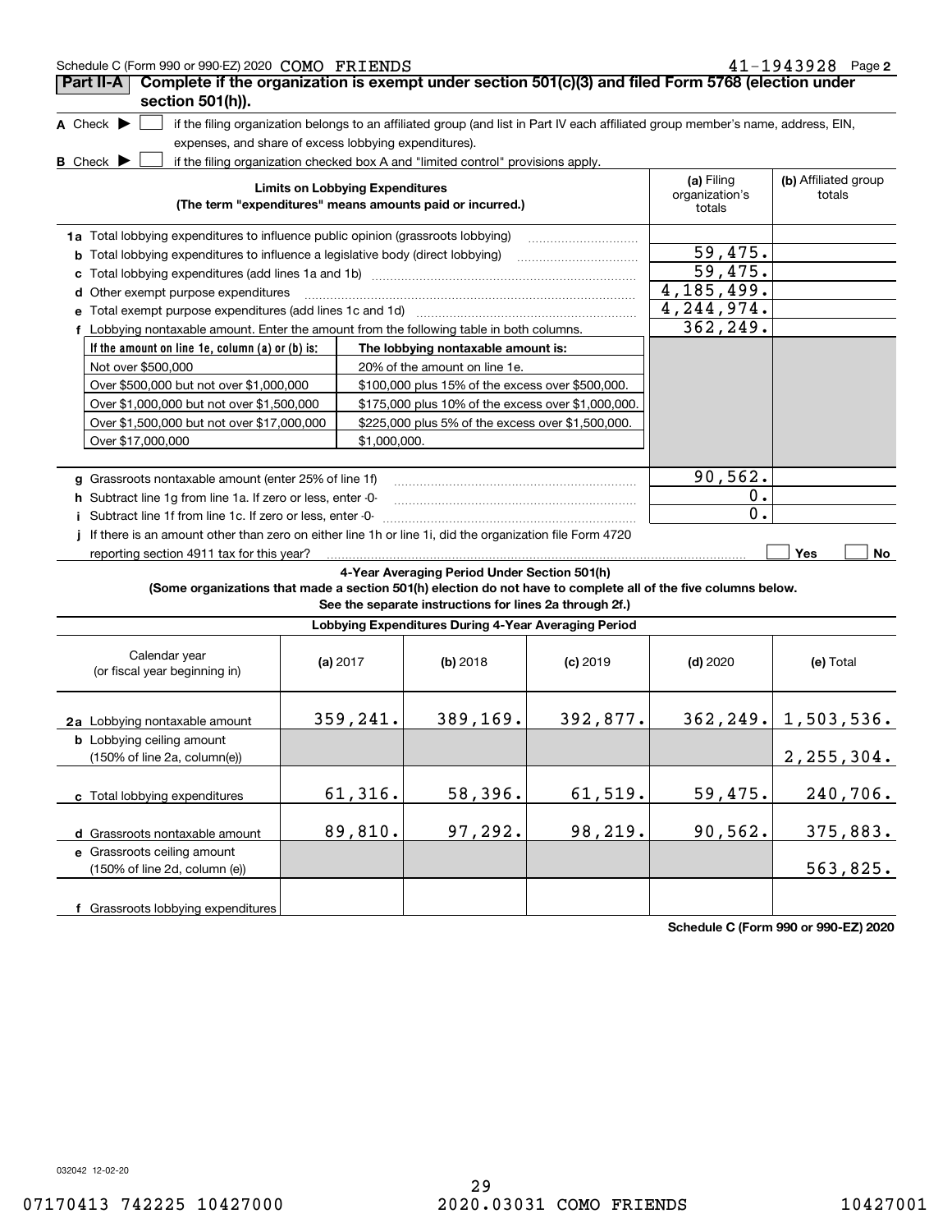Schedule C (Form 990 or 990-EZ) 2020 COMO FRIENDS 41-1943928 Page **2**

## Part II-A Complete if the organization is exempt under section 501(c)(3) and filed Form 5768 (election under section 501(h)).

**A** Check ▶ ☐ if the filing organization belongs to an affiliated group (and list in Part IV each affiliated group member's name, address, EIN, expenses, and share of excess lobbying expenditures).

**B** Check ▶ ☐ if the filing organization checked box A and "limited control" provisions apply.

| Limits on Lobbying Expenditures (The term "expenditures" means amounts paid or incurred.) | (a) Filing organization's totals | (b) Affiliated group totals |
|---|---|---|
| **1a** Total lobbying expenditures to influence public opinion (grassroots lobbying) | | |
| **b** Total lobbying expenditures to influence a legislative body (direct lobbying) | 59,475. | |
| **c** Total lobbying expenditures (add lines 1a and 1b) | 59,475. | |
| **d** Other exempt purpose expenditures | 4,185,499. | |
| **e** Total exempt purpose expenditures (add lines 1c and 1d) | 4,244,974. | |
| **f** Lobbying nontaxable amount. Enter the amount from the following table in both columns. | 362,249. | |

| If the amount on line 1e, column (a) or (b) is: | The lobbying nontaxable amount is: |
|---|---|
| Not over $500,000 | 20% of the amount on line 1e. |
| Over $500,000 but not over $1,000,000 | $100,000 plus 15% of the excess over $500,000. |
| Over $1,000,000 but not over $1,500,000 | $175,000 plus 10% of the excess over $1,000,000. |
| Over $1,500,000 but not over $17,000,000 | $225,000 plus 5% of the excess over $1,500,000. |
| Over $17,000,000 | $1,000,000. |

| | (a) Filing organization's totals | (b) Affiliated group totals |
|---|---|---|
| **g** Grassroots nontaxable amount (enter 25% of line 1f) | 90,562. | |
| **h** Subtract line 1g from line 1a. If zero or less, enter -0- | 0. | |
| **i** Subtract line 1f from line 1c. If zero or less, enter -0- | 0. | |
| **j** If there is an amount other than zero on either line 1h or line 1i, did the organization file Form 4720 reporting section 4911 tax for this year? | ☐ Yes | ☐ No |

**4-Year Averaging Period Under Section 501(h)**

**(Some organizations that made a section 501(h) election do not have to complete all of the five columns below. See the separate instructions for lines 2a through 2f.)**

**Lobbying Expenditures During 4-Year Averaging Period**

| Calendar year (or fiscal year beginning in) | (a) 2017 | (b) 2018 | (c) 2019 | (d) 2020 | (e) Total |
|---|---|---|---|---|---|
| **2a** Lobbying nontaxable amount | 359,241. | 389,169. | 392,877. | 362,249. | 1,503,536. |
| **b** Lobbying ceiling amount (150% of line 2a, column(e)) | | | | | 2,255,304. |
| **c** Total lobbying expenditures | 61,316. | 58,396. | 61,519. | 59,475. | 240,706. |
| **d** Grassroots nontaxable amount | 89,810. | 97,292. | 98,219. | 90,562. | 375,883. |
| **e** Grassroots ceiling amount (150% of line 2d, column (e)) | | | | | 563,825. |
| **f** Grassroots lobbying expenditures | | | | | |

**Schedule C (Form 990 or 990-EZ) 2020**

032042 12-02-20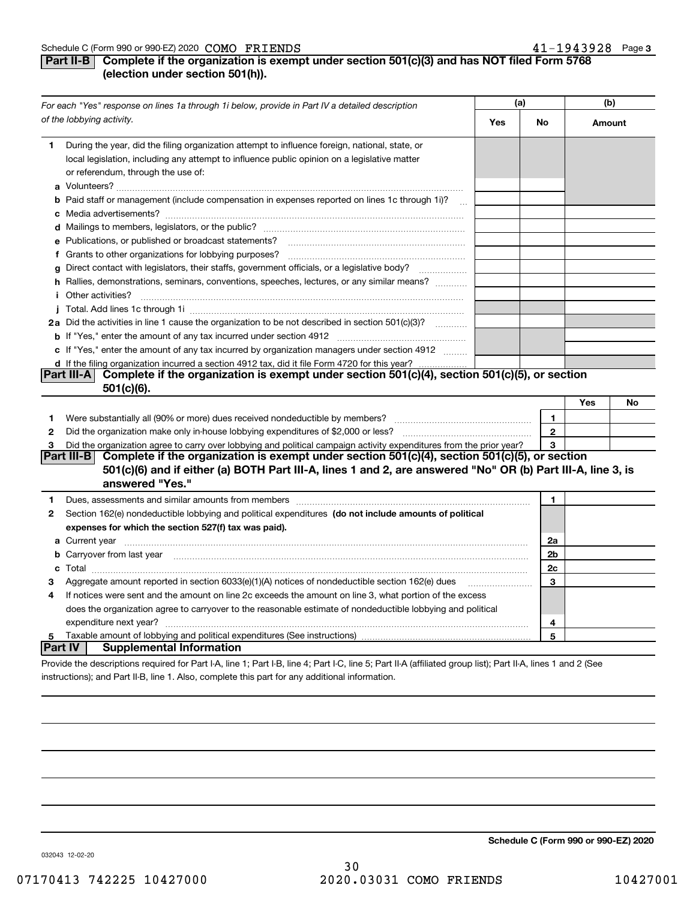Schedule C (Form 990 or 990-EZ) 2020 COMO FRIENDS 41-1943928

## Part II-B Complete if the organization is exempt under section 501(c)(3) and has NOT filed Form 5768 (election under section 501(h)).

*For each "Yes" response on lines 1a through 1i below, provide in Part IV a detailed description of the lobbying activity.*

| | (a) Yes | (a) No | (b) Amount |
|---|---|---|---|
| **1** During the year, did the filing organization attempt to influence foreign, national, state, or local legislation, including any attempt to influence public opinion on a legislative matter or referendum, through the use of: | | | |
| **a** Volunteers? | | | |
| **b** Paid staff or management (include compensation in expenses reported on lines 1c through 1i)? | | | |
| **c** Media advertisements? | | | |
| **d** Mailings to members, legislators, or the public? | | | |
| **e** Publications, or published or broadcast statements? | | | |
| **f** Grants to other organizations for lobbying purposes? | | | |
| **g** Direct contact with legislators, their staffs, government officials, or a legislative body? | | | |
| **h** Rallies, demonstrations, seminars, conventions, speeches, lectures, or any similar means? | | | |
| **i** Other activities? | | | |
| **j** Total. Add lines 1c through 1i | | | |
| **2a** Did the activities in line 1 cause the organization to be not described in section 501(c)(3)? | | | |
| **b** If "Yes," enter the amount of any tax incurred under section 4912 | | | |
| **c** If "Yes," enter the amount of any tax incurred by organization managers under section 4912 | | | |
| **d** If the filing organization incurred a section 4912 tax, did it file Form 4720 for this year? | | | |

## Part III-A Complete if the organization is exempt under section 501(c)(4), section 501(c)(5), or section 501(c)(6).

| | | | Yes | No |
|---|---|---|---|---|
| **1** | Were substantially all (90% or more) dues received nondeductible by members? | 1 | | |
| **2** | Did the organization make only in-house lobbying expenditures of $2,000 or less? | 2 | | |
| **3** | Did the organization agree to carry over lobbying and political campaign activity expenditures from the prior year? | 3 | | |

## Part III-B Complete if the organization is exempt under section 501(c)(4), section 501(c)(5), or section 501(c)(6) and if either (a) BOTH Part III-A, lines 1 and 2, are answered "No" OR (b) Part III-A, line 3, is answered "Yes."

| | | | |
|---|---|---|---|
| **1** | Dues, assessments and similar amounts from members | 1 | |
| **2** | Section 162(e) nondeductible lobbying and political expenditures **(do not include amounts of political expenses for which the section 527(f) tax was paid).** | | |
| **a** | Current year | 2a | |
| **b** | Carryover from last year | 2b | |
| **c** | Total | 2c | |
| **3** | Aggregate amount reported in section 6033(e)(1)(A) notices of nondeductible section 162(e) dues | 3 | |
| **4** | If notices were sent and the amount on line 2c exceeds the amount on line 3, what portion of the excess does the organization agree to carryover to the reasonable estimate of nondeductible lobbying and political expenditure next year? | 4 | |
| **5** | Taxable amount of lobbying and political expenditures (See instructions) | 5 | |

## Part IV Supplemental Information

Provide the descriptions required for Part I-A, line 1; Part I-B, line 4; Part I-C, line 5; Part II-A (affiliated group list); Part II-A, lines 1 and 2 (See instructions); and Part II-B, line 1. Also, complete this part for any additional information.

**Schedule C (Form 990 or 990-EZ) 2020**

032043 12-02-20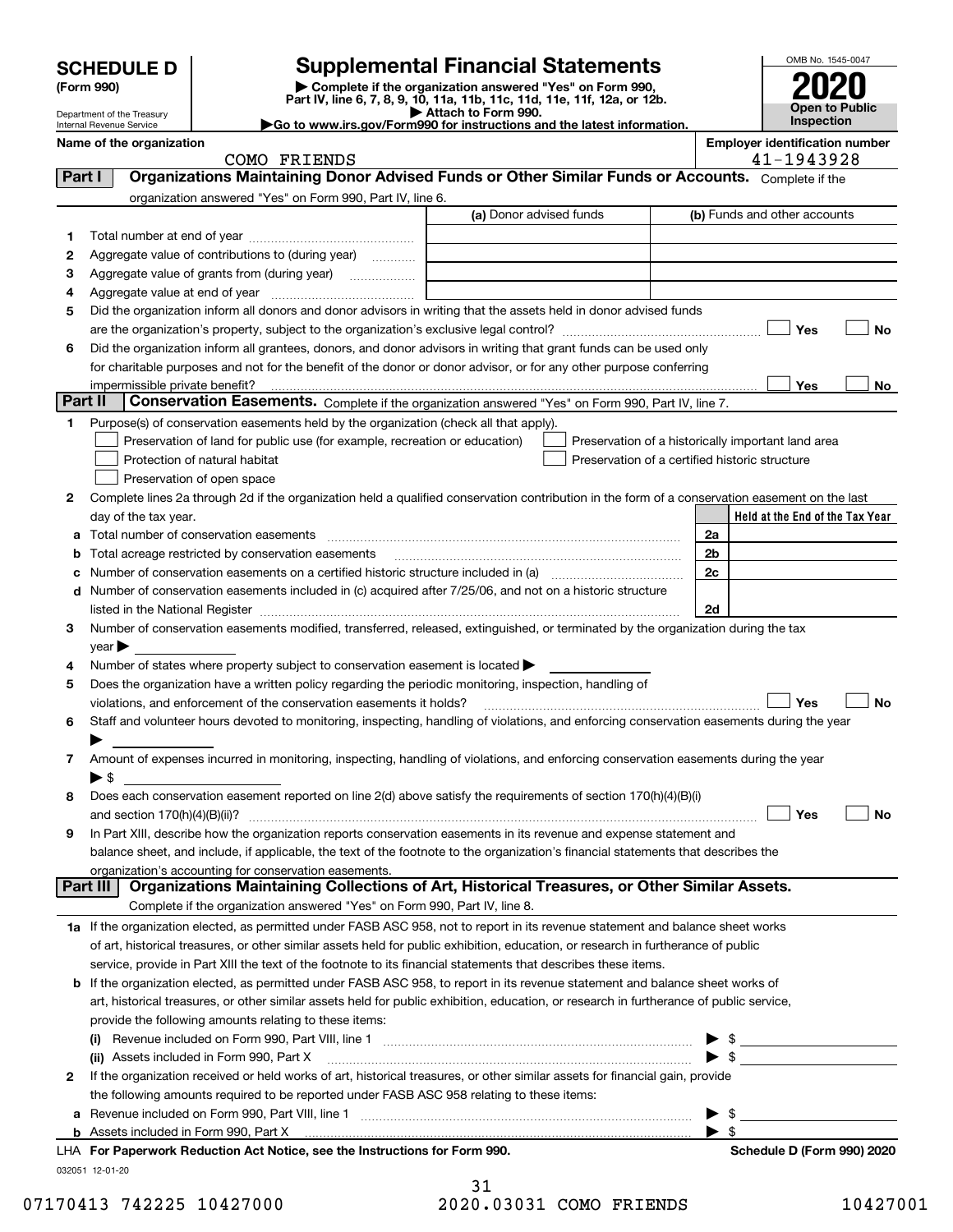**SCHEDULE D (Form 990)**

Department of the Treasury
Internal Revenue Service

# Supplemental Financial Statements

▶ Complete if the organization answered "Yes" on Form 990, Part IV, line 6, 7, 8, 9, 10, 11a, 11b, 11c, 11d, 11e, 11f, 12a, or 12b.
▶ Attach to Form 990.
▶Go to www.irs.gov/Form990 for instructions and the latest information.

OMB No. 1545-0047

**2020**

**Open to Public Inspection**

**Name of the organization**
COMO FRIENDS

**Employer identification number**
41-1943928

## Part I Organizations Maintaining Donor Advised Funds or Other Similar Funds or Accounts.

Complete if the organization answered "Yes" on Form 990, Part IV, line 6.

| | | (a) Donor advised funds | (b) Funds and other accounts |
|---|---|---|---|
| 1 | Total number at end of year | | |
| 2 | Aggregate value of contributions to (during year) | | |
| 3 | Aggregate value of grants from (during year) | | |
| 4 | Aggregate value at end of year | | |

5 Did the organization inform all donors and donor advisors in writing that the assets held in donor advised funds are the organization's property, subject to the organization's exclusive legal control? ☐ Yes ☐ No

6 Did the organization inform all grantees, donors, and donor advisors in writing that grant funds can be used only for charitable purposes and not for the benefit of the donor or donor advisor, or for any other purpose conferring impermissible private benefit? ☐ Yes ☐ No

## Part II Conservation Easements.

Complete if the organization answered "Yes" on Form 990, Part IV, line 7.

1 Purpose(s) of conservation easements held by the organization (check all that apply).

- ☐ Preservation of land for public use (for example, recreation or education)
- ☐ Protection of natural habitat
- ☐ Preservation of open space
- ☐ Preservation of a historically important land area
- ☐ Preservation of a certified historic structure

2 Complete lines 2a through 2d if the organization held a qualified conservation contribution in the form of a conservation easement on the last day of the tax year.

| | | | Held at the End of the Tax Year |
|---|---|---|---|
| a | Total number of conservation easements | 2a | |
| b | Total acreage restricted by conservation easements | 2b | |
| c | Number of conservation easements on a certified historic structure included in (a) | 2c | |
| d | Number of conservation easements included in (c) acquired after 7/25/06, and not on a historic structure listed in the National Register | 2d | |

3 Number of conservation easements modified, transferred, released, extinguished, or terminated by the organization during the tax year ▶

4 Number of states where property subject to conservation easement is located ▶

5 Does the organization have a written policy regarding the periodic monitoring, inspection, handling of violations, and enforcement of the conservation easements it holds? ☐ Yes ☐ No

6 Staff and volunteer hours devoted to monitoring, inspecting, handling of violations, and enforcing conservation easements during the year ▶

7 Amount of expenses incurred in monitoring, inspecting, handling of violations, and enforcing conservation easements during the year ▶ $

8 Does each conservation easement reported on line 2(d) above satisfy the requirements of section 170(h)(4)(B)(i) and section 170(h)(4)(B)(ii)? ☐ Yes ☐ No

9 In Part XIII, describe how the organization reports conservation easements in its revenue and expense statement and balance sheet, and include, if applicable, the text of the footnote to the organization's financial statements that describes the organization's accounting for conservation easements.

## Part III Organizations Maintaining Collections of Art, Historical Treasures, or Other Similar Assets.

Complete if the organization answered "Yes" on Form 990, Part IV, line 8.

1a If the organization elected, as permitted under FASB ASC 958, not to report in its revenue statement and balance sheet works of art, historical treasures, or other similar assets held for public exhibition, education, or research in furtherance of public service, provide in Part XIII the text of the footnote to its financial statements that describes these items.

b If the organization elected, as permitted under FASB ASC 958, to report in its revenue statement and balance sheet works of art, historical treasures, or other similar assets held for public exhibition, education, or research in furtherance of public service, provide the following amounts relating to these items:

(i) Revenue included on Form 990, Part VIII, line 1 ▶ $

(ii) Assets included in Form 990, Part X ▶ $

2 If the organization received or held works of art, historical treasures, or other similar assets for financial gain, provide the following amounts required to be reported under FASB ASC 958 relating to these items:

a Revenue included on Form 990, Part VIII, line 1 ▶ $

b Assets included in Form 990, Part X ▶ $

LHA For Paperwork Reduction Act Notice, see the Instructions for Form 990. **Schedule D (Form 990) 2020**

032051 12-01-20

07170413 742225 10427000 2020.03031 COMO FRIENDS 10427001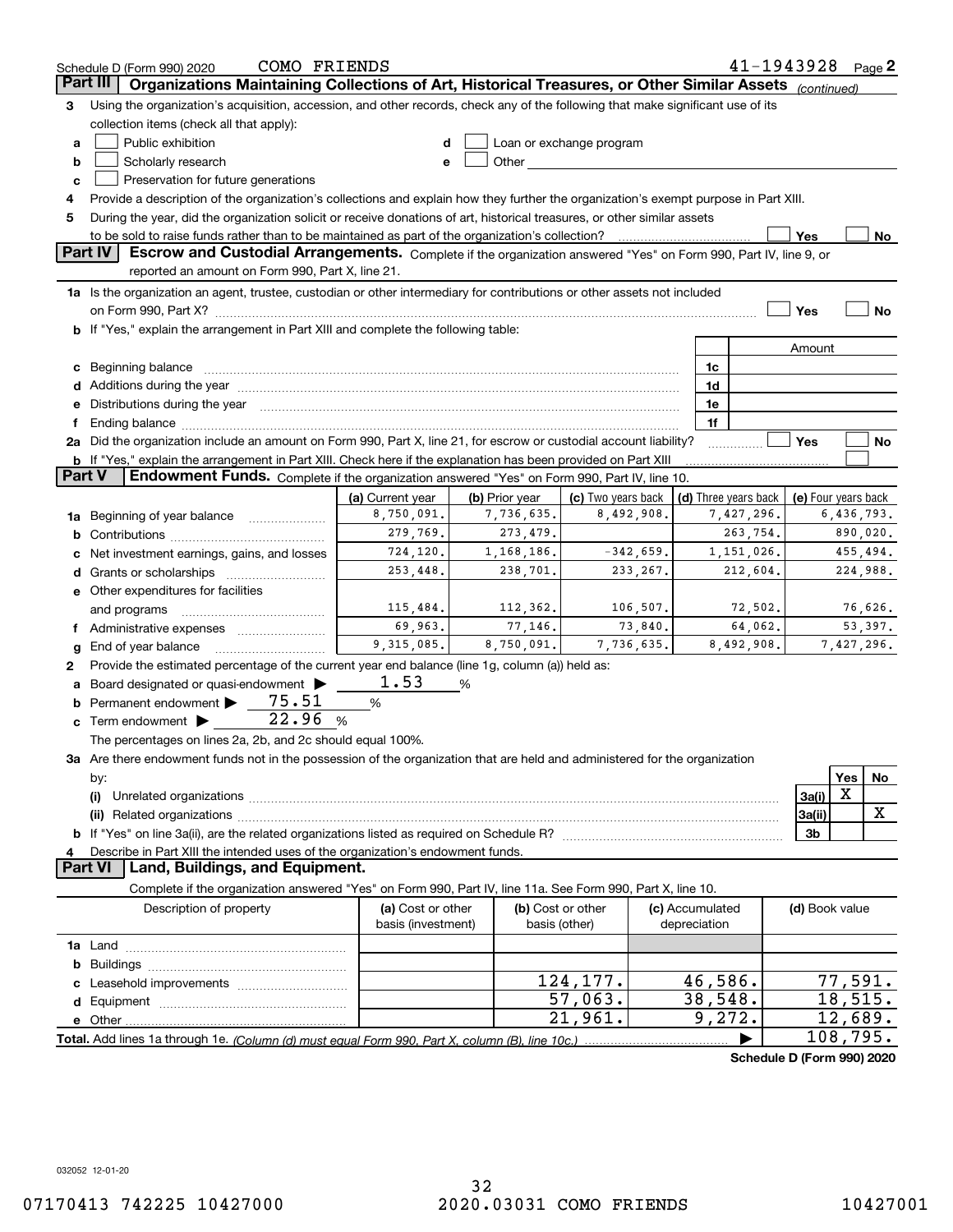Schedule D (Form 990) 2020 COMO FRIENDS 41-1943928 Page 2

## Part III Organizations Maintaining Collections of Art, Historical Treasures, or Other Similar Assets *(continued)*

**3** Using the organization's acquisition, accession, and other records, check any of the following that make significant use of its collection items (check all that apply):

- **a** ☐ Public exhibition
- **b** ☐ Scholarly research
- **c** ☐ Preservation for future generations
- **d** ☐ Loan or exchange program
- **e** ☐ Other

**4** Provide a description of the organization's collections and explain how they further the organization's exempt purpose in Part XIII.

**5** During the year, did the organization solicit or receive donations of art, historical treasures, or other similar assets to be sold to raise funds rather than to be maintained as part of the organization's collection? ☐ Yes ☐ No

## Part IV Escrow and Custodial Arrangements.

Complete if the organization answered "Yes" on Form 990, Part IV, line 9, or reported an amount on Form 990, Part X, line 21.

**1a** Is the organization an agent, trustee, custodian or other intermediary for contributions or other assets not included on Form 990, Part X? ☐ Yes ☐ No

**b** If "Yes," explain the arrangement in Part XIII and complete the following table:

| | | Amount |
|---|---|---|
| **c** Beginning balance | 1c | |
| **d** Additions during the year | 1d | |
| **e** Distributions during the year | 1e | |
| **f** Ending balance | 1f | |

**2a** Did the organization include an amount on Form 990, Part X, line 21, for escrow or custodial account liability? ☐ Yes ☐ No

**b** If "Yes," explain the arrangement in Part XIII. Check here if the explanation has been provided on Part XIII ☐

## Part V Endowment Funds.

Complete if the organization answered "Yes" on Form 990, Part IV, line 10.

| | (a) Current year | (b) Prior year | (c) Two years back | (d) Three years back | (e) Four years back |
|---|---|---|---|---|---|
| **1a** Beginning of year balance | 8,750,091. | 7,736,635. | 8,492,908. | 7,427,296. | 6,436,793. |
| **b** Contributions | 279,769. | 273,479. | | 263,754. | 890,020. |
| **c** Net investment earnings, gains, and losses | 724,120. | 1,168,186. | -342,659. | 1,151,026. | 455,494. |
| **d** Grants or scholarships | 253,448. | 238,701. | 233,267. | 212,604. | 224,988. |
| **e** Other expenditures for facilities and programs | 115,484. | 112,362. | 106,507. | 72,502. | 76,626. |
| **f** Administrative expenses | 69,963. | 77,146. | 73,840. | 64,062. | 53,397. |
| **g** End of year balance | 9,315,085. | 8,750,091. | 7,736,635. | 8,492,908. | 7,427,296. |

**2** Provide the estimated percentage of the current year end balance (line 1g, column (a)) held as:

- **a** Board designated or quasi-endowment ▶ 1.53 %
- **b** Permanent endowment ▶ 75.51 %
- **c** Term endowment ▶ 22.96 %

The percentages on lines 2a, 2b, and 2c should equal 100%.

**3a** Are there endowment funds not in the possession of the organization that are held and administered for the organization by:

| | | Yes | No |
|---|---|---|---|
| **(i)** Unrelated organizations | 3a(i) | X | |
| **(ii)** Related organizations | 3a(ii) | | X |
| **b** If "Yes" on line 3a(ii), are the related organizations listed as required on Schedule R? | 3b | | |

**4** Describe in Part XIII the intended uses of the organization's endowment funds.

## Part VI Land, Buildings, and Equipment.

Complete if the organization answered "Yes" on Form 990, Part IV, line 11a. See Form 990, Part X, line 10.

| Description of property | (a) Cost or other basis (investment) | (b) Cost or other basis (other) | (c) Accumulated depreciation | (d) Book value |
|---|---|---|---|---|
| **1a** Land | | | | |
| **b** Buildings | | | | |
| **c** Leasehold improvements | | 124,177. | 46,586. | 77,591. |
| **d** Equipment | | 57,063. | 38,548. | 18,515. |
| **e** Other | | 21,961. | 9,272. | 12,689. |
| **Total.** Add lines 1a through 1e. *(Column (d) must equal Form 990, Part X, column (B), line 10c.)* | | | ▶ | 108,795. |

Schedule D (Form 990) 2020

032052 12-01-20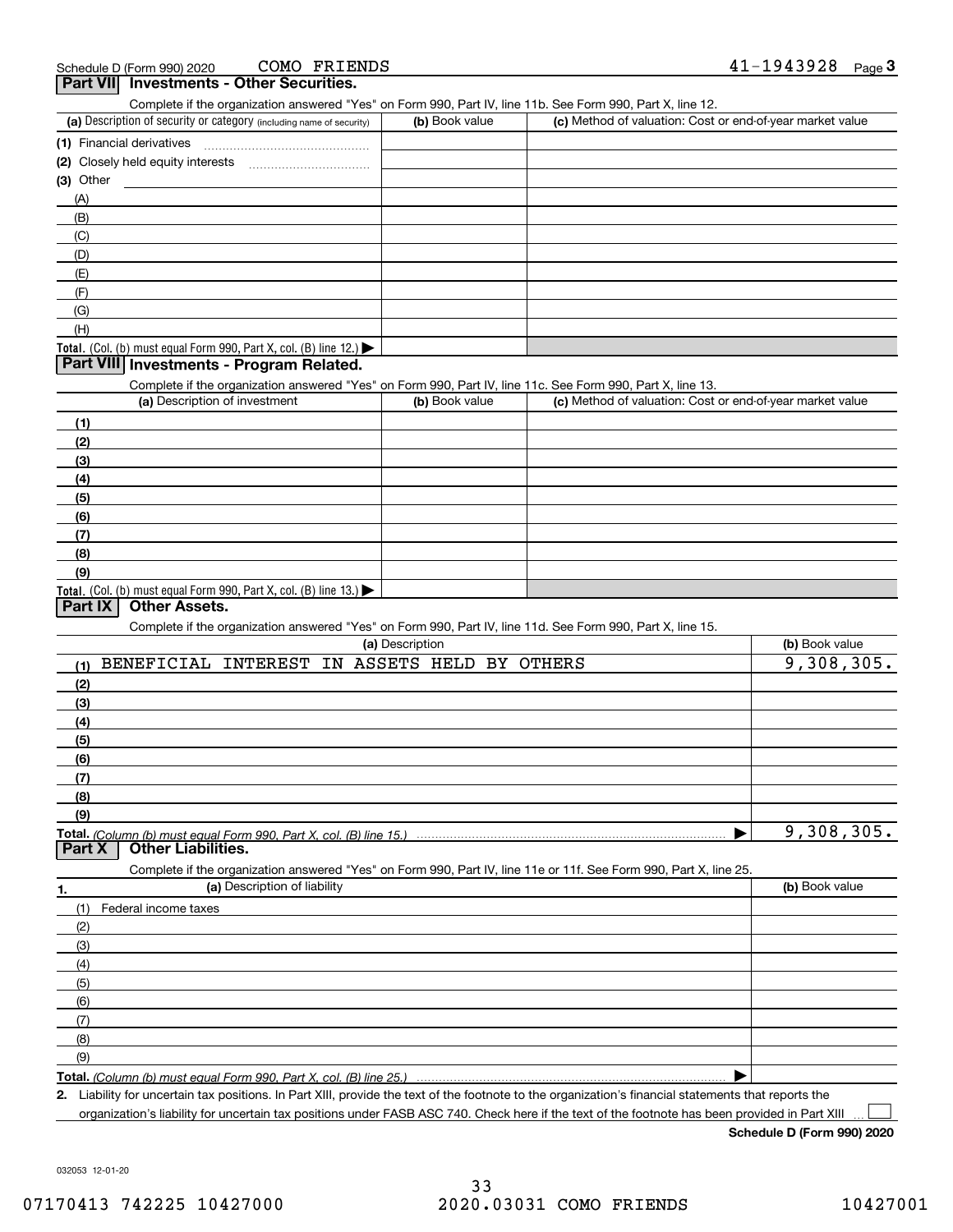Schedule D (Form 990) 2020 COMO FRIENDS 41-1943928

## Part VII Investments - Other Securities.

Complete if the organization answered "Yes" on Form 990, Part IV, line 11b. See Form 990, Part X, line 12.

| (a) Description of security or category (including name of security) | (b) Book value | (c) Method of valuation: Cost or end-of-year market value |
|---|---|---|
| (1) Financial derivatives | | |
| (2) Closely held equity interests | | |
| (3) Other | | |
| (A) | | |
| (B) | | |
| (C) | | |
| (D) | | |
| (E) | | |
| (F) | | |
| (G) | | |
| (H) | | |
| **Total.** (Col. (b) must equal Form 990, Part X, col. (B) line 12.) | | |

## Part VIII Investments - Program Related.

Complete if the organization answered "Yes" on Form 990, Part IV, line 11c. See Form 990, Part X, line 13.

| (a) Description of investment | (b) Book value | (c) Method of valuation: Cost or end-of-year market value |
|---|---|---|
| (1) | | |
| (2) | | |
| (3) | | |
| (4) | | |
| (5) | | |
| (6) | | |
| (7) | | |
| (8) | | |
| (9) | | |
| **Total.** (Col. (b) must equal Form 990, Part X, col. (B) line 13.) | | |

## Part IX Other Assets.

Complete if the organization answered "Yes" on Form 990, Part IV, line 11d. See Form 990, Part X, line 15.

| (a) Description | (b) Book value |
|---|---|
| (1) BENEFICIAL INTEREST IN ASSETS HELD BY OTHERS | 9,308,305. |
| (2) | |
| (3) | |
| (4) | |
| (5) | |
| (6) | |
| (7) | |
| (8) | |
| (9) | |
| **Total.** *(Column (b) must equal Form 990, Part X, col. (B) line 15.)* | 9,308,305. |

## Part X Other Liabilities.

Complete if the organization answered "Yes" on Form 990, Part IV, line 11e or 11f. See Form 990, Part X, line 25.

| 1. (a) Description of liability | (b) Book value |
|---|---|
| (1) Federal income taxes | |
| (2) | |
| (3) | |
| (4) | |
| (5) | |
| (6) | |
| (7) | |
| (8) | |
| (9) | |
| **Total.** *(Column (b) must equal Form 990, Part X, col. (B) line 25.)* | |

**2.** Liability for uncertain tax positions. In Part XIII, provide the text of the footnote to the organization's financial statements that reports the organization's liability for uncertain tax positions under FASB ASC 740. Check here if the text of the footnote has been provided in Part XIII ☐

**Schedule D (Form 990) 2020**

032053 12-01-20

07170413 742225 10427000 2020.03031 COMO FRIENDS 10427001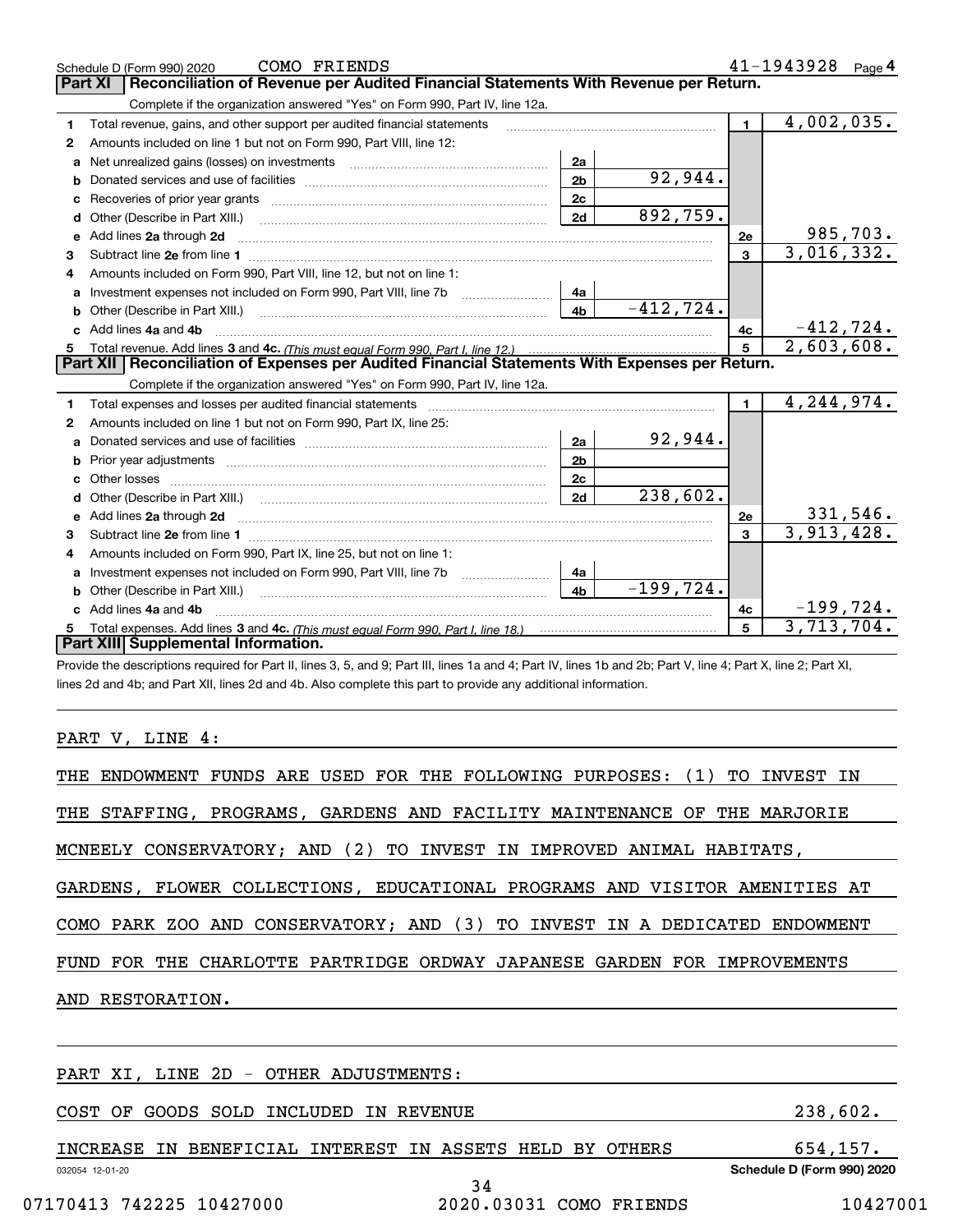Schedule D (Form 990) 2020 COMO FRIENDS 41-1943928 Page 4

## Part XI Reconciliation of Revenue per Audited Financial Statements With Revenue per Return.

Complete if the organization answered "Yes" on Form 990, Part IV, line 12a.

| | | | | | |
|---|---|---|---|---|---|
| 1 | Total revenue, gains, and other support per audited financial statements | | | 1 | 4,002,035. |
| 2 | Amounts included on line 1 but not on Form 990, Part VIII, line 12: | | | | |
| a | Net unrealized gains (losses) on investments | 2a | | | |
| b | Donated services and use of facilities | 2b | 92,944. | | |
| c | Recoveries of prior year grants | 2c | | | |
| d | Other (Describe in Part XIII.) | 2d | 892,759. | | |
| e | Add lines 2a through 2d | | | 2e | 985,703. |
| 3 | Subtract line 2e from line 1 | | | 3 | 3,016,332. |
| 4 | Amounts included on Form 990, Part VIII, line 12, but not on line 1: | | | | |
| a | Investment expenses not included on Form 990, Part VIII, line 7b | 4a | | | |
| b | Other (Describe in Part XIII.) | 4b | -412,724. | | |
| c | Add lines 4a and 4b | | | 4c | -412,724. |
| 5 | Total revenue. Add lines 3 and 4c. *(This must equal Form 990, Part I, line 12.)* | | | 5 | 2,603,608. |

## Part XII Reconciliation of Expenses per Audited Financial Statements With Expenses per Return.

Complete if the organization answered "Yes" on Form 990, Part IV, line 12a.

| | | | | | |
|---|---|---|---|---|---|
| 1 | Total expenses and losses per audited financial statements | | | 1 | 4,244,974. |
| 2 | Amounts included on line 1 but not on Form 990, Part IX, line 25: | | | | |
| a | Donated services and use of facilities | 2a | 92,944. | | |
| b | Prior year adjustments | 2b | | | |
| c | Other losses | 2c | | | |
| d | Other (Describe in Part XIII.) | 2d | 238,602. | | |
| e | Add lines 2a through 2d | | | 2e | 331,546. |
| 3 | Subtract line 2e from line 1 | | | 3 | 3,913,428. |
| 4 | Amounts included on Form 990, Part IX, line 25, but not on line 1: | | | | |
| a | Investment expenses not included on Form 990, Part VIII, line 7b | 4a | | | |
| b | Other (Describe in Part XIII.) | 4b | -199,724. | | |
| c | Add lines 4a and 4b | | | 4c | -199,724. |
| 5 | Total expenses. Add lines 3 and 4c. *(This must equal Form 990, Part I, line 18.)* | | | 5 | 3,713,704. |

## Part XIII Supplemental Information.

Provide the descriptions required for Part II, lines 3, 5, and 9; Part III, lines 1a and 4; Part IV, lines 1b and 2b; Part V, line 4; Part X, line 2; Part XI, lines 2d and 4b; and Part XII, lines 2d and 4b. Also complete this part to provide any additional information.

PART V, LINE 4:

THE ENDOWMENT FUNDS ARE USED FOR THE FOLLOWING PURPOSES: (1) TO INVEST IN THE STAFFING, PROGRAMS, GARDENS AND FACILITY MAINTENANCE OF THE MARJORIE MCNEELY CONSERVATORY; AND (2) TO INVEST IN IMPROVED ANIMAL HABITATS, GARDENS, FLOWER COLLECTIONS, EDUCATIONAL PROGRAMS AND VISITOR AMENITIES AT COMO PARK ZOO AND CONSERVATORY; AND (3) TO INVEST IN A DEDICATED ENDOWMENT FUND FOR THE CHARLOTTE PARTRIDGE ORDWAY JAPANESE GARDEN FOR IMPROVEMENTS AND RESTORATION.

PART XI, LINE 2D - OTHER ADJUSTMENTS:

| | |
|---|---|
| COST OF GOODS SOLD INCLUDED IN REVENUE | 238,602. |
| INCREASE IN BENEFICIAL INTEREST IN ASSETS HELD BY OTHERS | 654,157. |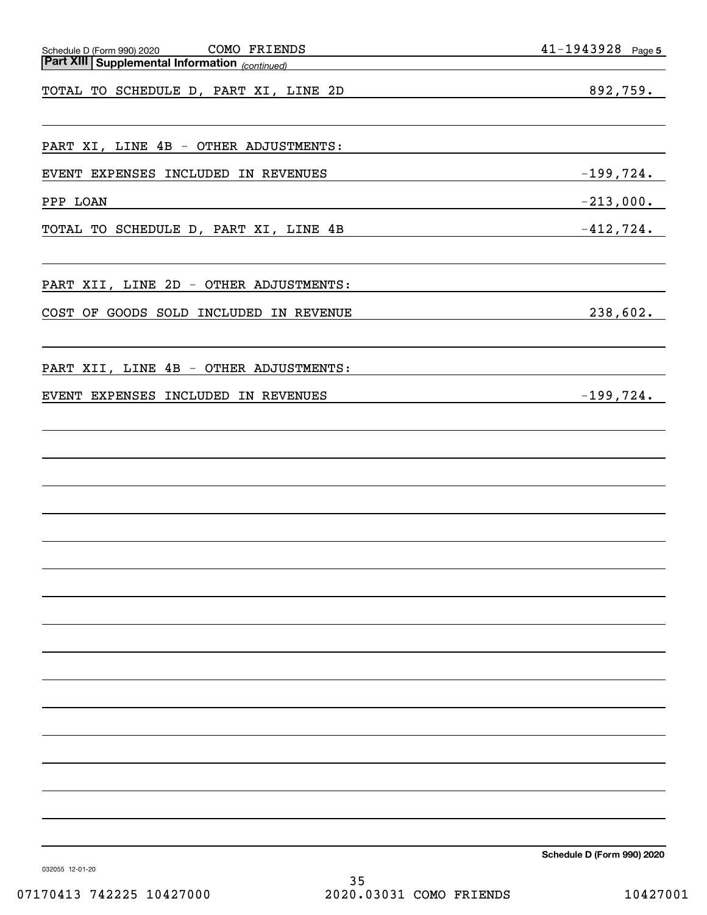**Part XIII | Supplemental Information** *(continued)*

| | |
|---|---|
| TOTAL TO SCHEDULE D, PART XI, LINE 2D | 892,759. |
| | |
| PART XI, LINE 4B - OTHER ADJUSTMENTS: | |
| EVENT EXPENSES INCLUDED IN REVENUES | -199,724. |
| PPP LOAN | -213,000. |
| TOTAL TO SCHEDULE D, PART XI, LINE 4B | -412,724. |
| | |
| PART XII, LINE 2D - OTHER ADJUSTMENTS: | |
| COST OF GOODS SOLD INCLUDED IN REVENUE | 238,602. |
| | |
| PART XII, LINE 4B - OTHER ADJUSTMENTS: | |
| EVENT EXPENSES INCLUDED IN REVENUES | -199,724. |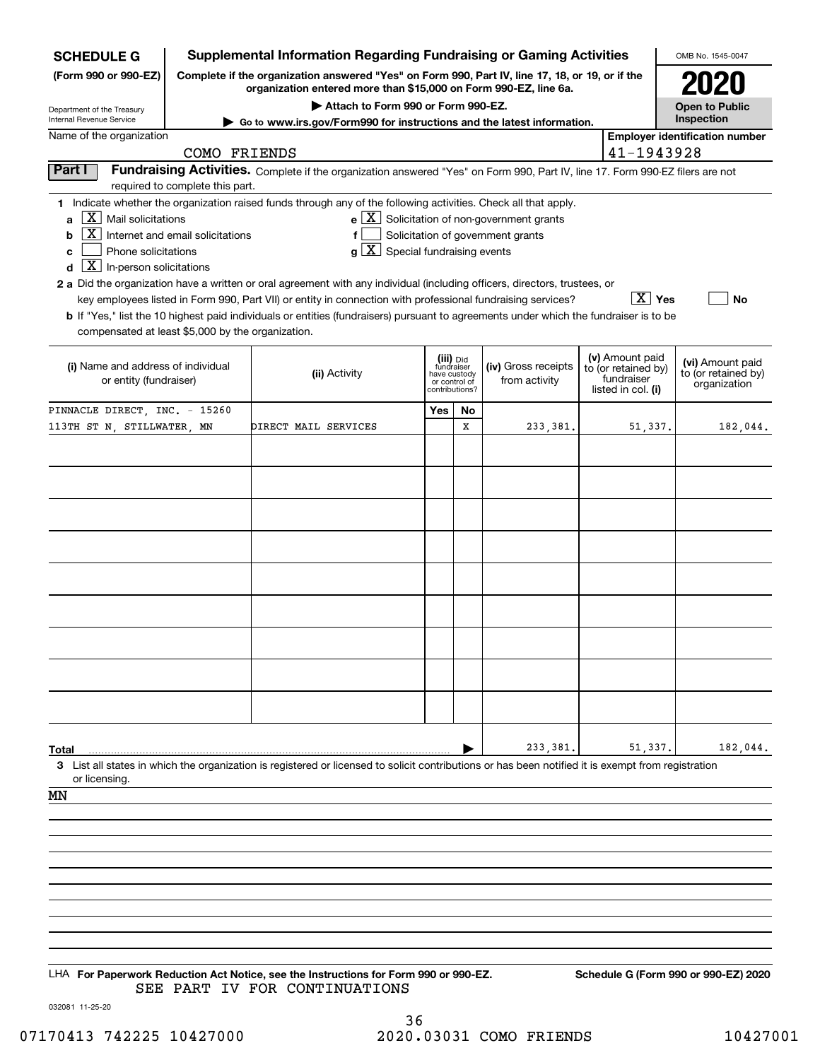**SCHEDULE G (Form 990 or 990-EZ)**

Department of the Treasury
Internal Revenue Service

# Supplemental Information Regarding Fundraising or Gaming Activities

**Complete if the organization answered "Yes" on Form 990, Part IV, line 17, 18, or 19, or if the organization entered more than $15,000 on Form 990-EZ, line 6a.**

**▶ Attach to Form 990 or Form 990-EZ.**

**▶ Go to www.irs.gov/Form990 for instructions and the latest information.**

OMB No. 1545-0047

**2020**

**Open to Public Inspection**

Name of the organization: COMO FRIENDS

**Employer identification number:** 41-1943928

## Part I Fundraising Activities.

Complete if the organization answered "Yes" on Form 990, Part IV, line 17. Form 990-EZ filers are not required to complete this part.

**1** Indicate whether the organization raised funds through any of the following activities. Check all that apply.

- **a** [X] Mail solicitations
- **b** [X] Internet and email solicitations
- **c** [ ] Phone solicitations
- **d** [X] In-person solicitations
- **e** [X] Solicitation of non-government grants
- **f** [ ] Solicitation of government grants
- **g** [X] Special fundraising events

**2 a** Did the organization have a written or oral agreement with any individual (including officers, directors, trustees, or key employees listed in Form 990, Part VII) or entity in connection with professional fundraising services? [X] Yes [ ] No

**b** If "Yes," list the 10 highest paid individuals or entities (fundraisers) pursuant to agreements under which the fundraiser is to be compensated at least $5,000 by the organization.

| (i) Name and address of individual or entity (fundraiser) | (ii) Activity | (iii) Did fundraiser have custody or control of contributions? Yes | No | (iv) Gross receipts from activity | (v) Amount paid to (or retained by) fundraiser listed in col. (i) | (vi) Amount paid to (or retained by) organization |
|---|---|---|---|---|---|---|
| PINNACLE DIRECT, INC. - 15260 113TH ST N, STILLWATER, MN | DIRECT MAIL SERVICES | | X | 233,381. | 51,337. | 182,044. |
| | | | | | | |
| | | | | | | |
| | | | | | | |
| | | | | | | |
| | | | | | | |
| | | | | | | |
| | | | | | | |
| | | | | | | |
| | | | | | | |
| **Total** | | | ▶ | 233,381. | 51,337. | 182,044. |

**3** List all states in which the organization is registered or licensed to solicit contributions or has been notified it is exempt from registration or licensing.

MN

LHA **For Paperwork Reduction Act Notice, see the Instructions for Form 990 or 990-EZ.** **Schedule G (Form 990 or 990-EZ) 2020**

SEE PART IV FOR CONTINUATIONS

032081 11-25-20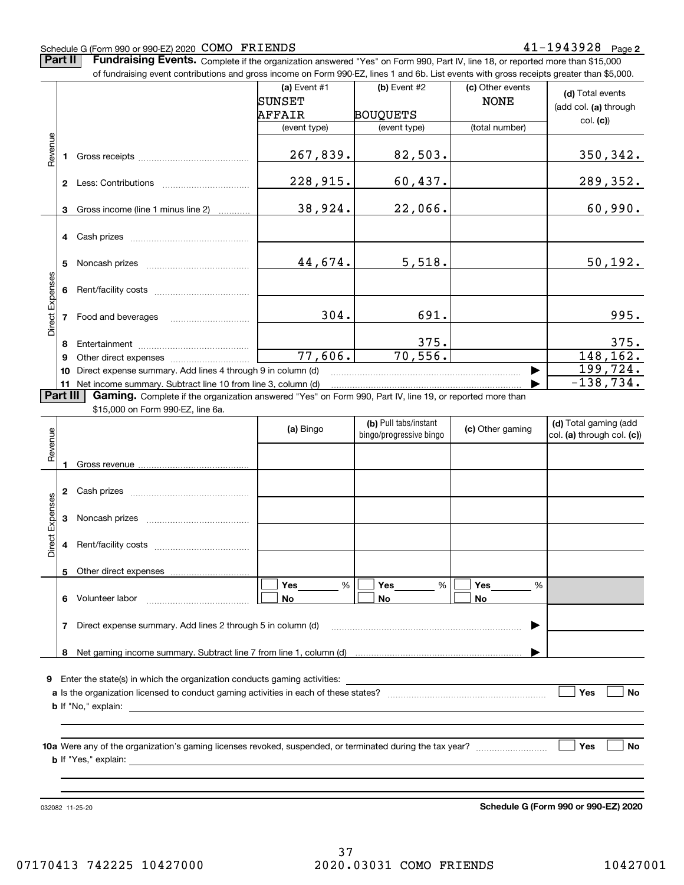Schedule G (Form 990 or 990-EZ) 2020 COMO FRIENDS 41-1943928 Page 2

**Part II** **Fundraising Events.** Complete if the organization answered "Yes" on Form 990, Part IV, line 18, or reported more than $15,000 of fundraising event contributions and gross income on Form 990-EZ, lines 1 and 6b. List events with gross receipts greater than $5,000.

| | | (a) Event #1 SUNSET AFFAIR (event type) | (b) Event #2 BOUQUETS (event type) | (c) Other events NONE (total number) | (d) Total events (add col. (a) through col. (c)) |
|---|---|---|---|---|---|
| Revenue | 1 Gross receipts | 267,839. | 82,503. | | 350,342. |
| | 2 Less: Contributions | 228,915. | 60,437. | | 289,352. |
| | 3 Gross income (line 1 minus line 2) | 38,924. | 22,066. | | 60,990. |
| Direct Expenses | 4 Cash prizes | | | | |
| | 5 Noncash prizes | 44,674. | 5,518. | | 50,192. |
| | 6 Rent/facility costs | | | | |
| | 7 Food and beverages | 304. | 691. | | 995. |
| | 8 Entertainment | | 375. | | 375. |
| | 9 Other direct expenses | 77,606. | 70,556. | | 148,162. |
| | 10 Direct expense summary. Add lines 4 through 9 in column (d) | | | | 199,724. |
| | 11 Net income summary. Subtract line 10 from line 3, column (d) | | | | -138,734. |

**Part III** **Gaming.** Complete if the organization answered "Yes" on Form 990, Part IV, line 19, or reported more than $15,000 on Form 990-EZ, line 6a.

| | | (a) Bingo | (b) Pull tabs/instant bingo/progressive bingo | (c) Other gaming | (d) Total gaming (add col. (a) through col. (c)) |
|---|---|---|---|---|---|
| Revenue | 1 Gross revenue | | | | |
| Direct Expenses | 2 Cash prizes | | | | |
| | 3 Noncash prizes | | | | |
| | 4 Rent/facility costs | | | | |
| | 5 Other direct expenses | | | | |
| | 6 Volunteer labor | ☐ Yes ____ % ☐ No | ☐ Yes ____ % ☐ No | ☐ Yes ____ % ☐ No | |
| | 7 Direct expense summary. Add lines 2 through 5 in column (d) | | | | |
| | 8 Net gaming income summary. Subtract line 7 from line 1, column (d) | | | | |

**9** Enter the state(s) in which the organization conducts gaming activities: ______

**a** Is the organization licensed to conduct gaming activities in each of these states? ☐ Yes ☐ No

**b** If "No," explain: ______

**10a** Were any of the organization's gaming licenses revoked, suspended, or terminated during the tax year? ☐ Yes ☐ No

**b** If "Yes," explain: ______

032082 11-25-20 **Schedule G (Form 990 or 990-EZ) 2020**

07170413 742225 10427000 2020.03031 COMO FRIENDS 10427001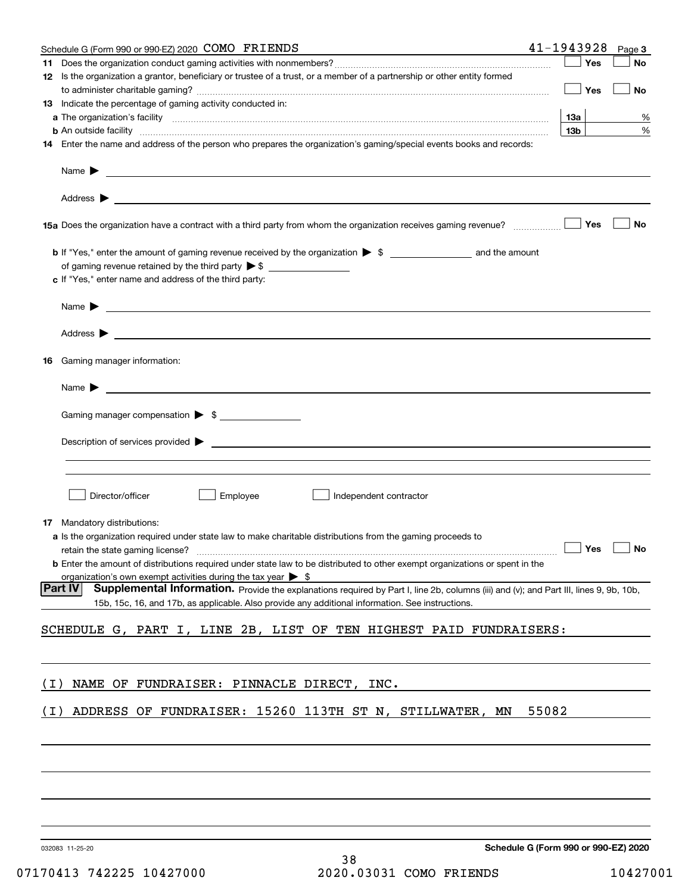Schedule G (Form 990 or 990-EZ) 2020 COMO FRIENDS 41-1943928 Page 3

**11** Does the organization conduct gaming activities with nonmembers? ☐ Yes ☐ No

**12** Is the organization a grantor, beneficiary or trustee of a trust, or a member of a partnership or other entity formed to administer charitable gaming? ☐ Yes ☐ No

**13** Indicate the percentage of gaming activity conducted in:

**a** The organization's facility **13a** %

**b** An outside facility **13b** %

**14** Enter the name and address of the person who prepares the organization's gaming/special events books and records:

Name ▶

Address ▶

**15a** Does the organization have a contract with a third party from whom the organization receives gaming revenue? ☐ Yes ☐ No

**b** If "Yes," enter the amount of gaming revenue received by the organization ▶ $ ______ and the amount of gaming revenue retained by the third party ▶ $ ______

**c** If "Yes," enter name and address of the third party:

Name ▶

Address ▶

**16** Gaming manager information:

Name ▶

Gaming manager compensation ▶ $

Description of services provided ▶

☐ Director/officer ☐ Employee ☐ Independent contractor

**17** Mandatory distributions:

**a** Is the organization required under state law to make charitable distributions from the gaming proceeds to retain the state gaming license? ☐ Yes ☐ No

**b** Enter the amount of distributions required under state law to be distributed to other exempt organizations or spent in the organization's own exempt activities during the tax year ▶ $

**Part IV** **Supplemental Information.** Provide the explanations required by Part I, line 2b, columns (iii) and (v); and Part III, lines 9, 9b, 10b, 15b, 15c, 16, and 17b, as applicable. Also provide any additional information. See instructions.

SCHEDULE G, PART I, LINE 2B, LIST OF TEN HIGHEST PAID FUNDRAISERS:

(I) NAME OF FUNDRAISER: PINNACLE DIRECT, INC.

(I) ADDRESS OF FUNDRAISER: 15260 113TH ST N, STILLWATER, MN 55082

032083 11-25-20 **Schedule G (Form 990 or 990-EZ) 2020**

07170413 742225 10427000 2020.03031 COMO FRIENDS 10427001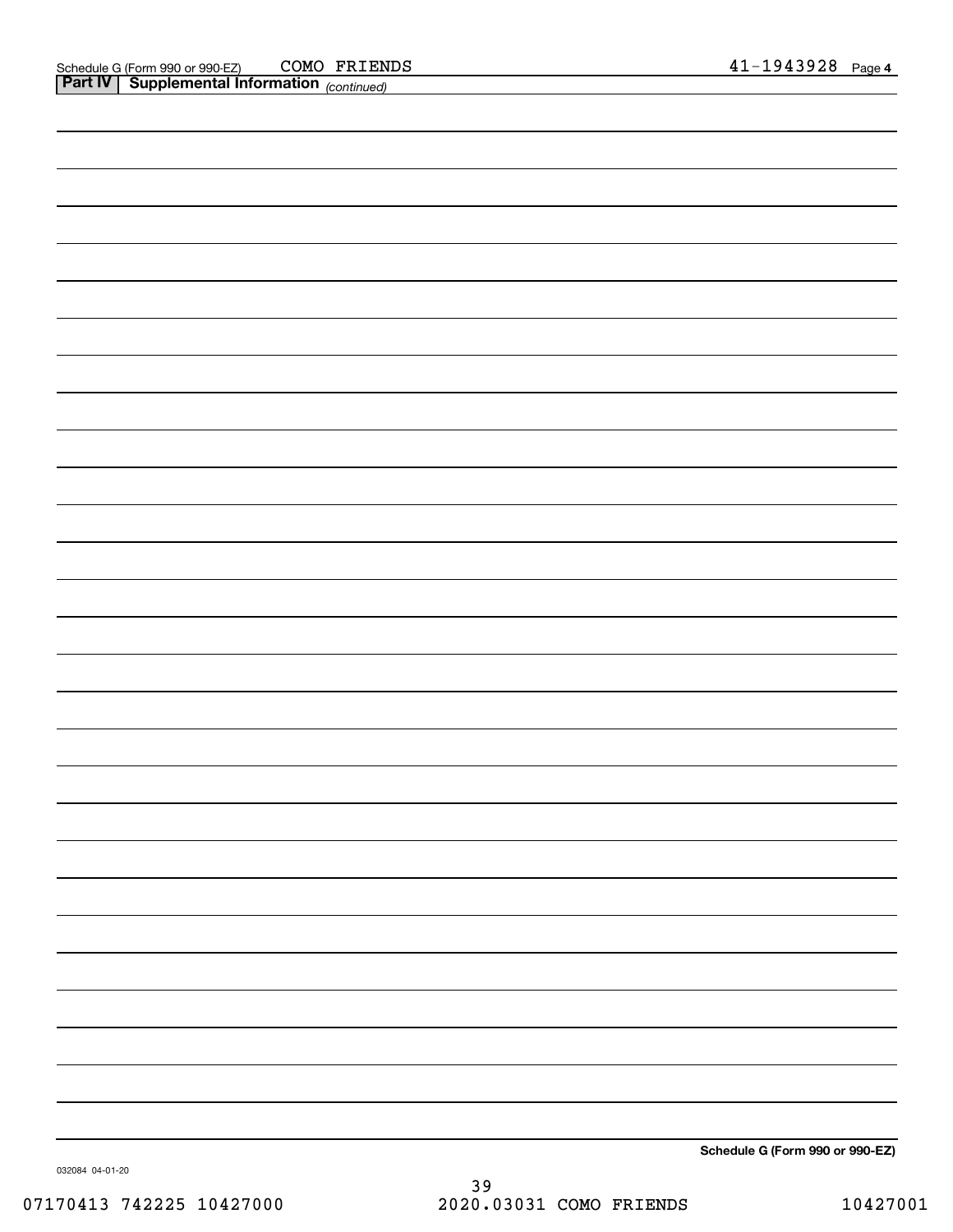Schedule G (Form 990 or 990-EZ) COMO FRIENDS 41-1943928

**Part IV | Supplemental Information** *(continued)*

**Schedule G (Form 990 or 990-EZ)**

032084 04-01-20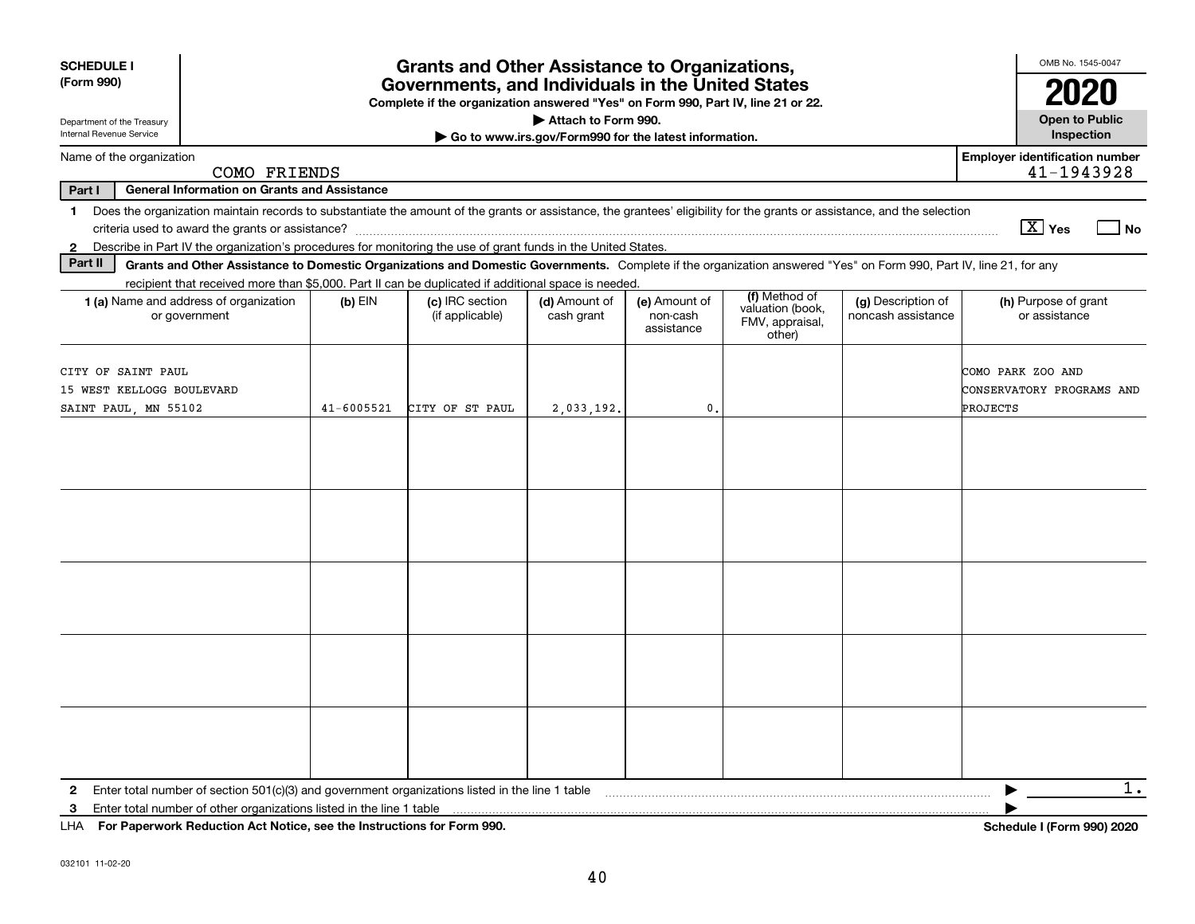**SCHEDULE I (Form 990)**

Department of the Treasury
Internal Revenue Service

# Grants and Other Assistance to Organizations, Governments, and Individuals in the United States

**Complete if the organization answered "Yes" on Form 990, Part IV, line 21 or 22.**

**▶ Attach to Form 990.**

**▶ Go to www.irs.gov/Form990 for the latest information.**

OMB No. 1545-0047

**2020**

**Open to Public Inspection**

Name of the organization: COMO FRIENDS

**Employer identification number:** 41-1943928

**Part I General Information on Grants and Assistance**

1 Does the organization maintain records to substantiate the amount of the grants or assistance, the grantees' eligibility for the grants or assistance, and the selection criteria used to award the grants or assistance? [X] Yes [ ] No

2 Describe in Part IV the organization's procedures for monitoring the use of grant funds in the United States.

**Part II Grants and Other Assistance to Domestic Organizations and Domestic Governments.** Complete if the organization answered "Yes" on Form 990, Part IV, line 21, for any recipient that received more than $5,000. Part II can be duplicated if additional space is needed.

| 1 (a) Name and address of organization or government | (b) EIN | (c) IRC section (if applicable) | (d) Amount of cash grant | (e) Amount of non-cash assistance | (f) Method of valuation (book, FMV, appraisal, other) | (g) Description of noncash assistance | (h) Purpose of grant or assistance |
|---|---|---|---|---|---|---|---|
| CITY OF SAINT PAUL<br>15 WEST KELLOGG BOULEVARD<br>SAINT PAUL, MN 55102 | 41-6005521 | CITY OF ST PAUL | 2,033,192. | 0. | | | COMO PARK ZOO AND CONSERVATORY PROGRAMS AND PROJECTS |
| | | | | | | | |
| | | | | | | | |
| | | | | | | | |
| | | | | | | | |
| | | | | | | | |

2 Enter total number of section 501(c)(3) and government organizations listed in the line 1 table ▶ 1.

3 Enter total number of other organizations listed in the line 1 table ▶

LHA **For Paperwork Reduction Act Notice, see the Instructions for Form 990.** **Schedule I (Form 990) 2020**

032101 11-02-20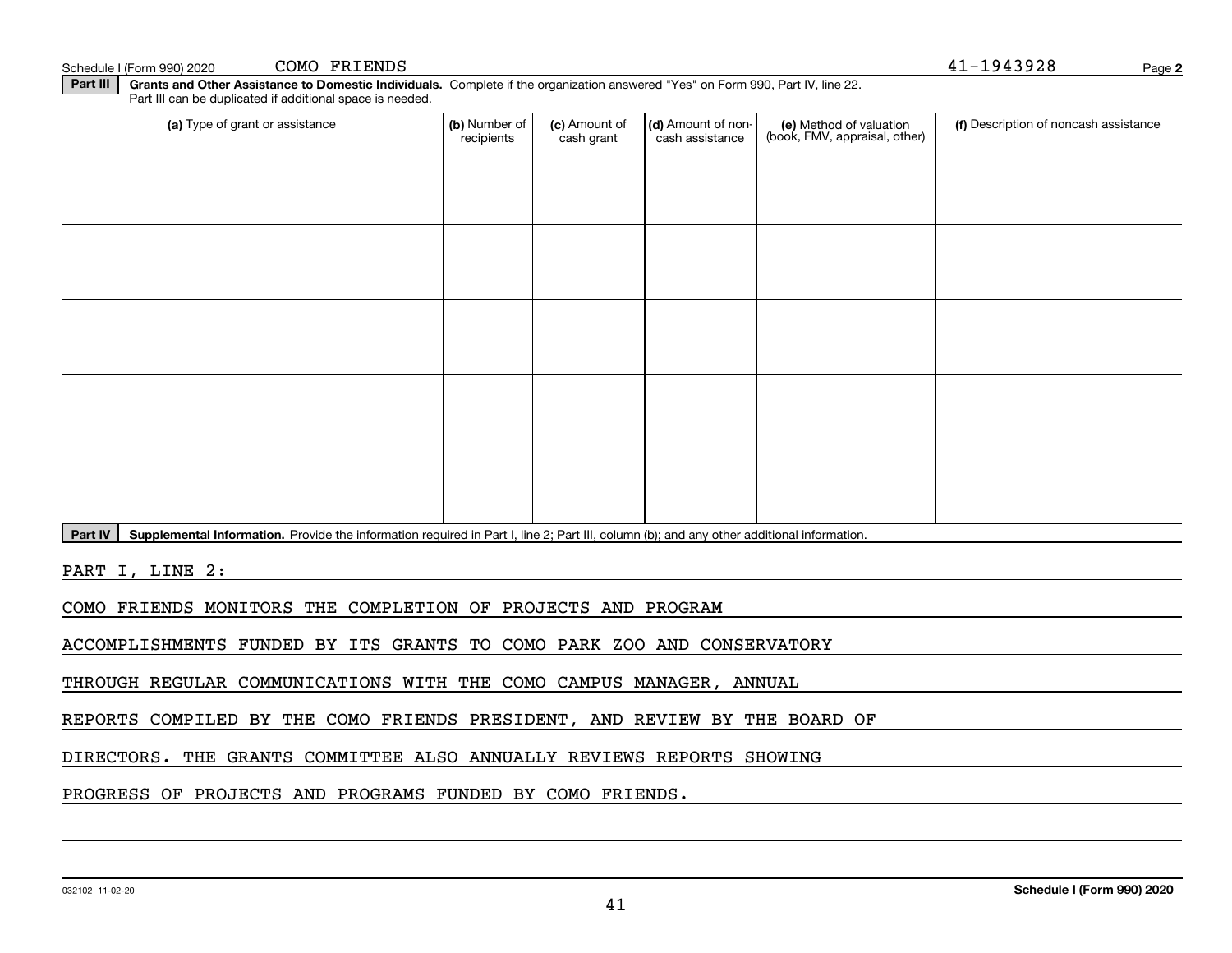Schedule I (Form 990) 2020 COMO FRIENDS 41-1943928

**Part III** **Grants and Other Assistance to Domestic Individuals.** Complete if the organization answered "Yes" on Form 990, Part IV, line 22. Part III can be duplicated if additional space is needed.

| (a) Type of grant or assistance | (b) Number of recipients | (c) Amount of cash grant | (d) Amount of non-cash assistance | (e) Method of valuation (book, FMV, appraisal, other) | (f) Description of noncash assistance |
|---|---|---|---|---|---|
| | | | | | |
| | | | | | |
| | | | | | |
| | | | | | |
| | | | | | |

**Part IV** **Supplemental Information.** Provide the information required in Part I, line 2; Part III, column (b); and any other additional information.

PART I, LINE 2:

COMO FRIENDS MONITORS THE COMPLETION OF PROJECTS AND PROGRAM ACCOMPLISHMENTS FUNDED BY ITS GRANTS TO COMO PARK ZOO AND CONSERVATORY THROUGH REGULAR COMMUNICATIONS WITH THE COMO CAMPUS MANAGER, ANNUAL REPORTS COMPILED BY THE COMO FRIENDS PRESIDENT, AND REVIEW BY THE BOARD OF DIRECTORS. THE GRANTS COMMITTEE ALSO ANNUALLY REVIEWS REPORTS SHOWING PROGRESS OF PROJECTS AND PROGRAMS FUNDED BY COMO FRIENDS.

032102 11-02-20 **Schedule I (Form 990) 2020**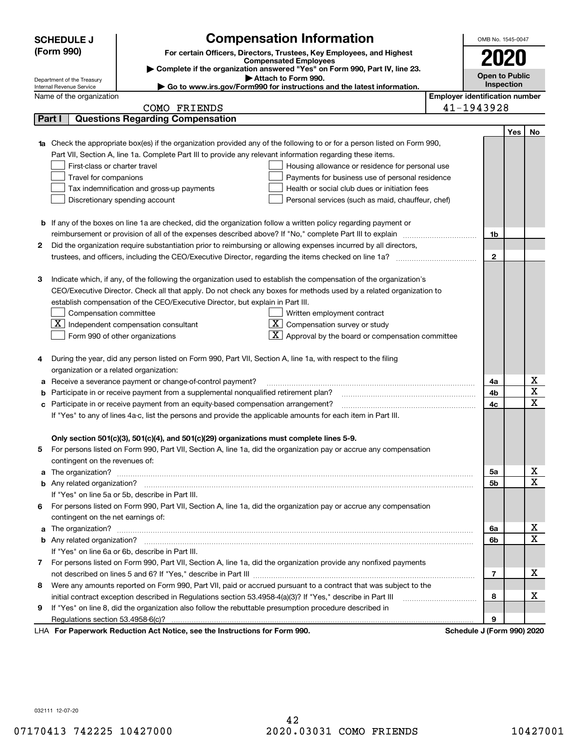# SCHEDULE J (Form 990)

Department of the Treasury
Internal Revenue Service

## Compensation Information

**For certain Officers, Directors, Trustees, Key Employees, and Highest Compensated Employees**

▶ Complete if the organization answered "Yes" on Form 990, Part IV, line 23.
▶ Attach to Form 990.
▶ Go to www.irs.gov/Form990 for instructions and the latest information.

OMB No. 1545-0047

**2020**

**Open to Public Inspection**

Name of the organization: COMO FRIENDS

Employer identification number: 41-1943928

## Part I Questions Regarding Compensation

| | | | Yes | No |
|---|---|---|---|---|
| **1a** | Check the appropriate box(es) if the organization provided any of the following to or for a person listed on Form 990, Part VII, Section A, line 1a. Complete Part III to provide any relevant information regarding these items.<br>☐ First-class or charter travel ☐ Housing allowance or residence for personal use<br>☐ Travel for companions ☐ Payments for business use of personal residence<br>☐ Tax indemnification and gross-up payments ☐ Health or social club dues or initiation fees<br>☐ Discretionary spending account ☐ Personal services (such as maid, chauffeur, chef) | | | |
| **b** | If any of the boxes on line 1a are checked, did the organization follow a written policy regarding payment or reimbursement or provision of all of the expenses described above? If "No," complete Part III to explain | 1b | | |
| **2** | Did the organization require substantiation prior to reimbursing or allowing expenses incurred by all directors, trustees, and officers, including the CEO/Executive Director, regarding the items checked on line 1a? | 2 | | |
| **3** | Indicate which, if any, of the following the organization used to establish the compensation of the organization's CEO/Executive Director. Check all that apply. Do not check any boxes for methods used by a related organization to establish compensation of the CEO/Executive Director, but explain in Part III.<br>☐ Compensation committee ☐ Written employment contract<br>☒ Independent compensation consultant ☒ Compensation survey or study<br>☐ Form 990 of other organizations ☒ Approval by the board or compensation committee | | | |
| **4** | During the year, did any person listed on Form 990, Part VII, Section A, line 1a, with respect to the filing organization or a related organization: | | | |
| **a** | Receive a severance payment or change-of-control payment? | 4a | | X |
| **b** | Participate in or receive payment from a supplemental nonqualified retirement plan? | 4b | | X |
| **c** | Participate in or receive payment from an equity-based compensation arrangement?<br>If "Yes" to any of lines 4a-c, list the persons and provide the applicable amounts for each item in Part III. | 4c | | X |
| | **Only section 501(c)(3), 501(c)(4), and 501(c)(29) organizations must complete lines 5-9.** | | | |
| **5** | For persons listed on Form 990, Part VII, Section A, line 1a, did the organization pay or accrue any compensation contingent on the revenues of: | | | |
| **a** | The organization? | 5a | | X |
| **b** | Any related organization?<br>If "Yes" on line 5a or 5b, describe in Part III. | 5b | | X |
| **6** | For persons listed on Form 990, Part VII, Section A, line 1a, did the organization pay or accrue any compensation contingent on the net earnings of: | | | |
| **a** | The organization? | 6a | | X |
| **b** | Any related organization?<br>If "Yes" on line 6a or 6b, describe in Part III. | 6b | | X |
| **7** | For persons listed on Form 990, Part VII, Section A, line 1a, did the organization provide any nonfixed payments not described on lines 5 and 6? If "Yes," describe in Part III | 7 | | X |
| **8** | Were any amounts reported on Form 990, Part VII, paid or accrued pursuant to a contract that was subject to the initial contract exception described in Regulations section 53.4958-4(a)(3)? If "Yes," describe in Part III | 8 | | X |
| **9** | If "Yes" on line 8, did the organization also follow the rebuttable presumption procedure described in Regulations section 53.4958-6(c)? | 9 | | |

LHA **For Paperwork Reduction Act Notice, see the Instructions for Form 990.** **Schedule J (Form 990) 2020**

032111 12-07-20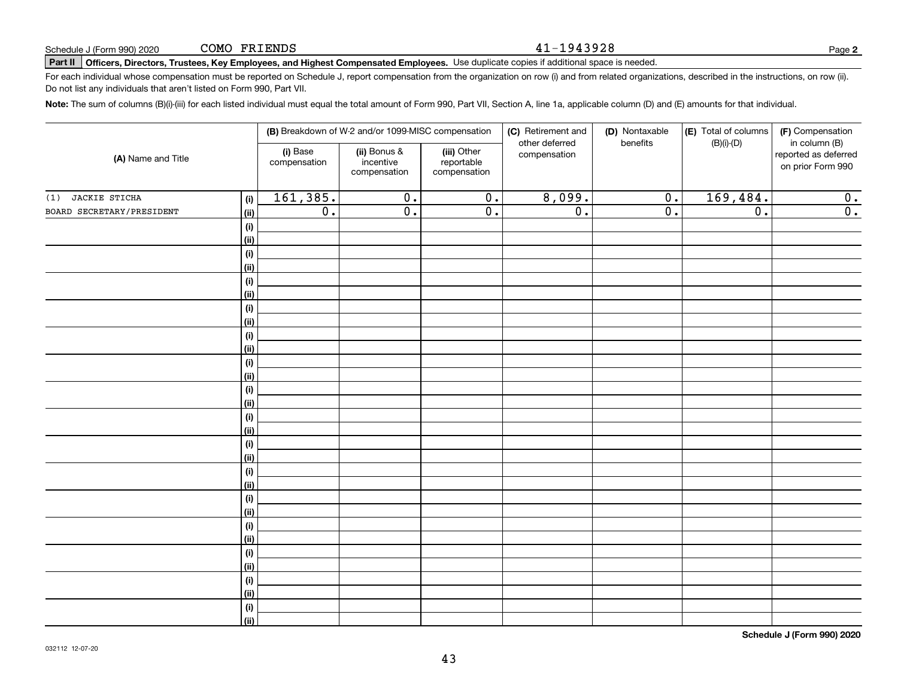Schedule J (Form 990) 2020 COMO FRIENDS 41-1943928

## Part II Officers, Directors, Trustees, Key Employees, and Highest Compensated Employees.

Use duplicate copies if additional space is needed.

For each individual whose compensation must be reported on Schedule J, report compensation from the organization on row (i) and from related organizations, described in the instructions, on row (ii). Do not list any individuals that aren't listed on Form 990, Part VII.

**Note:** The sum of columns (B)(i)-(iii) for each listed individual must equal the total amount of Form 990, Part VII, Section A, line 1a, applicable column (D) and (E) amounts for that individual.

| (A) Name and Title | | (B) Breakdown of W-2 and/or 1099-MISC compensation | | | (C) Retirement and other deferred compensation | (D) Nontaxable benefits | (E) Total of columns (B)(i)-(D) | (F) Compensation in column (B) reported as deferred on prior Form 990 |
|---|---|---|---|---|---|---|---|---|
| | | (i) Base compensation | (ii) Bonus & incentive compensation | (iii) Other reportable compensation | | | | |
| (1) JACKIE STICHA | (i) | 161,385. | 0. | 0. | 8,099. | 0. | 169,484. | 0. |
| BOARD SECRETARY/PRESIDENT | (ii) | 0. | 0. | 0. | 0. | 0. | 0. | 0. |
| | (i) | | | | | | | |
| | (ii) | | | | | | | |
| | (i) | | | | | | | |
| | (ii) | | | | | | | |
| | (i) | | | | | | | |
| | (ii) | | | | | | | |
| | (i) | | | | | | | |
| | (ii) | | | | | | | |
| | (i) | | | | | | | |
| | (ii) | | | | | | | |
| | (i) | | | | | | | |
| | (ii) | | | | | | | |
| | (i) | | | | | | | |
| | (ii) | | | | | | | |
| | (i) | | | | | | | |
| | (ii) | | | | | | | |
| | (i) | | | | | | | |
| | (ii) | | | | | | | |
| | (i) | | | | | | | |
| | (ii) | | | | | | | |
| | (i) | | | | | | | |
| | (ii) | | | | | | | |
| | (i) | | | | | | | |
| | (ii) | | | | | | | |
| | (i) | | | | | | | |
| | (ii) | | | | | | | |
| | (i) | | | | | | | |
| | (ii) | | | | | | | |
| | (i) | | | | | | | |
| | (ii) | | | | | | | |

Schedule J (Form 990) 2020

032112 12-07-20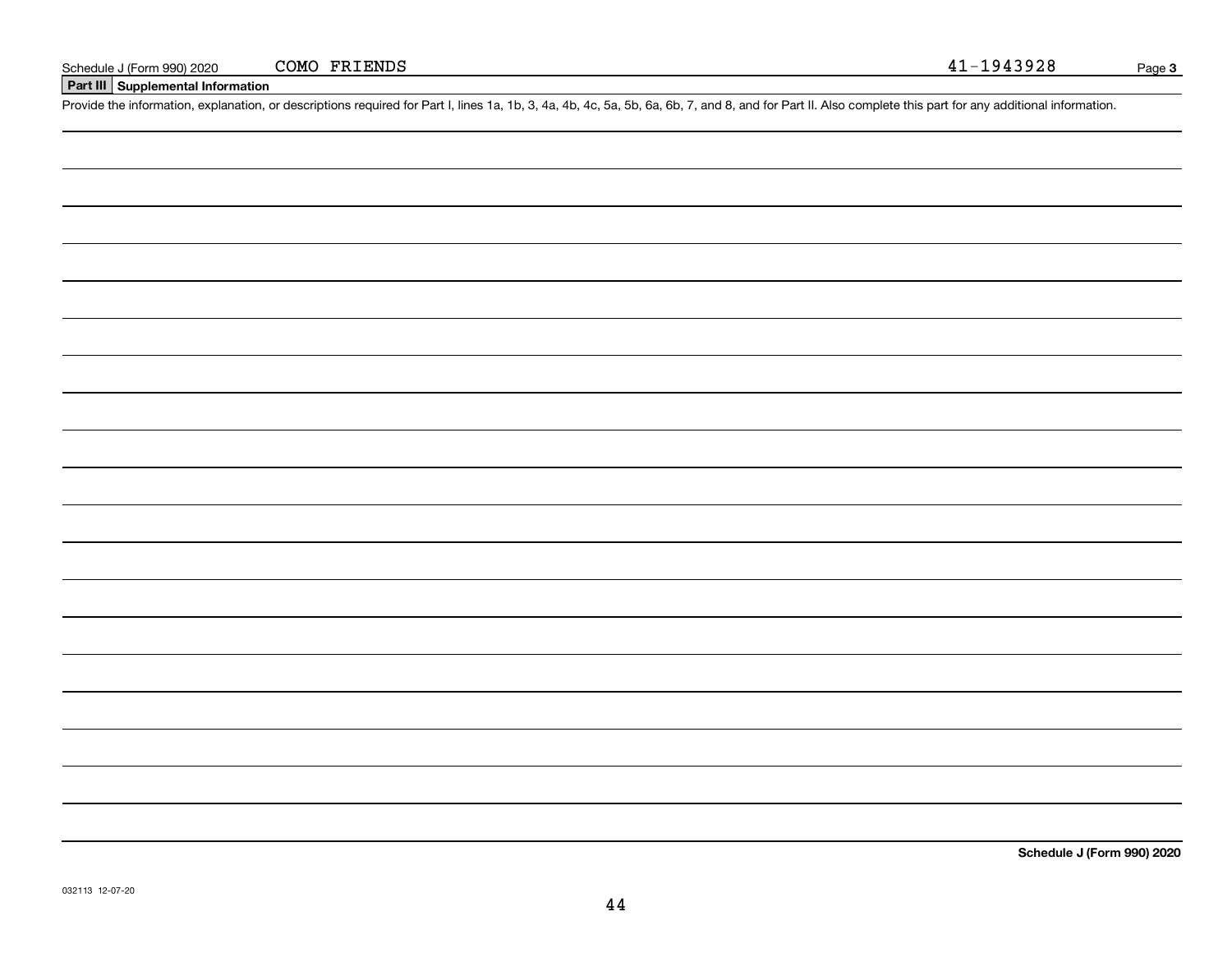Schedule J (Form 990) 2020 COMO FRIENDS 41-1943928

## Part III Supplemental Information

Provide the information, explanation, or descriptions required for Part I, lines 1a, 1b, 3, 4a, 4b, 4c, 5a, 5b, 6a, 6b, 7, and 8, and for Part II. Also complete this part for any additional information.

**Schedule J (Form 990) 2020**

032113 12-07-20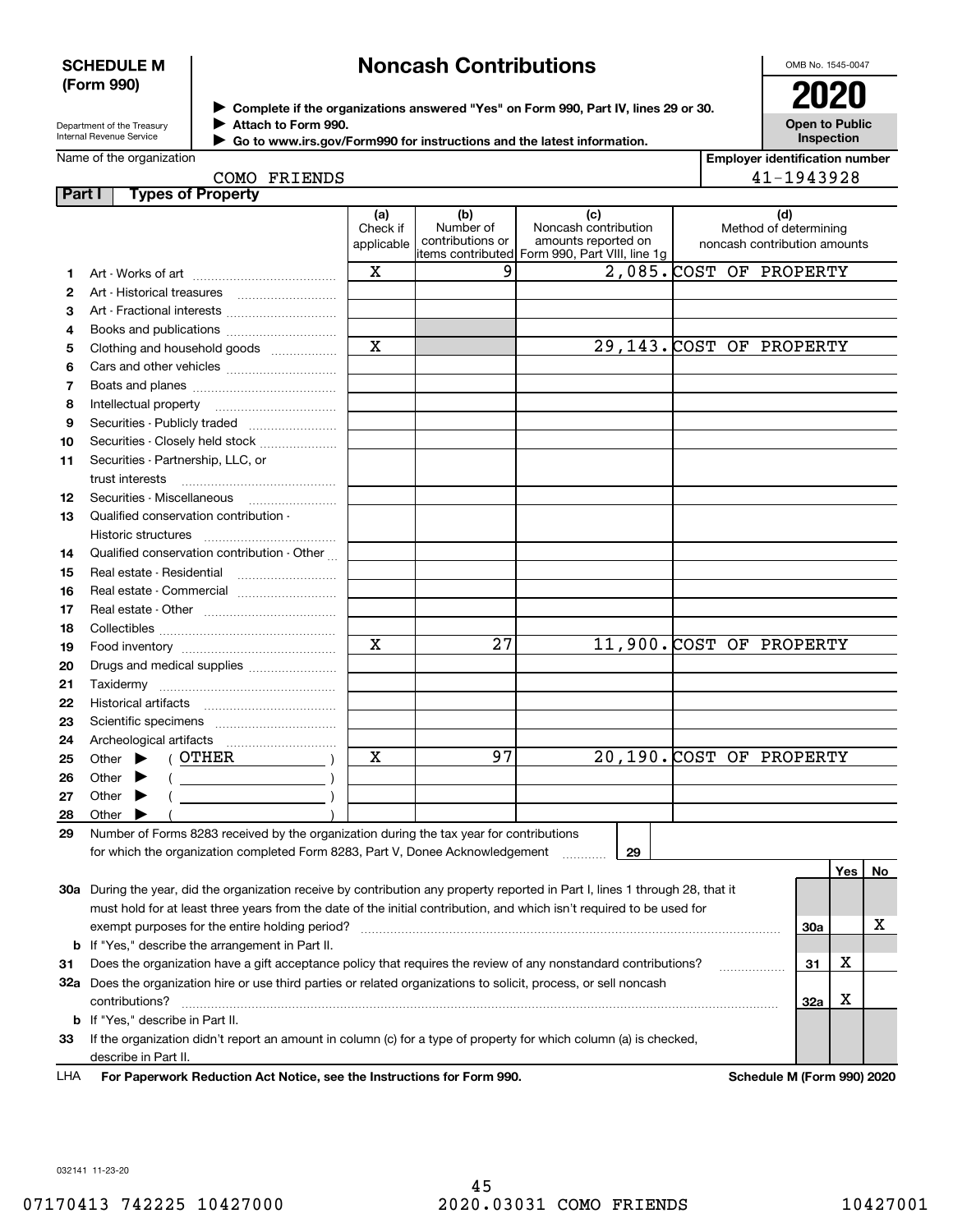**SCHEDULE M (Form 990)**

Department of the Treasury
Internal Revenue Service

# Noncash Contributions

▶ Complete if the organizations answered "Yes" on Form 990, Part IV, lines 29 or 30.
▶ Attach to Form 990.
▶ Go to www.irs.gov/Form990 for instructions and the latest information.

OMB No. 1545-0047

**2020**

**Open to Public Inspection**

Name of the organization: COMO FRIENDS

Employer identification number: 41-1943928

## Part I Types of Property

| | | (a) Check if applicable | (b) Number of contributions or items contributed | (c) Noncash contribution amounts reported on Form 990, Part VIII, line 1g | (d) Method of determining noncash contribution amounts |
|---|---|---|---|---|---|
| 1 | Art - Works of art | X | 9 | 2,085. | COST OF PROPERTY |
| 2 | Art - Historical treasures | | | | |
| 3 | Art - Fractional interests | | | | |
| 4 | Books and publications | | | | |
| 5 | Clothing and household goods | X | | 29,143. | COST OF PROPERTY |
| 6 | Cars and other vehicles | | | | |
| 7 | Boats and planes | | | | |
| 8 | Intellectual property | | | | |
| 9 | Securities - Publicly traded | | | | |
| 10 | Securities - Closely held stock | | | | |
| 11 | Securities - Partnership, LLC, or trust interests | | | | |
| 12 | Securities - Miscellaneous | | | | |
| 13 | Qualified conservation contribution - Historic structures | | | | |
| 14 | Qualified conservation contribution - Other | | | | |
| 15 | Real estate - Residential | | | | |
| 16 | Real estate - Commercial | | | | |
| 17 | Real estate - Other | | | | |
| 18 | Collectibles | | | | |
| 19 | Food inventory | X | 27 | 11,900. | COST OF PROPERTY |
| 20 | Drugs and medical supplies | | | | |
| 21 | Taxidermy | | | | |
| 22 | Historical artifacts | | | | |
| 23 | Scientific specimens | | | | |
| 24 | Archeological artifacts | | | | |
| 25 | Other ▶ ( OTHER ) | X | 97 | 20,190. | COST OF PROPERTY |
| 26 | Other ▶ ( ) | | | | |
| 27 | Other ▶ ( ) | | | | |
| 28 | Other ▶ ( ) | | | | |

29 Number of Forms 8283 received by the organization during the tax year for contributions for which the organization completed Form 8283, Part V, Donee Acknowledgement ..... 29

| | | | Yes | No |
|---|---|---|---|---|
| 30a | During the year, did the organization receive by contribution any property reported in Part I, lines 1 through 28, that it must hold for at least three years from the date of the initial contribution, and which isn't required to be used for exempt purposes for the entire holding period? | 30a | | X |
| b | If "Yes," describe the arrangement in Part II. | | | |
| 31 | Does the organization have a gift acceptance policy that requires the review of any nonstandard contributions? | 31 | X | |
| 32a | Does the organization hire or use third parties or related organizations to solicit, process, or sell noncash contributions? | 32a | X | |
| b | If "Yes," describe in Part II. | | | |
| 33 | If the organization didn't report an amount in column (c) for a type of property for which column (a) is checked, describe in Part II. | | | |

LHA **For Paperwork Reduction Act Notice, see the Instructions for Form 990.** **Schedule M (Form 990) 2020**

032141 11-23-20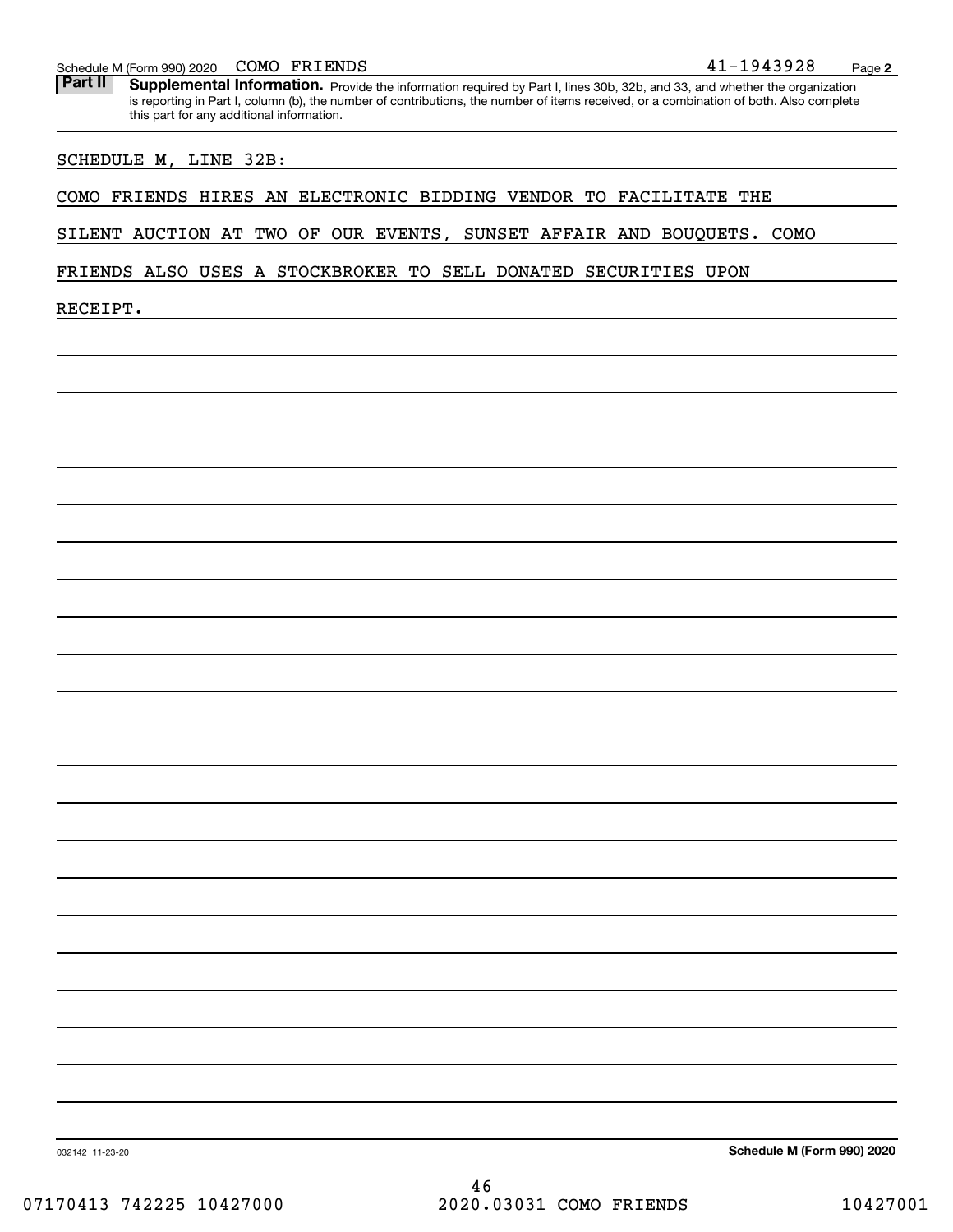**Part II** **Supplemental Information.** Provide the information required by Part I, lines 30b, 32b, and 33, and whether the organization is reporting in Part I, column (b), the number of contributions, the number of items received, or a combination of both. Also complete this part for any additional information.

SCHEDULE M, LINE 32B:

COMO FRIENDS HIRES AN ELECTRONIC BIDDING VENDOR TO FACILITATE THE SILENT AUCTION AT TWO OF OUR EVENTS, SUNSET AFFAIR AND BOUQUETS. COMO FRIENDS ALSO USES A STOCKBROKER TO SELL DONATED SECURITIES UPON RECEIPT.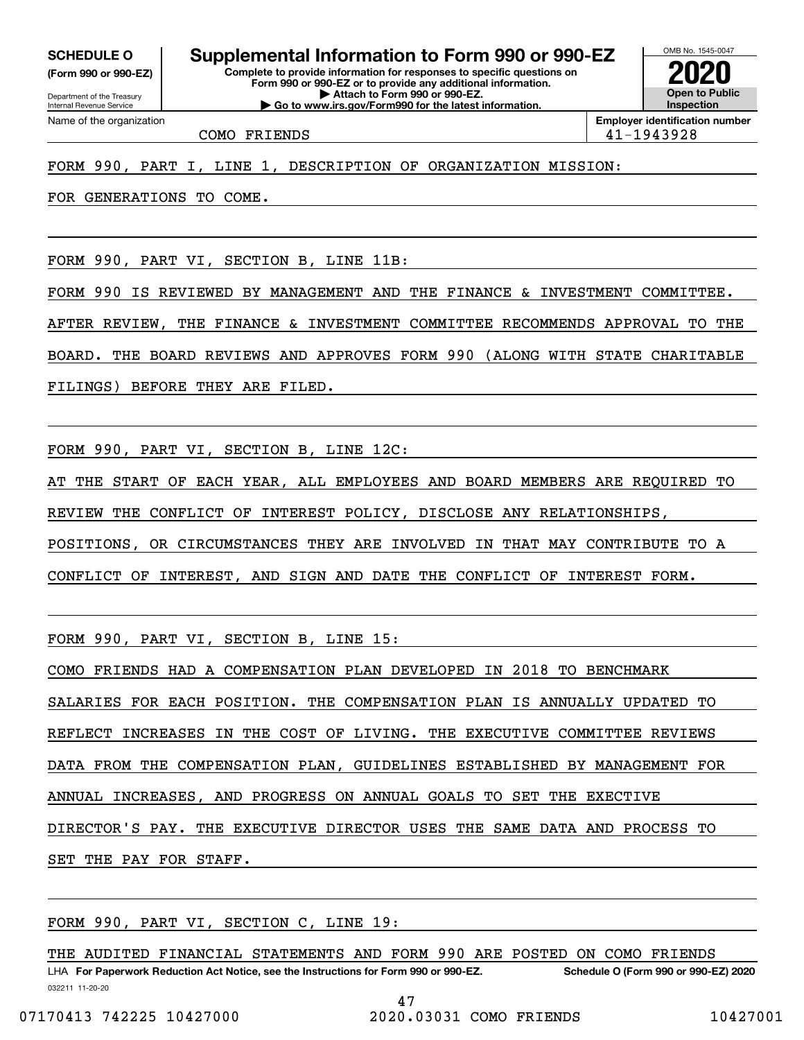**SCHEDULE O (Form 990 or 990-EZ)**

Department of the Treasury
Internal Revenue Service

# Supplemental Information to Form 990 or 990-EZ

**Complete to provide information for responses to specific questions on Form 990 or 990-EZ or to provide any additional information.**
**▶ Attach to Form 990 or 990-EZ.**
**▶ Go to www.irs.gov/Form990 for the latest information.**

OMB No. 1545-0047

**2020**

**Open to Public Inspection**

| Name of the organization | Employer identification number |
|---|---|
| COMO FRIENDS | 41-1943928 |

FORM 990, PART I, LINE 1, DESCRIPTION OF ORGANIZATION MISSION:

FOR GENERATIONS TO COME.

FORM 990, PART VI, SECTION B, LINE 11B:

FORM 990 IS REVIEWED BY MANAGEMENT AND THE FINANCE & INVESTMENT COMMITTEE. AFTER REVIEW, THE FINANCE & INVESTMENT COMMITTEE RECOMMENDS APPROVAL TO THE BOARD. THE BOARD REVIEWS AND APPROVES FORM 990 (ALONG WITH STATE CHARITABLE FILINGS) BEFORE THEY ARE FILED.

FORM 990, PART VI, SECTION B, LINE 12C:

AT THE START OF EACH YEAR, ALL EMPLOYEES AND BOARD MEMBERS ARE REQUIRED TO REVIEW THE CONFLICT OF INTEREST POLICY, DISCLOSE ANY RELATIONSHIPS, POSITIONS, OR CIRCUMSTANCES THEY ARE INVOLVED IN THAT MAY CONTRIBUTE TO A CONFLICT OF INTEREST, AND SIGN AND DATE THE CONFLICT OF INTEREST FORM.

FORM 990, PART VI, SECTION B, LINE 15:

COMO FRIENDS HAD A COMPENSATION PLAN DEVELOPED IN 2018 TO BENCHMARK SALARIES FOR EACH POSITION. THE COMPENSATION PLAN IS ANNUALLY UPDATED TO REFLECT INCREASES IN THE COST OF LIVING. THE EXECUTIVE COMMITTEE REVIEWS DATA FROM THE COMPENSATION PLAN, GUIDELINES ESTABLISHED BY MANAGEMENT FOR ANNUAL INCREASES, AND PROGRESS ON ANNUAL GOALS TO SET THE EXECTIVE DIRECTOR'S PAY. THE EXECUTIVE DIRECTOR USES THE SAME DATA AND PROCESS TO SET THE PAY FOR STAFF.

FORM 990, PART VI, SECTION C, LINE 19:

THE AUDITED FINANCIAL STATEMENTS AND FORM 990 ARE POSTED ON COMO FRIENDS

LHA **For Paperwork Reduction Act Notice, see the Instructions for Form 990 or 990-EZ.** **Schedule O (Form 990 or 990-EZ) 2020**

032211 11-20-20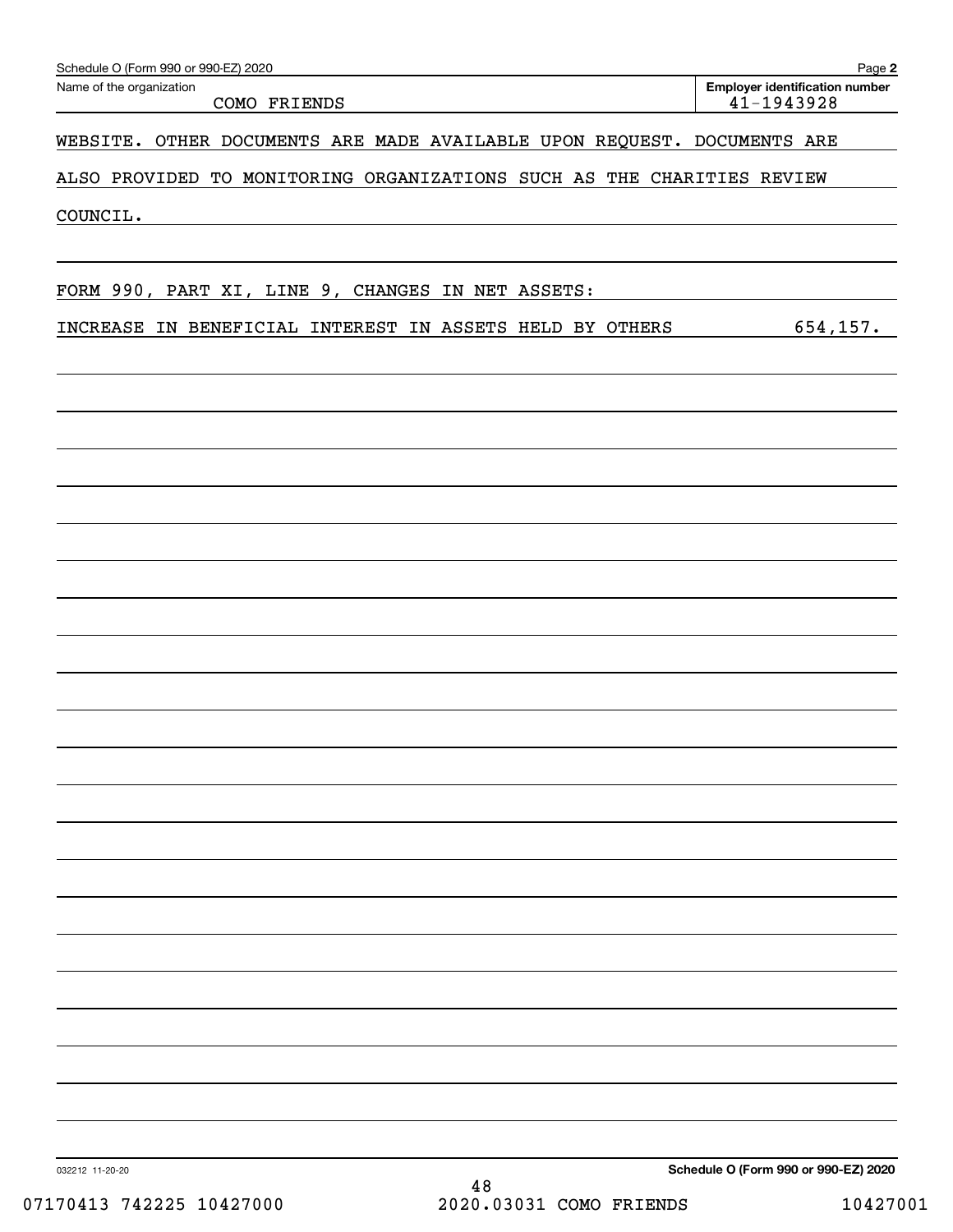Schedule O (Form 990 or 990-EZ) 2020

Name of the organization: COMO FRIENDS

Employer identification number: 41-1943928

WEBSITE. OTHER DOCUMENTS ARE MADE AVAILABLE UPON REQUEST. DOCUMENTS ARE ALSO PROVIDED TO MONITORING ORGANIZATIONS SUCH AS THE CHARITIES REVIEW COUNCIL.

FORM 990, PART XI, LINE 9, CHANGES IN NET ASSETS:

| | |
|---|---|
| INCREASE IN BENEFICIAL INTEREST IN ASSETS HELD BY OTHERS | 654,157. |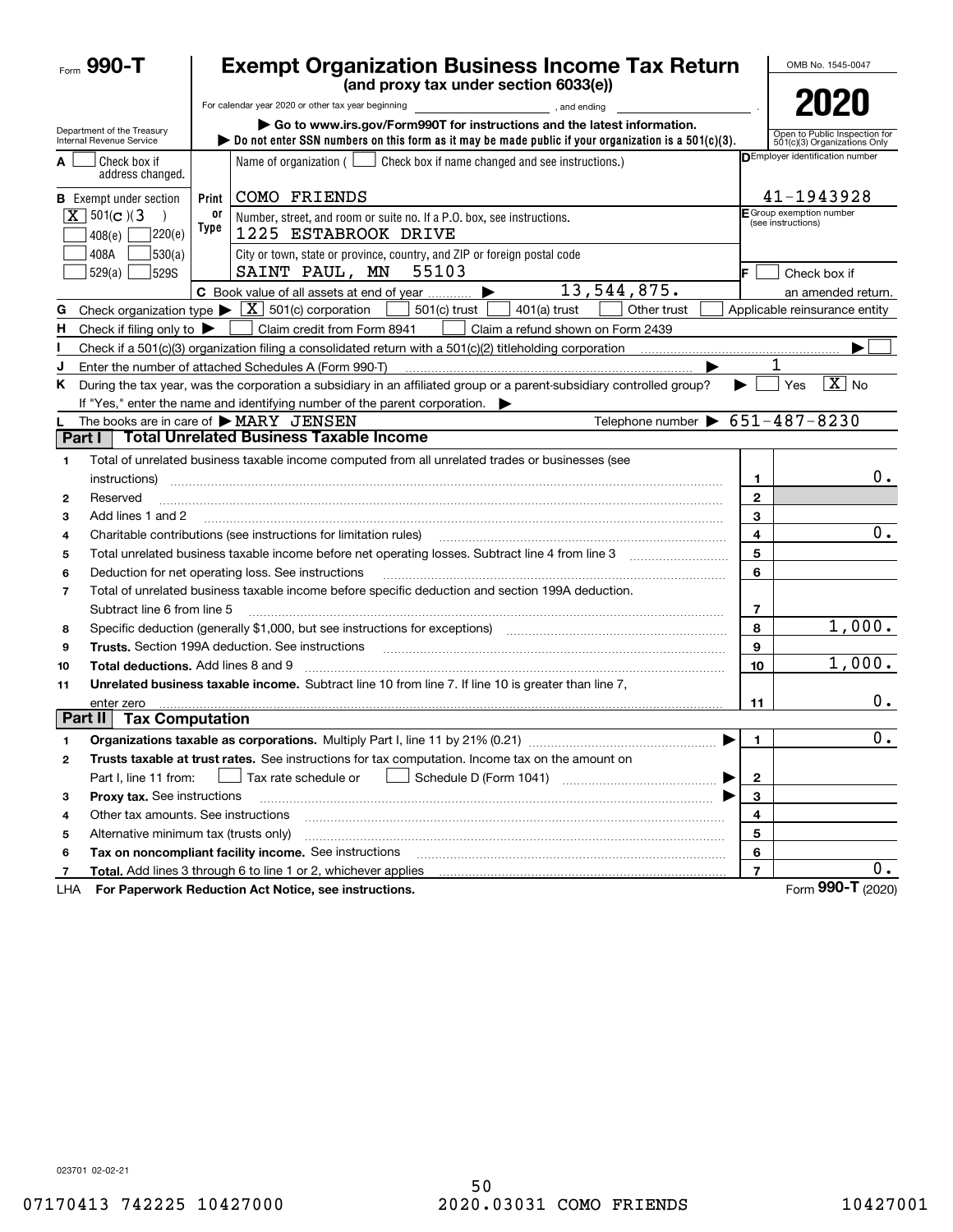Form **990-T**

# Exempt Organization Business Income Tax Return

**(and proxy tax under section 6033(e))**

For calendar year 2020 or other tax year beginning , and ending .

▶ Go to www.irs.gov/Form990T for instructions and the latest information.

▶ Do not enter SSN numbers on this form as it may be made public if your organization is a 501(c)(3).

Department of the Treasury
Internal Revenue Service

OMB No. 1545-0047

**2020**

Open to Public Inspection for 501(c)(3) Organizations Only

**A** ☐ Check box if address changed.

**B** Exempt under section
[X] 501(c)(3)
☐ 408(e) ☐ 220(e)
☐ 408A ☐ 530(a)
☐ 529(a) ☐ 529S

Print or Type

Name of organization ( ☐ Check box if name changed and see instructions.)
COMO FRIENDS

Number, street, and room or suite no. If a P.O. box, see instructions.
1225 ESTABROOK DRIVE

City or town, state or province, country, and ZIP or foreign postal code
SAINT PAUL, MN 55103

**D** Employer identification number
41-1943928

**E** Group exemption number (see instructions)

**F** ☐ Check box if an amended return.

**C** Book value of all assets at end of year ▶ 13,544,875.

**G** Check organization type ▶ [X] 501(c) corporation ☐ 501(c) trust ☐ 401(a) trust ☐ Other trust ☐ Applicable reinsurance entity

**H** Check if filing only to ▶ ☐ Claim credit from Form 8941 ☐ Claim a refund shown on Form 2439

**I** Check if a 501(c)(3) organization filing a consolidated return with a 501(c)(2) titleholding corporation ▶ ☐

**J** Enter the number of attached Schedules A (Form 990-T) ▶ 1

**K** During the tax year, was the corporation a subsidiary in an affiliated group or a parent-subsidiary controlled group? ▶ ☐ Yes [X] No

If "Yes," enter the name and identifying number of the parent corporation. ▶

**L** The books are in care of ▶ MARY JENSEN Telephone number ▶ 651-487-8230

## Part I Total Unrelated Business Taxable Income

| | | Line | Amount |
|---|---|---|---|
| 1 | Total of unrelated business taxable income computed from all unrelated trades or businesses (see instructions) | 1 | 0. |
| 2 | Reserved | 2 | |
| 3 | Add lines 1 and 2 | 3 | |
| 4 | Charitable contributions (see instructions for limitation rules) | 4 | 0. |
| 5 | Total unrelated business taxable income before net operating losses. Subtract line 4 from line 3 | 5 | |
| 6 | Deduction for net operating loss. See instructions | 6 | |
| 7 | Total of unrelated business taxable income before specific deduction and section 199A deduction. Subtract line 6 from line 5 | 7 | |
| 8 | Specific deduction (generally $1,000, but see instructions for exceptions) | 8 | 1,000. |
| 9 | **Trusts.** Section 199A deduction. See instructions | 9 | |
| 10 | **Total deductions.** Add lines 8 and 9 | 10 | 1,000. |
| 11 | **Unrelated business taxable income.** Subtract line 10 from line 7. If line 10 is greater than line 7, enter zero | 11 | 0. |

## Part II Tax Computation

| | | Line | Amount |
|---|---|---|---|
| 1 | **Organizations taxable as corporations.** Multiply Part I, line 11 by 21% (0.21) ▶ | 1 | 0. |
| 2 | **Trusts taxable at trust rates.** See instructions for tax computation. Income tax on the amount on Part I, line 11 from: ☐ Tax rate schedule or ☐ Schedule D (Form 1041) ▶ | 2 | |
| 3 | **Proxy tax.** See instructions ▶ | 3 | |
| 4 | Other tax amounts. See instructions | 4 | |
| 5 | Alternative minimum tax (trusts only) | 5 | |
| 6 | **Tax on noncompliant facility income.** See instructions | 6 | |
| 7 | **Total.** Add lines 3 through 6 to line 1 or 2, whichever applies | 7 | 0. |

LHA **For Paperwork Reduction Act Notice, see instructions.** Form **990-T** (2020)

023701 02-02-21

07170413 742225 10427000 2020.03031 COMO FRIENDS 10427001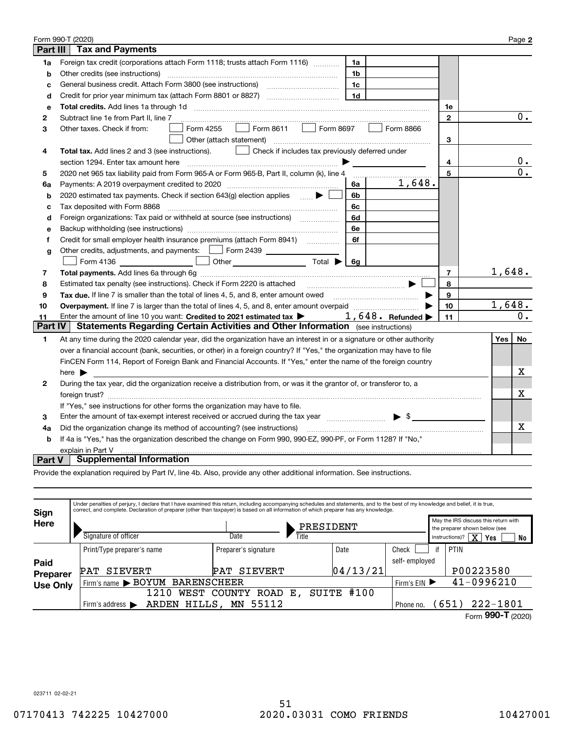Form 990-T (2020) Page **2**

## Part III Tax and Payments

| | | | | | |
|---|---|---|---|---|---|
| **1a** | Foreign tax credit (corporations attach Form 1118; trusts attach Form 1116) | 1a | | | |
| **b** | Other credits (see instructions) | 1b | | | |
| **c** | General business credit. Attach Form 3800 (see instructions) | 1c | | | |
| **d** | Credit for prior year minimum tax (attach Form 8801 or 8827) | 1d | | | |
| **e** | **Total credits.** Add lines 1a through 1d | | | 1e | |
| **2** | Subtract line 1e from Part II, line 7 | | | 2 | 0. |
| **3** | Other taxes. Check if from: ☐ Form 4255 ☐ Form 8611 ☐ Form 8697 ☐ Form 8866 ☐ Other (attach statement) | | | 3 | |
| **4** | **Total tax.** Add lines 2 and 3 (see instructions). ☐ Check if includes tax previously deferred under section 1294. Enter tax amount here ▶ | | | 4 | 0. |
| **5** | 2020 net 965 tax liability paid from Form 965-A or Form 965-B, Part II, column (k), line 4 | | | 5 | 0. |
| **6a** | Payments: A 2019 overpayment credited to 2020 | 6a | 1,648. | | |
| **b** | 2020 estimated tax payments. Check if section 643(g) election applies ▶ ☐ | 6b | | | |
| **c** | Tax deposited with Form 8868 | 6c | | | |
| **d** | Foreign organizations: Tax paid or withheld at source (see instructions) | 6d | | | |
| **e** | Backup withholding (see instructions) | 6e | | | |
| **f** | Credit for small employer health insurance premiums (attach Form 8941) | 6f | | | |
| **g** | Other credits, adjustments, and payments: ☐ Form 2439 ☐ Form 4136 ☐ Other Total ▶ | 6g | | | |
| **7** | **Total payments.** Add lines 6a through 6g | | | 7 | 1,648. |
| **8** | Estimated tax penalty (see instructions). Check if Form 2220 is attached ▶ ☐ | | | 8 | |
| **9** | **Tax due.** If line 7 is smaller than the total of lines 4, 5, and 8, enter amount owed ▶ | | | 9 | |
| **10** | **Overpayment.** If line 7 is larger than the total of lines 4, 5, and 8, enter amount overpaid ▶ | | | 10 | 1,648. |
| **11** | Enter the amount of line 10 you want: **Credited to 2021 estimated tax** ▶ 1,648. **Refunded** ▶ | | | 11 | 0. |

## Part IV Statements Regarding Certain Activities and Other Information (see instructions)

| | | Yes | No |
|---|---|---|---|
| **1** | At any time during the 2020 calendar year, did the organization have an interest in or a signature or other authority over a financial account (bank, securities, or other) in a foreign country? If "Yes," the organization may have to file FinCEN Form 114, Report of Foreign Bank and Financial Accounts. If "Yes," enter the name of the foreign country here ▶ | | X |
| **2** | During the tax year, did the organization receive a distribution from, or was it the grantor of, or transferor to, a foreign trust? If "Yes," see instructions for other forms the organization may have to file. | | X |
| **3** | Enter the amount of tax-exempt interest received or accrued during the tax year ▶ $ | | |
| **4a** | Did the organization change its method of accounting? (see instructions) | | X |
| **b** | If 4a is "Yes," has the organization described the change on Form 990, 990-EZ, 990-PF, or Form 1128? If "No," explain in Part V | | |

## Part V Supplemental Information

Provide the explanation required by Part IV, line 4b. Also, provide any other additional information. See instructions.

**Sign Here**

Under penalties of perjury, I declare that I have examined this return, including accompanying schedules and statements, and to the best of my knowledge and belief, it is true, correct, and complete. Declaration of preparer (other than taxpayer) is based on all information of which preparer has any knowledge.

| Signature of officer | Date | Title | May the IRS discuss this return with the preparer shown below (see instructions)? |
|---|---|---|---|
| | | PRESIDENT | ☒ Yes ☐ No |

**Paid Preparer Use Only**

| Print/Type preparer's name | Preparer's signature | Date | Check ☐ if self-employed | PTIN |
|---|---|---|---|---|
| PAT SIEVERT | PAT SIEVERT | 04/13/21 | | P00223580 |
| Firm's name ▶ BOYUM BARENSCHEER | | | Firm's EIN ▶ | 41-0996210 |
| Firm's address ▶ 1210 WEST COUNTY ROAD E, SUITE #100 ARDEN HILLS, MN 55112 | | | Phone no. | (651) 222-1801 |

Form **990-T** (2020)

023711 02-02-21

07170413 742225 10427000 2020.03031 COMO FRIENDS 10427001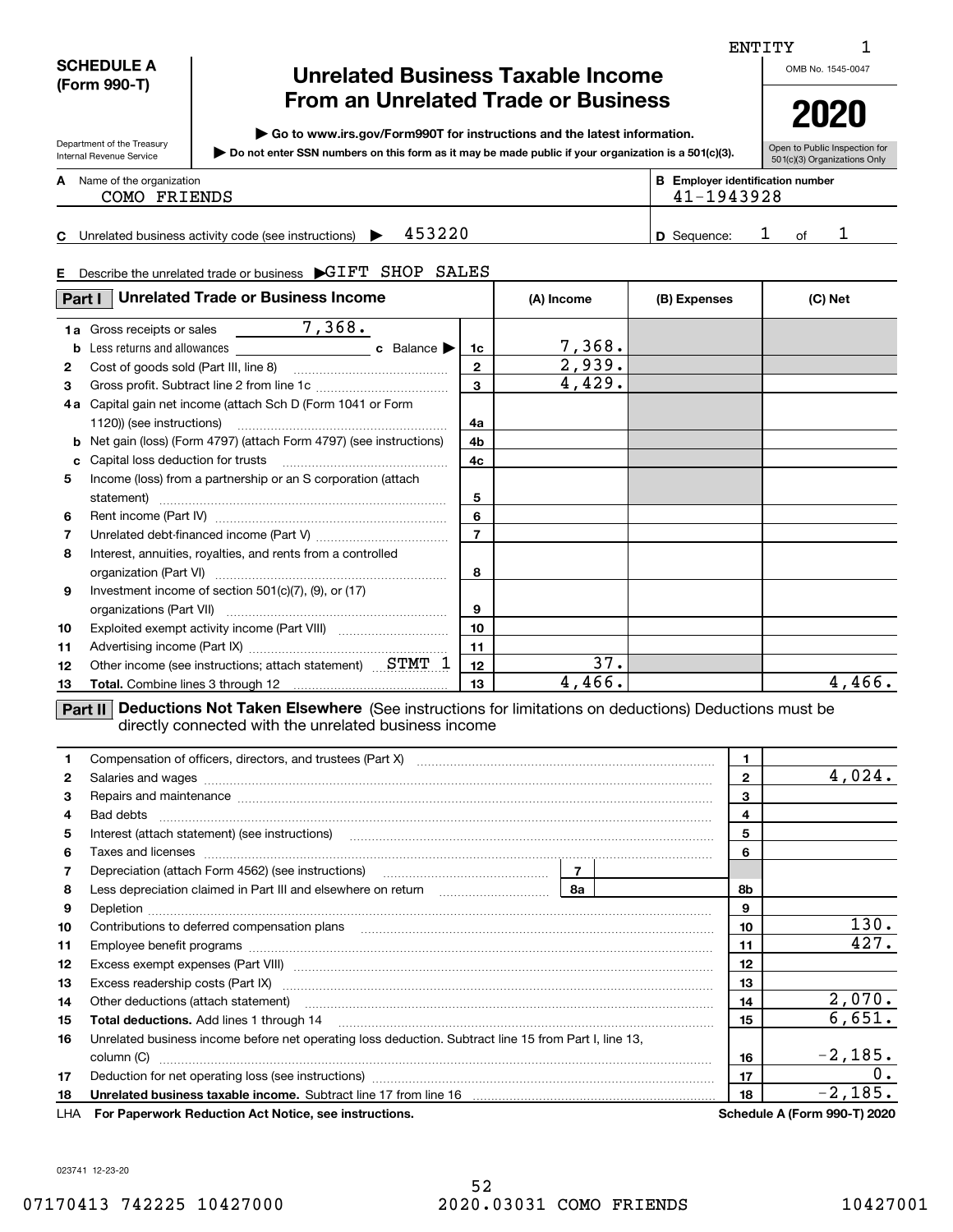ENTITY 1

**SCHEDULE A (Form 990-T)**

Department of the Treasury
Internal Revenue Service

# Unrelated Business Taxable Income From an Unrelated Trade or Business

▶ Go to www.irs.gov/Form990T for instructions and the latest information.
▶ Do not enter SSN numbers on this form as it may be made public if your organization is a 501(c)(3).

OMB No. 1545-0047

**2020**

Open to Public Inspection for 501(c)(3) Organizations Only

**A** Name of the organization: COMO FRIENDS

**B** Employer identification number: 41-1943928

**C** Unrelated business activity code (see instructions) ▶ 453220

**D** Sequence: 1 of 1

**E** Describe the unrelated trade or business ▶GIFT SHOP SALES

## Part I Unrelated Trade or Business Income

| | | | (A) Income | (B) Expenses | (C) Net |
|---|---|---|---|---|---|
| 1a | Gross receipts or sales 7,368. | | | | |
| b | Less returns and allowances ___ c Balance ▶ | 1c | 7,368. | | |
| 2 | Cost of goods sold (Part III, line 8) | 2 | 2,939. | | |
| 3 | Gross profit. Subtract line 2 from line 1c | 3 | 4,429. | | |
| 4a | Capital gain net income (attach Sch D (Form 1041 or Form 1120)) (see instructions) | 4a | | | |
| b | Net gain (loss) (Form 4797) (attach Form 4797) (see instructions) | 4b | | | |
| c | Capital loss deduction for trusts | 4c | | | |
| 5 | Income (loss) from a partnership or an S corporation (attach statement) | 5 | | | |
| 6 | Rent income (Part IV) | 6 | | | |
| 7 | Unrelated debt-financed income (Part V) | 7 | | | |
| 8 | Interest, annuities, royalties, and rents from a controlled organization (Part VI) | 8 | | | |
| 9 | Investment income of section 501(c)(7), (9), or (17) organizations (Part VII) | 9 | | | |
| 10 | Exploited exempt activity income (Part VIII) | 10 | | | |
| 11 | Advertising income (Part IX) | 11 | | | |
| 12 | Other income (see instructions; attach statement) STMT 1 | 12 | 37. | | |
| 13 | **Total.** Combine lines 3 through 12 | 13 | 4,466. | | 4,466. |

## Part II Deductions Not Taken Elsewhere

(See instructions for limitations on deductions) Deductions must be directly connected with the unrelated business income

| | | | |
|---|---|---|---|
| 1 | Compensation of officers, directors, and trustees (Part X) | 1 | |
| 2 | Salaries and wages | 2 | 4,024. |
| 3 | Repairs and maintenance | 3 | |
| 4 | Bad debts | 4 | |
| 5 | Interest (attach statement) (see instructions) | 5 | |
| 6 | Taxes and licenses | 6 | |
| 7 | Depreciation (attach Form 4562) (see instructions) 7 ___ | | |
| 8 | Less depreciation claimed in Part III and elsewhere on return 8a ___ | 8b | |
| 9 | Depletion | 9 | |
| 10 | Contributions to deferred compensation plans | 10 | 130. |
| 11 | Employee benefit programs | 11 | 427. |
| 12 | Excess exempt expenses (Part VIII) | 12 | |
| 13 | Excess readership costs (Part IX) | 13 | |
| 14 | Other deductions (attach statement) | 14 | 2,070. |
| 15 | **Total deductions.** Add lines 1 through 14 | 15 | 6,651. |
| 16 | Unrelated business income before net operating loss deduction. Subtract line 15 from Part I, line 13, column (C) | 16 | -2,185. |
| 17 | Deduction for net operating loss (see instructions) | 17 | 0. |
| 18 | **Unrelated business taxable income.** Subtract line 17 from line 16 | 18 | -2,185. |

LHA **For Paperwork Reduction Act Notice, see instructions.** **Schedule A (Form 990-T) 2020**

023741 12-23-20

07170413 742225 10427000 2020.03031 COMO FRIENDS 10427001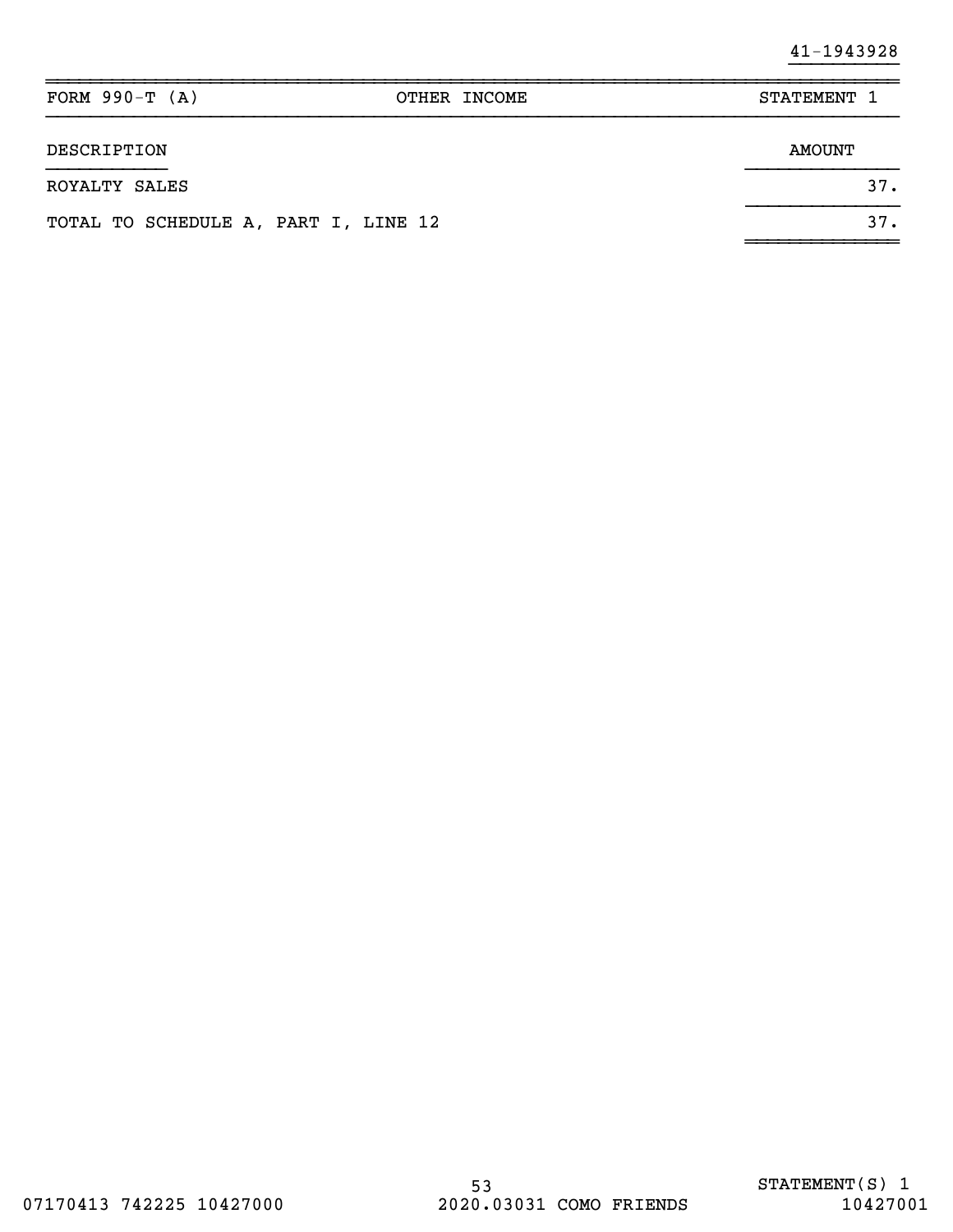41-1943928

| FORM 990-T (A) | OTHER INCOME | STATEMENT 1 |
| --- | --- | --- |

| DESCRIPTION | AMOUNT |
| --- | --- |
| ROYALTY SALES | 37. |
| TOTAL TO SCHEDULE A, PART I, LINE 12 | 37. |